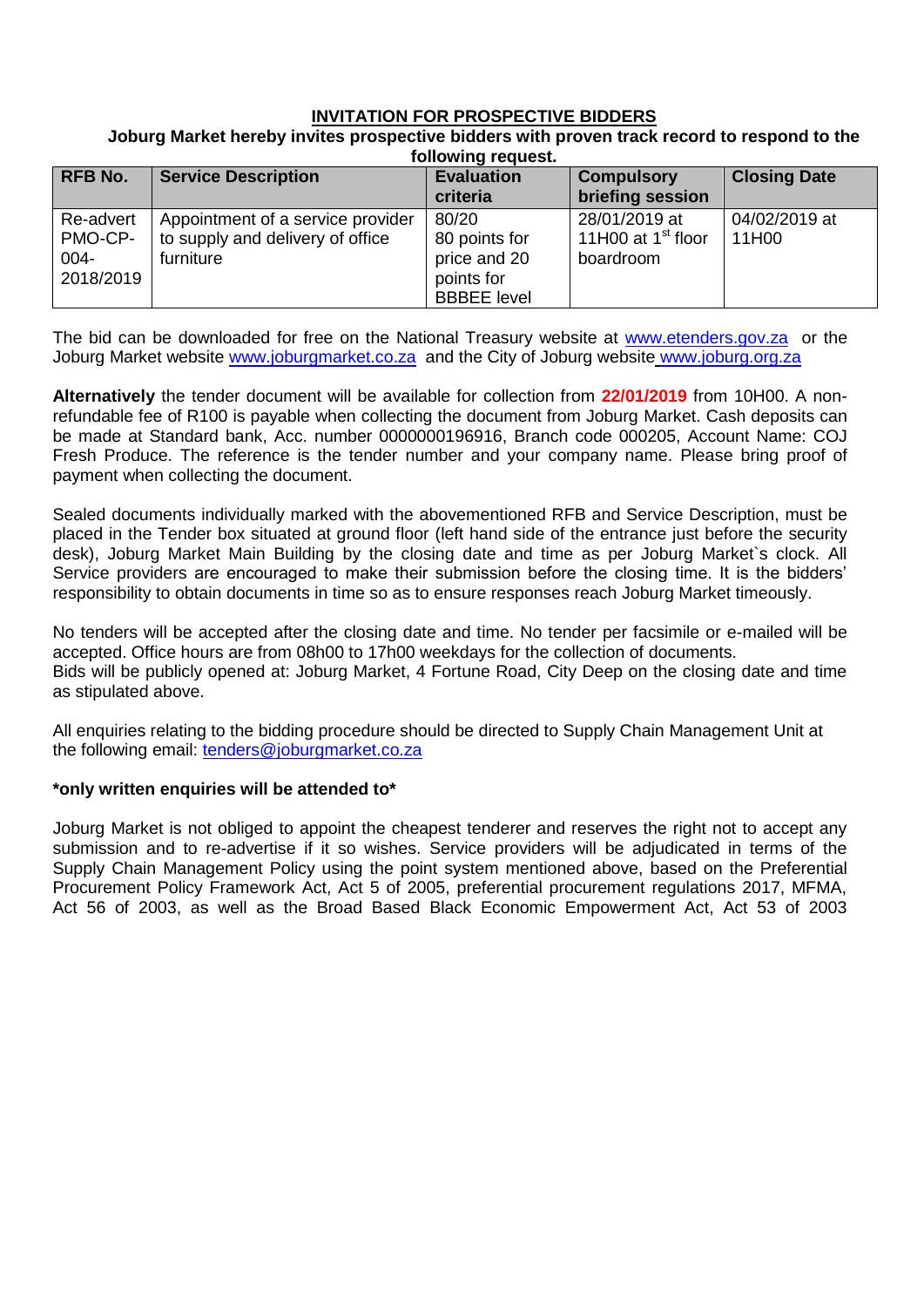## INVITATION FOR PROSPECTIVE BIDDERS

**Joburg Market hereby invites prospective bidders with proven track record to respond to the following request.**

| RFB No. | Service Description | Evaluation criteria | Compulsory briefing session | Closing Date |
|---|---|---|---|---|
| Re-advert PMO-CP-004-2018/2019 | Appointment of a service provider to supply and delivery of office furniture | 80/20 80 points for price and 20 points for BBBEE level | 28/01/2019 at 11H00 at 1st floor boardroom | 04/02/2019 at 11H00 |

The bid can be downloaded for free on the National Treasury website at www.etenders.gov.za or the Joburg Market website www.joburgmarket.co.za and the City of Joburg website www.joburg.org.za

**Alternatively** the tender document will be available for collection from **22/01/2019** from 10H00. A non-refundable fee of R100 is payable when collecting the document from Joburg Market. Cash deposits can be made at Standard bank, Acc. number 0000000196916, Branch code 000205, Account Name: COJ Fresh Produce. The reference is the tender number and your company name. Please bring proof of payment when collecting the document.

Sealed documents individually marked with the abovementioned RFB and Service Description, must be placed in the Tender box situated at ground floor (left hand side of the entrance just before the security desk), Joburg Market Main Building by the closing date and time as per Joburg Market`s clock. All Service providers are encouraged to make their submission before the closing time. It is the bidders' responsibility to obtain documents in time so as to ensure responses reach Joburg Market timeously.

No tenders will be accepted after the closing date and time. No tender per facsimile or e-mailed will be accepted. Office hours are from 08h00 to 17h00 weekdays for the collection of documents.
Bids will be publicly opened at: Joburg Market, 4 Fortune Road, City Deep on the closing date and time as stipulated above.

All enquiries relating to the bidding procedure should be directed to Supply Chain Management Unit at the following email: tenders@joburgmarket.co.za

**\*only written enquiries will be attended to\***

Joburg Market is not obliged to appoint the cheapest tenderer and reserves the right not to accept any submission and to re-advertise if it so wishes. Service providers will be adjudicated in terms of the Supply Chain Management Policy using the point system mentioned above, based on the Preferential Procurement Policy Framework Act, Act 5 of 2005, preferential procurement regulations 2017, MFMA, Act 56 of 2003, as well as the Broad Based Black Economic Empowerment Act, Act 53 of 2003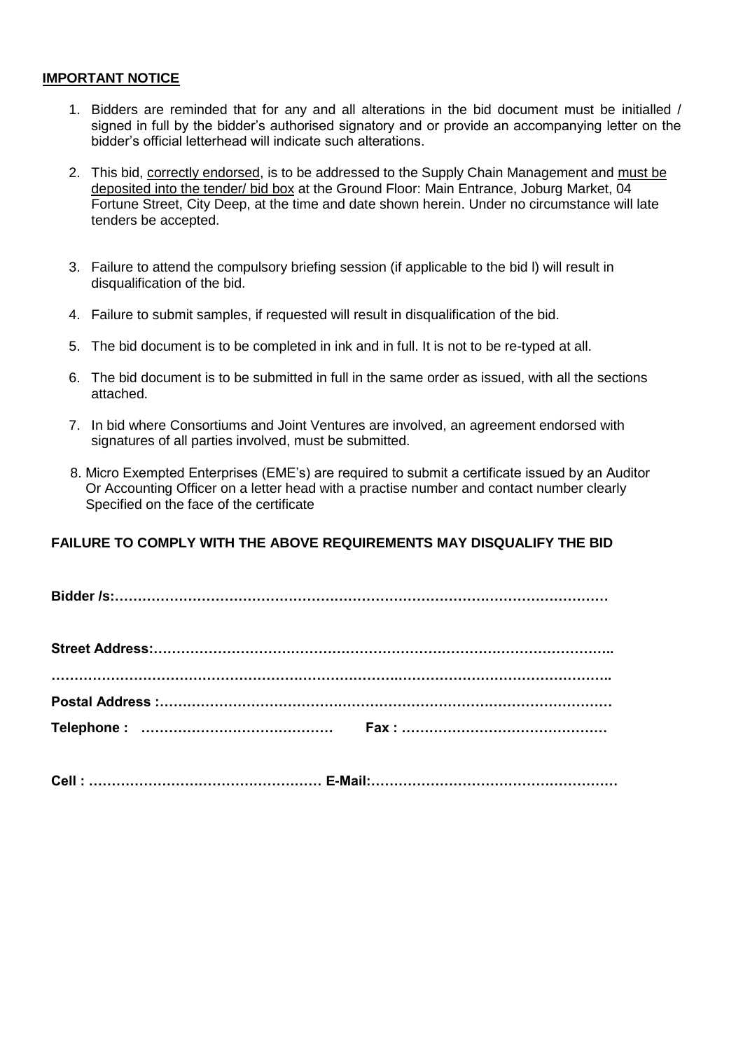**IMPORTANT NOTICE**

1. Bidders are reminded that for any and all alterations in the bid document must be initialled / signed in full by the bidder's authorised signatory and or provide an accompanying letter on the bidder's official letterhead will indicate such alterations.

2. This bid, correctly endorsed, is to be addressed to the Supply Chain Management and must be deposited into the tender/ bid box at the Ground Floor: Main Entrance, Joburg Market, 04 Fortune Street, City Deep, at the time and date shown herein. Under no circumstance will late tenders be accepted.

3. Failure to attend the compulsory briefing session (if applicable to the bid l) will result in disqualification of the bid.

4. Failure to submit samples, if requested will result in disqualification of the bid.

5. The bid document is to be completed in ink and in full. It is not to be re-typed at all.

6. The bid document is to be submitted in full in the same order as issued, with all the sections attached.

7. In bid where Consortiums and Joint Ventures are involved, an agreement endorsed with signatures of all parties involved, must be submitted.

8. Micro Exempted Enterprises (EME's) are required to submit a certificate issued by an Auditor Or Accounting Officer on a letter head with a practise number and contact number clearly Specified on the face of the certificate

**FAILURE TO COMPLY WITH THE ABOVE REQUIREMENTS MAY DISQUALIFY THE BID**

**Bidder /s:………………………………………………………………………………………………**

**Street Address:………………………………………………………………………………………..**

**…………………………………………………………………………………………………………..**

**Postal Address :………………………………………………………………………………………**

**Telephone : ……………………………………  Fax : ………………………………………**

**Cell : …………………………………………… E-Mail:………………………………………………**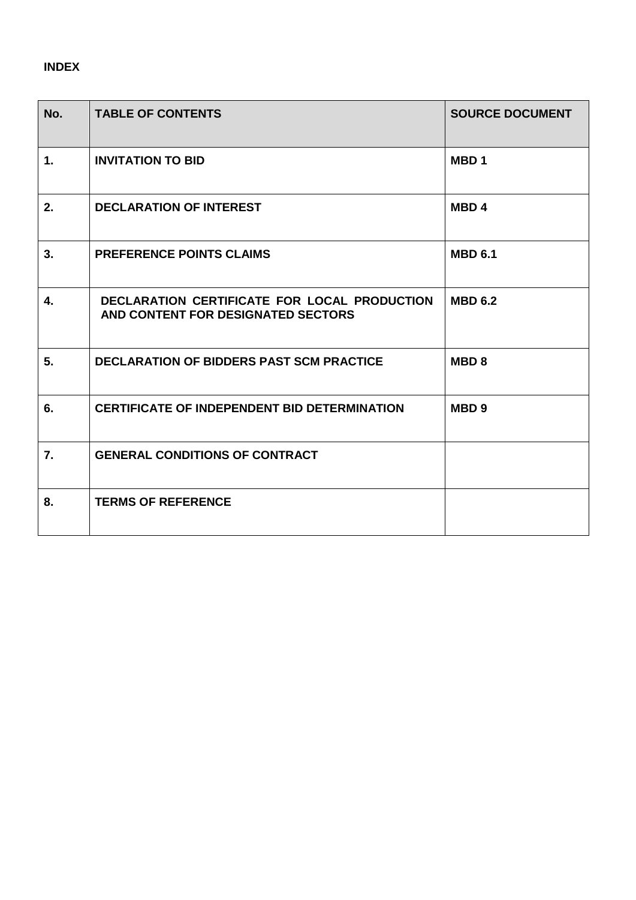**INDEX**

| No. | TABLE OF CONTENTS | SOURCE DOCUMENT |
|---|---|---|
| 1. | INVITATION TO BID | MBD 1 |
| 2. | DECLARATION OF INTEREST | MBD 4 |
| 3. | PREFERENCE POINTS CLAIMS | MBD 6.1 |
| 4. | DECLARATION CERTIFICATE FOR LOCAL PRODUCTION AND CONTENT FOR DESIGNATED SECTORS | MBD 6.2 |
| 5. | DECLARATION OF BIDDERS PAST SCM PRACTICE | MBD 8 |
| 6. | CERTIFICATE OF INDEPENDENT BID DETERMINATION | MBD 9 |
| 7. | GENERAL CONDITIONS OF CONTRACT | |
| 8. | TERMS OF REFERENCE | |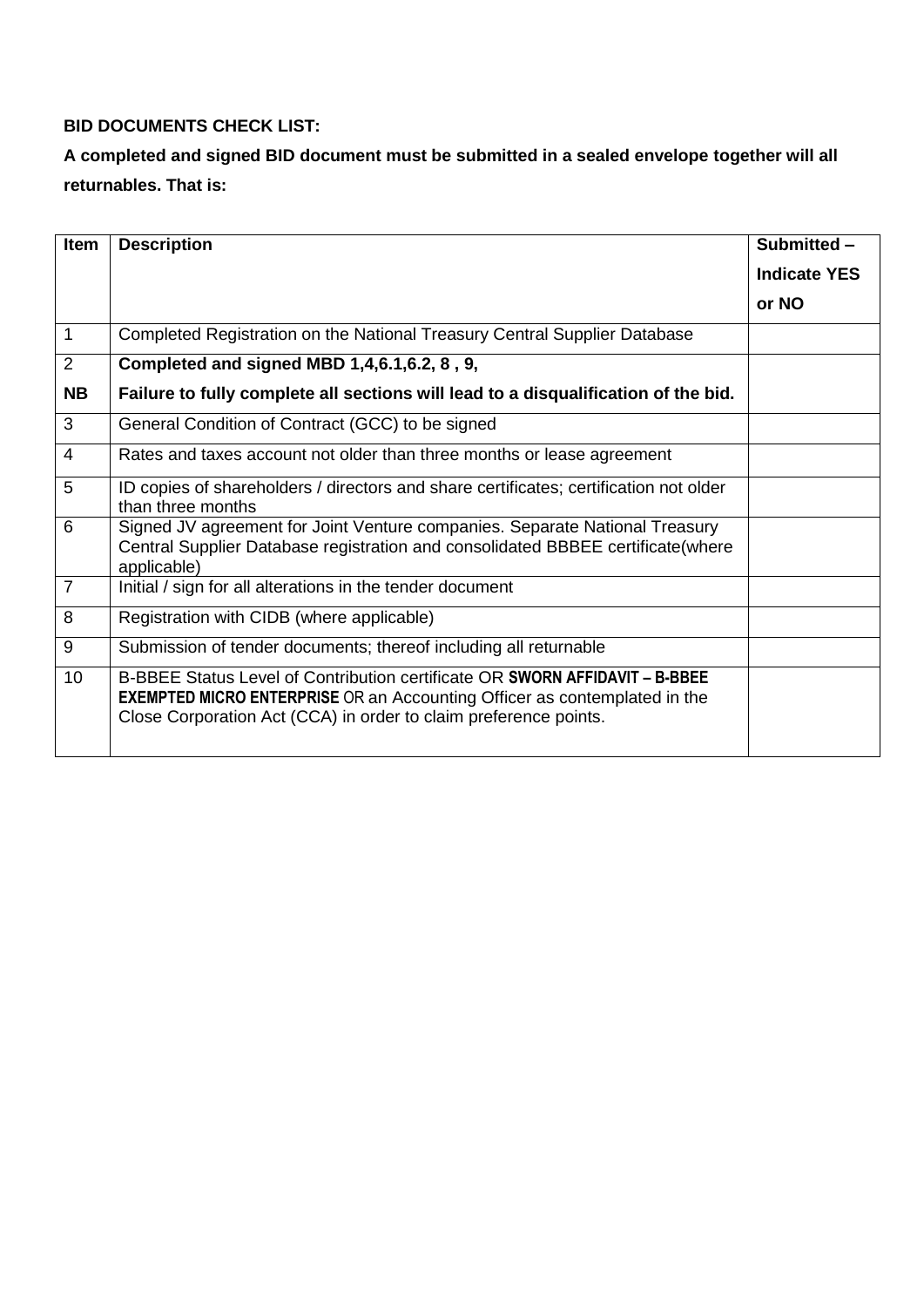**BID DOCUMENTS CHECK LIST:**

**A completed and signed BID document must be submitted in a sealed envelope together will all returnables. That is:**

| Item | Description | Submitted – Indicate YES or NO |
|---|---|---|
| 1 | Completed Registration on the National Treasury Central Supplier Database | |
| 2<br>**NB** | **Completed and signed MBD 1,4,6.1,6.2, 8 , 9,**<br>**Failure to fully complete all sections will lead to a disqualification of the bid.** | |
| 3 | General Condition of Contract (GCC) to be signed | |
| 4 | Rates and taxes account not older than three months or lease agreement | |
| 5 | ID copies of shareholders / directors and share certificates; certification not older than three months | |
| 6 | Signed JV agreement for Joint Venture companies. Separate National Treasury Central Supplier Database registration and consolidated BBBEE certificate(where applicable) | |
| 7 | Initial / sign for all alterations in the tender document | |
| 8 | Registration with CIDB (where applicable) | |
| 9 | Submission of tender documents; thereof including all returnable | |
| 10 | B-BBEE Status Level of Contribution certificate OR **SWORN AFFIDAVIT – B-BBEE EXEMPTED MICRO ENTERPRISE** OR an Accounting Officer as contemplated in the Close Corporation Act (CCA) in order to claim preference points. | |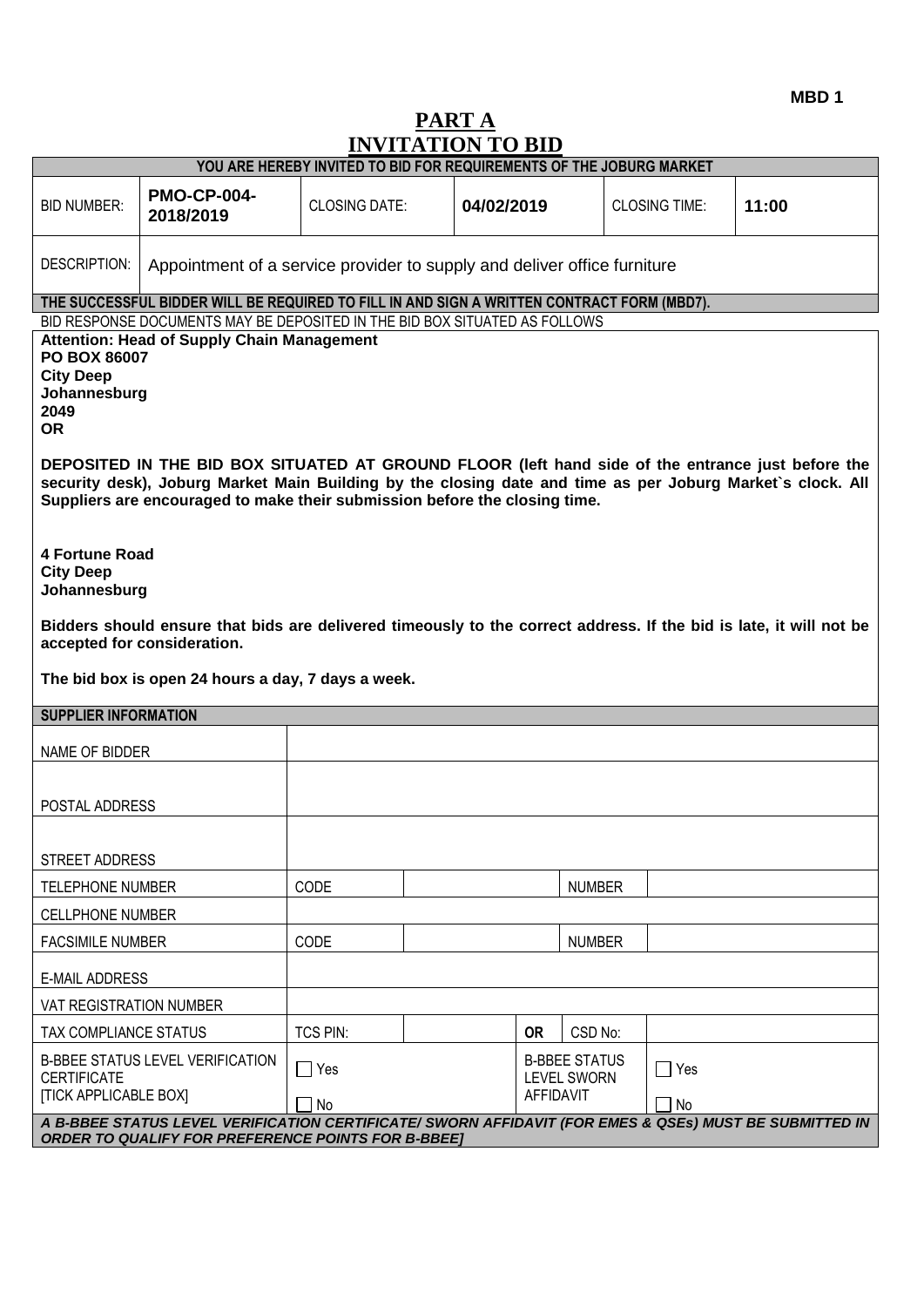MBD 1

# PART A
# INVITATION TO BID

| YOU ARE HEREBY INVITED TO BID FOR REQUIREMENTS OF THE JOBURG MARKET | | | | | |
|---|---|---|---|---|---|
| BID NUMBER: | **PMO-CP-004-2018/2019** | CLOSING DATE: | **04/02/2019** | CLOSING TIME: | **11:00** |
| DESCRIPTION: | Appointment of a service provider to supply and deliver office furniture | | | | |

**THE SUCCESSFUL BIDDER WILL BE REQUIRED TO FILL IN AND SIGN A WRITTEN CONTRACT FORM (MBD7).**

BID RESPONSE DOCUMENTS MAY BE DEPOSITED IN THE BID BOX SITUATED AS FOLLOWS

**Attention: Head of Supply Chain Management**
**PO BOX 86007**
**City Deep**
**Johannesburg**
**2049**
**OR**

**DEPOSITED IN THE BID BOX SITUATED AT GROUND FLOOR (left hand side of the entrance just before the security desk), Joburg Market Main Building by the closing date and time as per Joburg Market`s clock. All Suppliers are encouraged to make their submission before the closing time.**

**4 Fortune Road**
**City Deep**
**Johannesburg**

**Bidders should ensure that bids are delivered timeously to the correct address. If the bid is late, it will not be accepted for consideration.**

**The bid box is open 24 hours a day, 7 days a week.**

| SUPPLIER INFORMATION | | | | | |
|---|---|---|---|---|---|
| NAME OF BIDDER | | | | | |
| POSTAL ADDRESS | | | | | |
| STREET ADDRESS | | | | | |
| TELEPHONE NUMBER | CODE | | | NUMBER | |
| CELLPHONE NUMBER | | | | | |
| FACSIMILE NUMBER | CODE | | | NUMBER | |
| E-MAIL ADDRESS | | | | | |
| VAT REGISTRATION NUMBER | | | | | |
| TAX COMPLIANCE STATUS | TCS PIN: | | OR | CSD No: | |
| B-BBEE STATUS LEVEL VERIFICATION CERTIFICATE [TICK APPLICABLE BOX] | ☐ Yes ☐ No | | B-BBEE STATUS LEVEL SWORN AFFIDAVIT | | ☐ Yes ☐ No |

***A B-BBEE STATUS LEVEL VERIFICATION CERTIFICATE/ SWORN AFFIDAVIT (FOR EMES & QSEs) MUST BE SUBMITTED IN ORDER TO QUALIFY FOR PREFERENCE POINTS FOR B-BBEE]***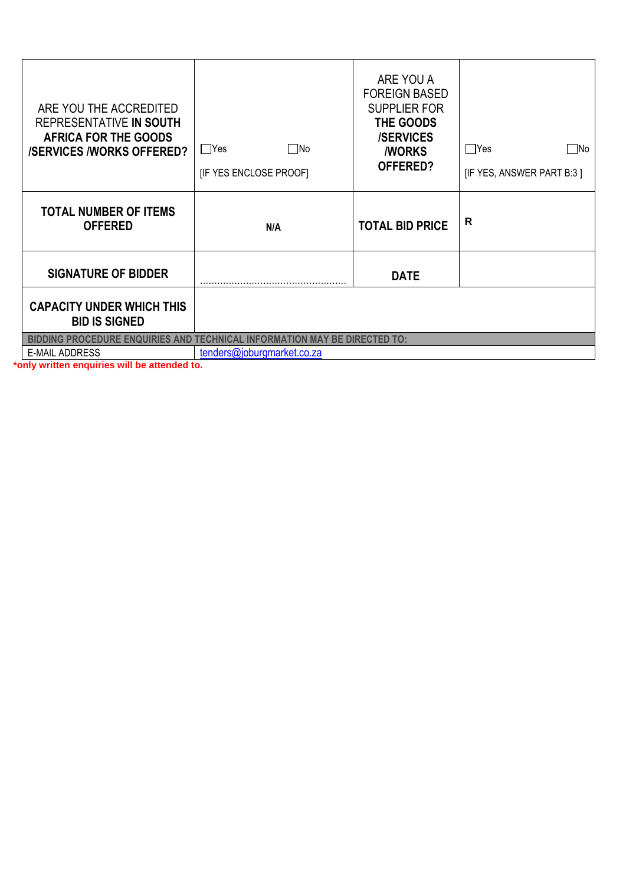| ARE YOU THE ACCREDITED REPRESENTATIVE **IN SOUTH AFRICA FOR THE GOODS /SERVICES /WORKS OFFERED?** | ☐Yes ☐No<br>[IF YES ENCLOSE PROOF] | ARE YOU A FOREIGN BASED SUPPLIER FOR **THE GOODS /SERVICES /WORKS OFFERED?** | ☐Yes ☐No<br>[IF YES, ANSWER PART B:3 ] |
|---|---|---|---|
| **TOTAL NUMBER OF ITEMS OFFERED** | **N/A** | **TOTAL BID PRICE** | **R** |
| **SIGNATURE OF BIDDER** | ………………………………………… | **DATE** | |
| **CAPACITY UNDER WHICH THIS BID IS SIGNED** | | | |
| **BIDDING PROCEDURE ENQUIRIES AND TECHNICAL INFORMATION MAY BE DIRECTED TO:** | | | |
| E-MAIL ADDRESS | tenders@joburgmarket.co.za | | |

***only written enquiries will be attended to.**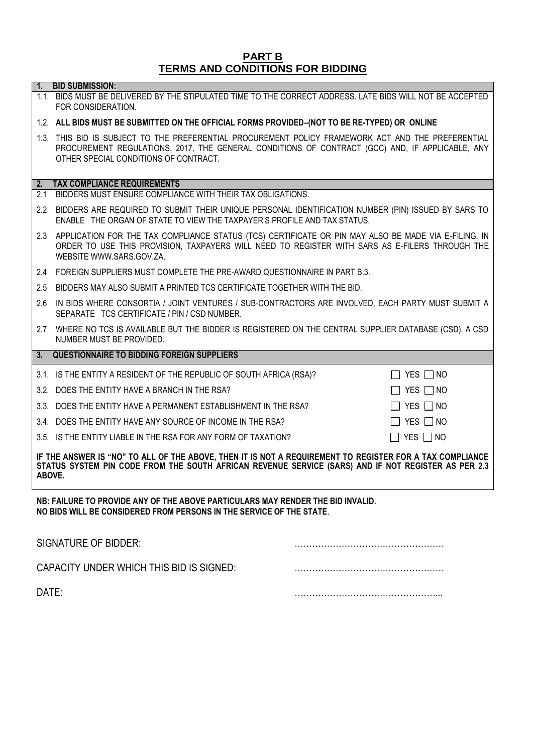# PART B
# TERMS AND CONDITIONS FOR BIDDING

## 1. BID SUBMISSION:

1.1. BIDS MUST BE DELIVERED BY THE STIPULATED TIME TO THE CORRECT ADDRESS. LATE BIDS WILL NOT BE ACCEPTED FOR CONSIDERATION.

1.2. **ALL BIDS MUST BE SUBMITTED ON THE OFFICIAL FORMS PROVIDED–(NOT TO BE RE-TYPED) OR ONLINE**

1.3. THIS BID IS SUBJECT TO THE PREFERENTIAL PROCUREMENT POLICY FRAMEWORK ACT AND THE PREFERENTIAL PROCUREMENT REGULATIONS, 2017, THE GENERAL CONDITIONS OF CONTRACT (GCC) AND, IF APPLICABLE, ANY OTHER SPECIAL CONDITIONS OF CONTRACT.

## 2. TAX COMPLIANCE REQUIREMENTS

2.1 BIDDERS MUST ENSURE COMPLIANCE WITH THEIR TAX OBLIGATIONS.

2.2 BIDDERS ARE REQUIRED TO SUBMIT THEIR UNIQUE PERSONAL IDENTIFICATION NUMBER (PIN) ISSUED BY SARS TO ENABLE THE ORGAN OF STATE TO VIEW THE TAXPAYER'S PROFILE AND TAX STATUS.

2.3 APPLICATION FOR THE TAX COMPLIANCE STATUS (TCS) CERTIFICATE OR PIN MAY ALSO BE MADE VIA E-FILING. IN ORDER TO USE THIS PROVISION, TAXPAYERS WILL NEED TO REGISTER WITH SARS AS E-FILERS THROUGH THE WEBSITE WWW.SARS.GOV.ZA.

2.4 FOREIGN SUPPLIERS MUST COMPLETE THE PRE-AWARD QUESTIONNAIRE IN PART B:3.

2.5 BIDDERS MAY ALSO SUBMIT A PRINTED TCS CERTIFICATE TOGETHER WITH THE BID.

2.6 IN BIDS WHERE CONSORTIA / JOINT VENTURES / SUB-CONTRACTORS ARE INVOLVED, EACH PARTY MUST SUBMIT A SEPARATE TCS CERTIFICATE / PIN / CSD NUMBER.

2.7 WHERE NO TCS IS AVAILABLE BUT THE BIDDER IS REGISTERED ON THE CENTRAL SUPPLIER DATABASE (CSD), A CSD NUMBER MUST BE PROVIDED.

## 3. QUESTIONNAIRE TO BIDDING FOREIGN SUPPLIERS

| | |
|---|---|
| 3.1. IS THE ENTITY A RESIDENT OF THE REPUBLIC OF SOUTH AFRICA (RSA)? | ☐ YES ☐ NO |
| 3.2. DOES THE ENTITY HAVE A BRANCH IN THE RSA? | ☐ YES ☐ NO |
| 3.3. DOES THE ENTITY HAVE A PERMANENT ESTABLISHMENT IN THE RSA? | ☐ YES ☐ NO |
| 3.4. DOES THE ENTITY HAVE ANY SOURCE OF INCOME IN THE RSA? | ☐ YES ☐ NO |
| 3.5. IS THE ENTITY LIABLE IN THE RSA FOR ANY FORM OF TAXATION? | ☐ YES ☐ NO |

**IF THE ANSWER IS "NO" TO ALL OF THE ABOVE, THEN IT IS NOT A REQUIREMENT TO REGISTER FOR A TAX COMPLIANCE STATUS SYSTEM PIN CODE FROM THE SOUTH AFRICAN REVENUE SERVICE (SARS) AND IF NOT REGISTER AS PER 2.3 ABOVE.**

**NB: FAILURE TO PROVIDE ANY OF THE ABOVE PARTICULARS MAY RENDER THE BID INVALID**.
**NO BIDS WILL BE CONSIDERED FROM PERSONS IN THE SERVICE OF THE STATE**.

SIGNATURE OF BIDDER: ……………………………………………

CAPACITY UNDER WHICH THIS BID IS SIGNED: ……………………………………………

DATE: …………………………………………...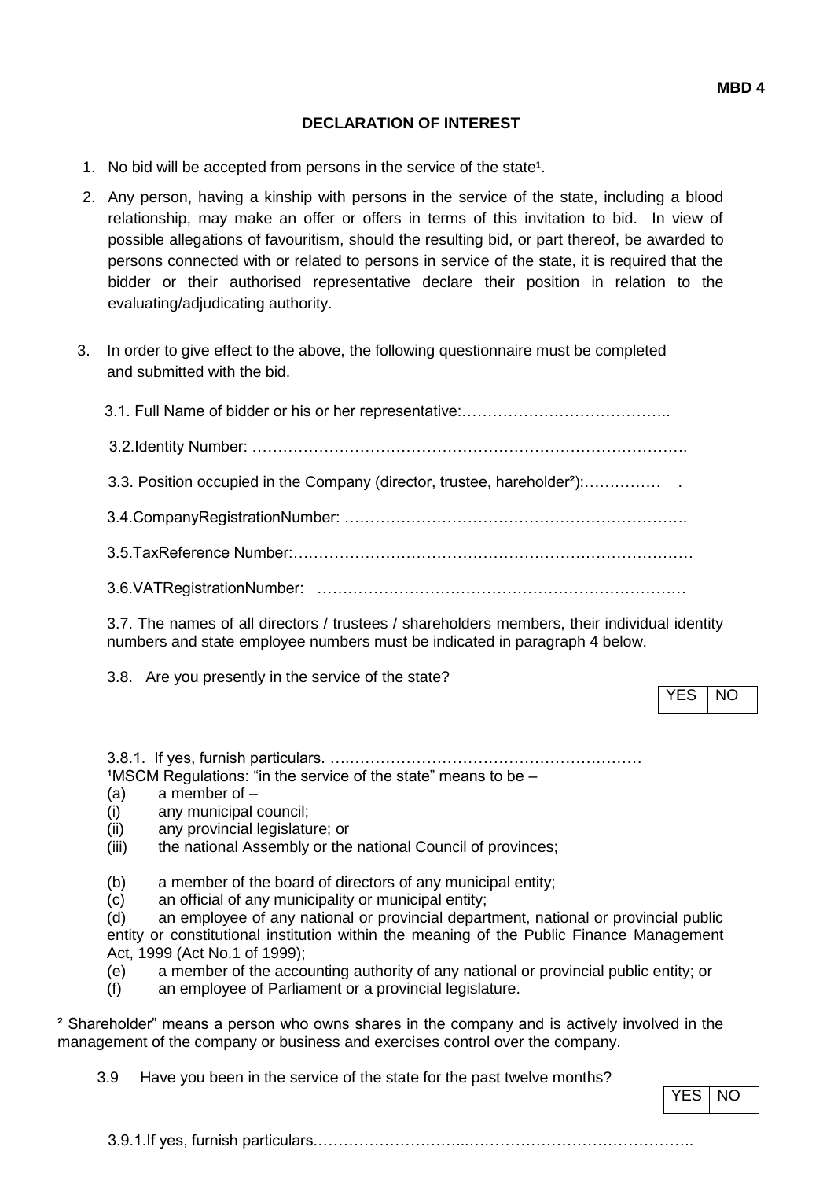**MBD 4**

## DECLARATION OF INTEREST

1. No bid will be accepted from persons in the service of the state[1].

2. Any person, having a kinship with persons in the service of the state, including a blood relationship, may make an offer or offers in terms of this invitation to bid. In view of possible allegations of favouritism, should the resulting bid, or part thereof, be awarded to persons connected with or related to persons in service of the state, it is required that the bidder or their authorised representative declare their position in relation to the evaluating/adjudicating authority.

3. In order to give effect to the above, the following questionnaire must be completed and submitted with the bid.

   3.1. Full Name of bidder or his or her representative:…………………………………..

   3.2.Identity Number: ……………………………………………………………………….

   3.3. Position occupied in the Company (director, trustee, hareholder[2]):……………  .

   3.4.CompanyRegistrationNumber: ………………………………………………………….

   3.5.TaxReference Number:……………………………………………………………………

   3.6.VATRegistrationNumber: ………………………………………………………………

   3.7. The names of all directors / trustees / shareholders members, their individual identity numbers and state employee numbers must be indicated in paragraph 4 below.

   3.8. Are you presently in the service of the state?

| YES | NO |
|---|---|

   3.8.1. If yes, furnish particulars. ….…………………………………………………

[1]MSCM Regulations: "in the service of the state" means to be –
(a) a member of –
(i) any municipal council;
(ii) any provincial legislature; or
(iii) the national Assembly or the national Council of provinces;

(b) a member of the board of directors of any municipal entity;
(c) an official of any municipality or municipal entity;
(d) an employee of any national or provincial department, national or provincial public entity or constitutional institution within the meaning of the Public Finance Management Act, 1999 (Act No.1 of 1999);
(e) a member of the accounting authority of any national or provincial public entity; or
(f) an employee of Parliament or a provincial legislature.

[2] Shareholder" means a person who owns shares in the company and is actively involved in the management of the company or business and exercises control over the company.

   3.9 Have you been in the service of the state for the past twelve months?

| YES | NO |
|---|---|

   3.9.1.If yes, furnish particulars.………………………...……………………………………..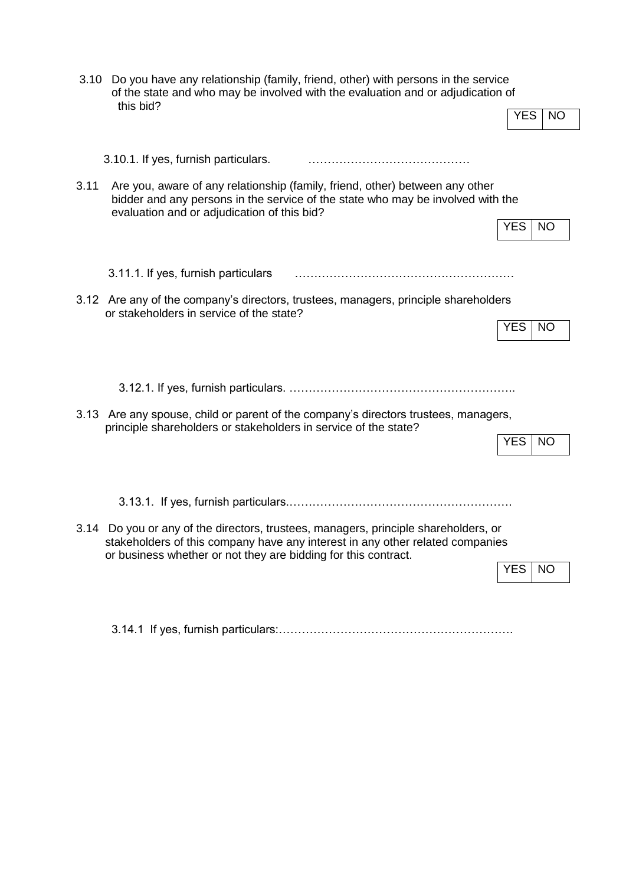3.10 Do you have any relationship (family, friend, other) with persons in the service of the state and who may be involved with the evaluation and or adjudication of this bid?

| YES | NO |
|---|---|

3.10.1. If yes, furnish particulars. ……………………………………

3.11 Are you, aware of any relationship (family, friend, other) between any other bidder and any persons in the service of the state who may be involved with the evaluation and or adjudication of this bid?

| YES | NO |
|---|---|

3.11.1. If yes, furnish particulars ………………………………………………

3.12 Are any of the company's directors, trustees, managers, principle shareholders or stakeholders in service of the state?

| YES | NO |
|---|---|

3.12.1. If yes, furnish particulars. …………………………………………………..

3.13 Are any spouse, child or parent of the company's directors trustees, managers, principle shareholders or stakeholders in service of the state?

| YES | NO |
|---|---|

3.13.1. If yes, furnish particulars.………………………………………………….

3.14 Do you or any of the directors, trustees, managers, principle shareholders, or stakeholders of this company have any interest in any other related companies or business whether or not they are bidding for this contract.

| YES | NO |
|---|---|

3.14.1 If yes, furnish particulars:……………………………………………………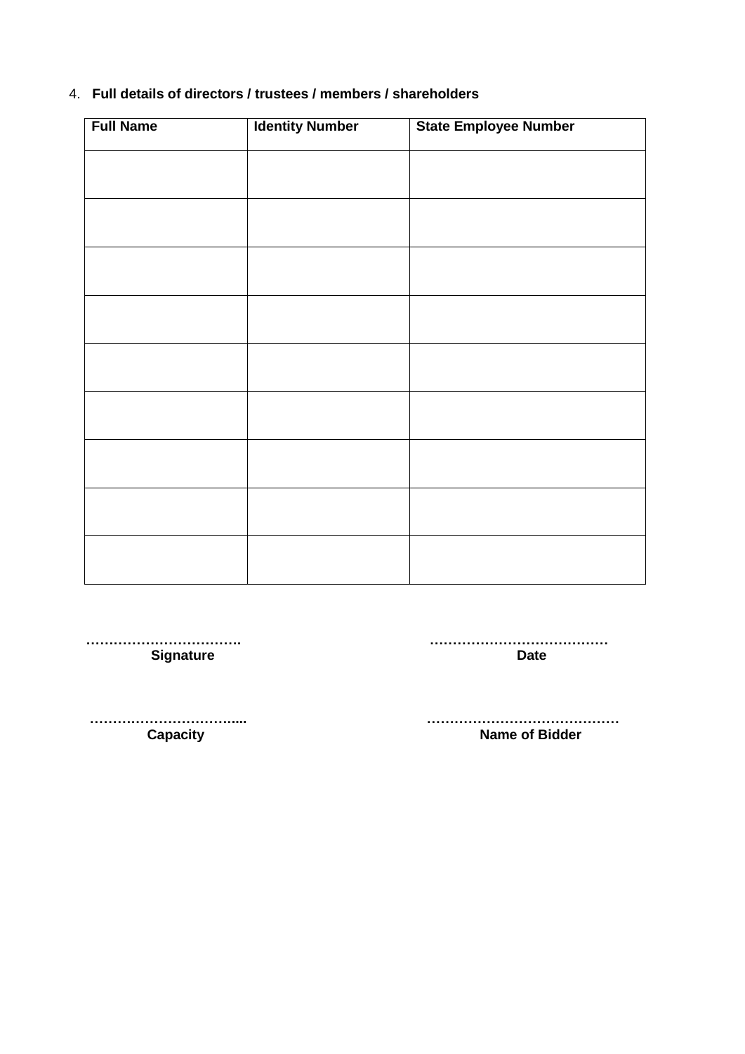4. **Full details of directors / trustees / members / shareholders**

| **Full Name** | **Identity Number** | **State Employee Number** |
|---|---|---|
| | | |
| | | |
| | | |
| | | |
| | | |
| | | |
| | | |
| | | |
| | | |

……………………………. 
**Signature**

…………………………………
**Date**

…………………………....
**Capacity**

……………………………………
**Name of Bidder**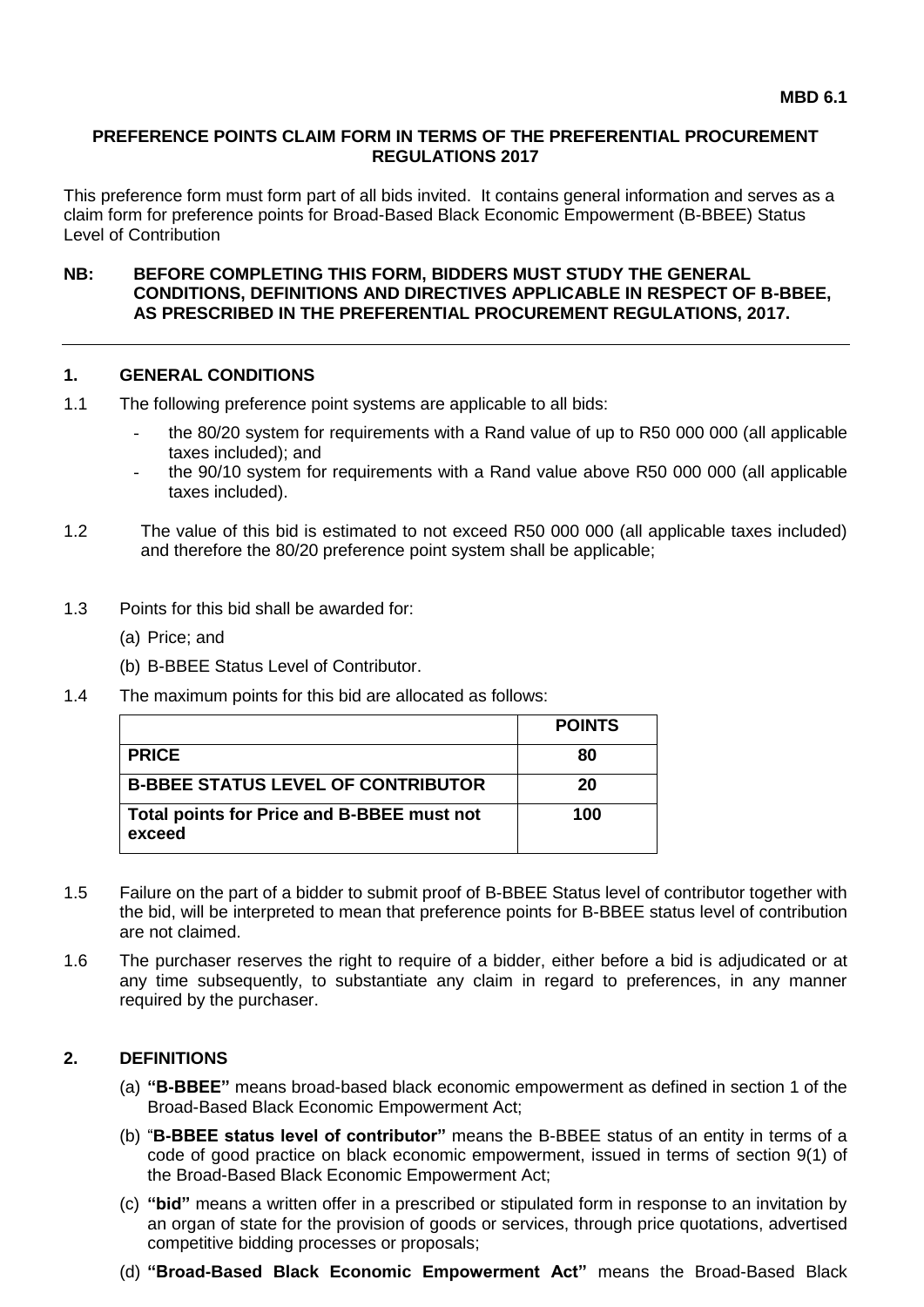**MBD 6.1**

## PREFERENCE POINTS CLAIM FORM IN TERMS OF THE PREFERENTIAL PROCUREMENT REGULATIONS 2017

This preference form must form part of all bids invited. It contains general information and serves as a claim form for preference points for Broad-Based Black Economic Empowerment (B-BBEE) Status Level of Contribution

**NB: BEFORE COMPLETING THIS FORM, BIDDERS MUST STUDY THE GENERAL CONDITIONS, DEFINITIONS AND DIRECTIVES APPLICABLE IN RESPECT OF B-BBEE, AS PRESCRIBED IN THE PREFERENTIAL PROCUREMENT REGULATIONS, 2017.**

---

### 1. GENERAL CONDITIONS

1.1 The following preference point systems are applicable to all bids:

- the 80/20 system for requirements with a Rand value of up to R50 000 000 (all applicable taxes included); and
- the 90/10 system for requirements with a Rand value above R50 000 000 (all applicable taxes included).

1.2 The value of this bid is estimated to not exceed R50 000 000 (all applicable taxes included) and therefore the 80/20 preference point system shall be applicable;

1.3 Points for this bid shall be awarded for:

(a) Price; and

(b) B-BBEE Status Level of Contributor.

1.4 The maximum points for this bid are allocated as follows:

| | **POINTS** |
|---|---|
| **PRICE** | **80** |
| **B-BBEE STATUS LEVEL OF CONTRIBUTOR** | **20** |
| **Total points for Price and B-BBEE must not exceed** | **100** |

1.5 Failure on the part of a bidder to submit proof of B-BBEE Status level of contributor together with the bid, will be interpreted to mean that preference points for B-BBEE status level of contribution are not claimed.

1.6 The purchaser reserves the right to require of a bidder, either before a bid is adjudicated or at any time subsequently, to substantiate any claim in regard to preferences, in any manner required by the purchaser.

### 2. DEFINITIONS

(a) **"B-BBEE"** means broad-based black economic empowerment as defined in section 1 of the Broad-Based Black Economic Empowerment Act;

(b) "**B-BBEE status level of contributor"** means the B-BBEE status of an entity in terms of a code of good practice on black economic empowerment, issued in terms of section 9(1) of the Broad-Based Black Economic Empowerment Act;

(c) **"bid"** means a written offer in a prescribed or stipulated form in response to an invitation by an organ of state for the provision of goods or services, through price quotations, advertised competitive bidding processes or proposals;

(d) **"Broad-Based Black Economic Empowerment Act"** means the Broad-Based Black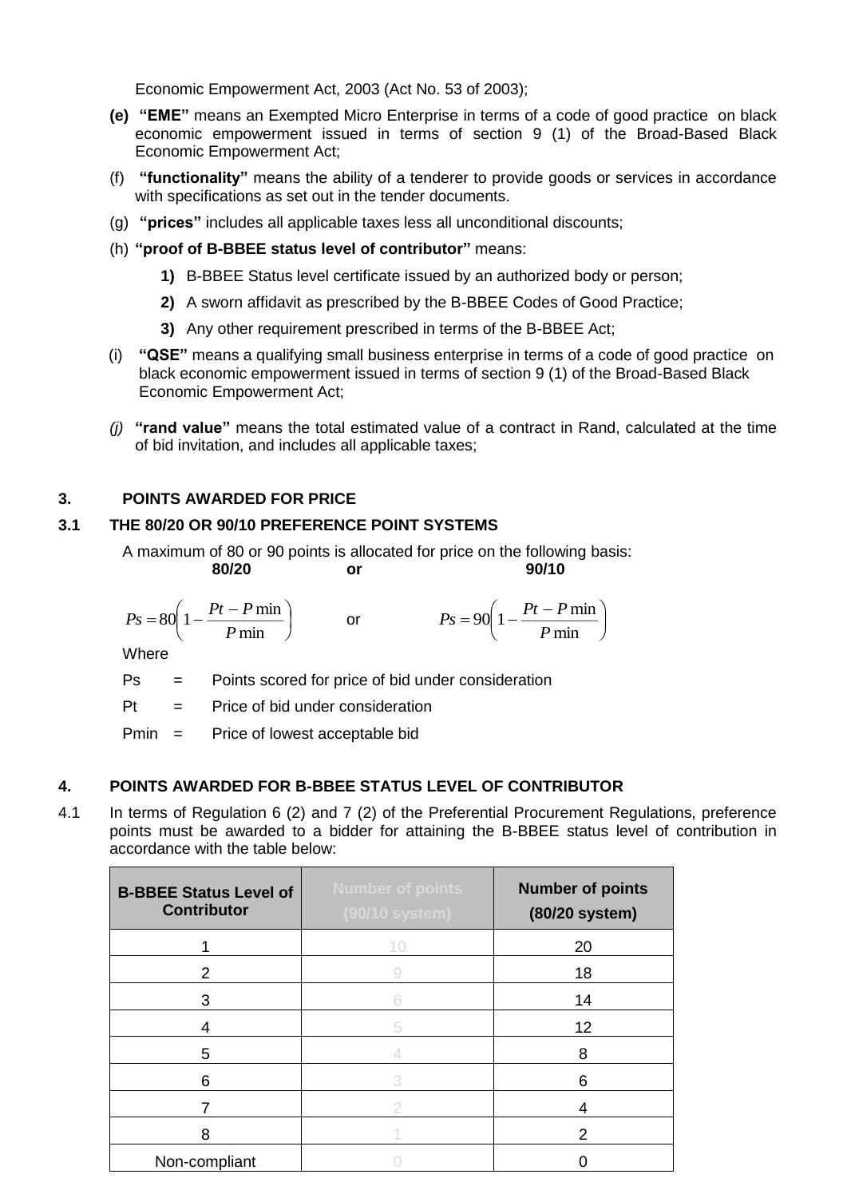Economic Empowerment Act, 2003 (Act No. 53 of 2003);

**(e)** **"EME"** means an Exempted Micro Enterprise in terms of a code of good practice on black economic empowerment issued in terms of section 9 (1) of the Broad-Based Black Economic Empowerment Act;

(f) **"functionality"** means the ability of a tenderer to provide goods or services in accordance with specifications as set out in the tender documents.

(g) **"prices"** includes all applicable taxes less all unconditional discounts;

(h) **"proof of B-BBEE status level of contributor"** means:

**1)** B-BBEE Status level certificate issued by an authorized body or person;

**2)** A sworn affidavit as prescribed by the B-BBEE Codes of Good Practice;

**3)** Any other requirement prescribed in terms of the B-BBEE Act;

(i) **"QSE"** means a qualifying small business enterprise in terms of a code of good practice on black economic empowerment issued in terms of section 9 (1) of the Broad-Based Black Economic Empowerment Act;

*(j)* **"rand value"** means the total estimated value of a contract in Rand, calculated at the time of bid invitation, and includes all applicable taxes;

## 3. POINTS AWARDED FOR PRICE

### 3.1 THE 80/20 OR 90/10 PREFERENCE POINT SYSTEMS

A maximum of 80 or 90 points is allocated for price on the following basis:

**80/20** **or** **90/10**

$$Ps = 80\left(1 - \frac{Pt - P\min}{P\min}\right) \quad \text{or} \quad Ps = 90\left(1 - \frac{Pt - P\min}{P\min}\right)$$

Where

Ps = Points scored for price of bid under consideration

Pt = Price of bid under consideration

Pmin = Price of lowest acceptable bid

## 4. POINTS AWARDED FOR B-BBEE STATUS LEVEL OF CONTRIBUTOR

4.1 In terms of Regulation 6 (2) and 7 (2) of the Preferential Procurement Regulations, preference points must be awarded to a bidder for attaining the B-BBEE status level of contribution in accordance with the table below:

| B-BBEE Status Level of Contributor | Number of points (90/10 system) | Number of points (80/20 system) |
|---|---|---|
| 1 | 10 | 20 |
| 2 | 9 | 18 |
| 3 | 6 | 14 |
| 4 | 5 | 12 |
| 5 | 4 | 8 |
| 6 | 3 | 6 |
| 7 | 2 | 4 |
| 8 | 1 | 2 |
| Non-compliant | 0 | 0 |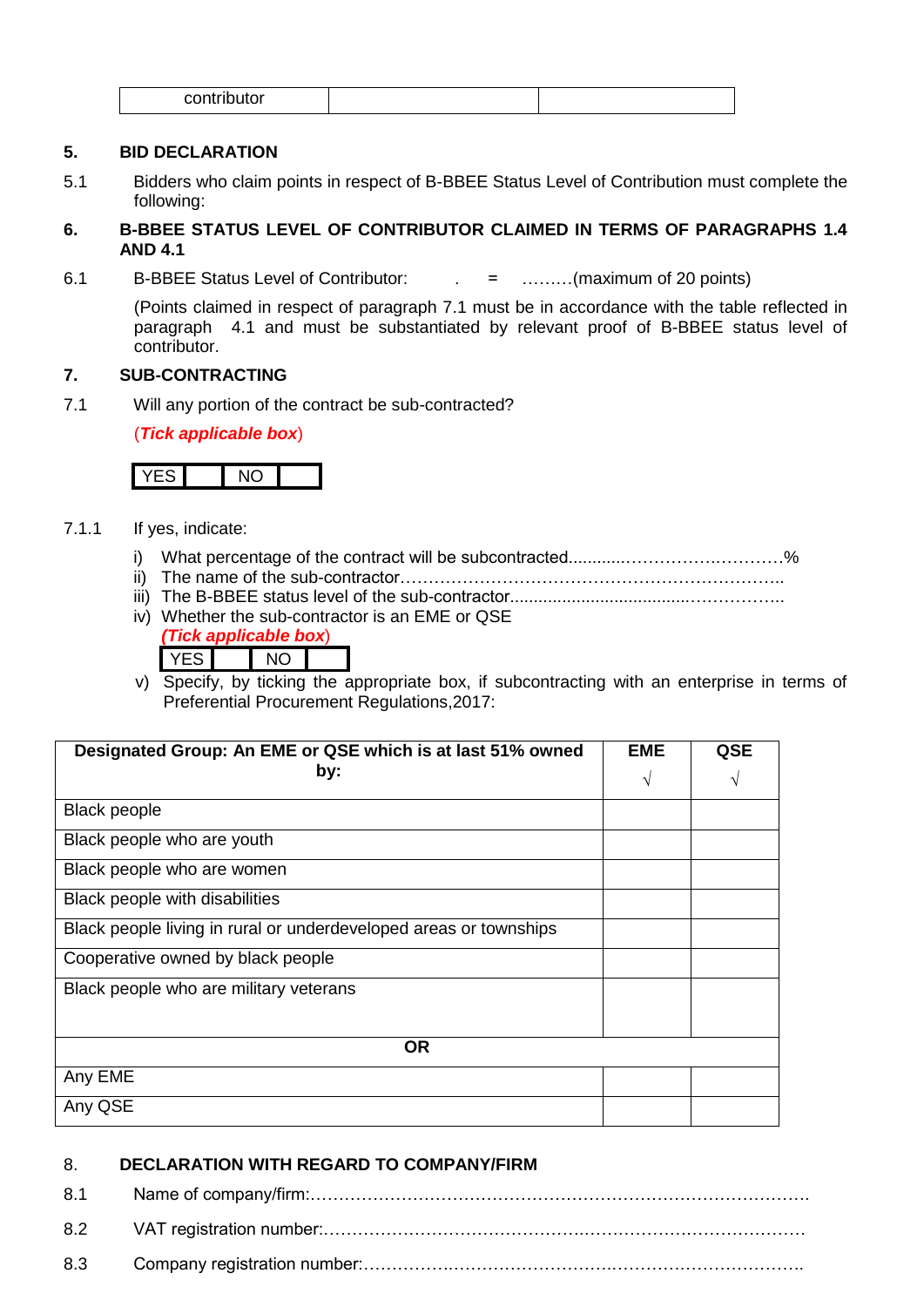| contributor | | |
|---|---|---|

## 5. BID DECLARATION

5.1 Bidders who claim points in respect of B-BBEE Status Level of Contribution must complete the following:

## 6. B-BBEE STATUS LEVEL OF CONTRIBUTOR CLAIMED IN TERMS OF PARAGRAPHS 1.4 AND 4.1

6.1 B-BBEE Status Level of Contributor: . = ………(maximum of 20 points)

(Points claimed in respect of paragraph 7.1 must be in accordance with the table reflected in paragraph 4.1 and must be substantiated by relevant proof of B-BBEE status level of contributor.

## 7. SUB-CONTRACTING

7.1 Will any portion of the contract be sub-contracted?

(***Tick applicable box***)

| YES | | NO | |
|---|---|---|---|

7.1.1 If yes, indicate:

i) What percentage of the contract will be subcontracted............……………….…………%
ii) The name of the sub-contractor…………………………………………………………..
iii) The B-BBEE status level of the sub-contractor......................................……………..
iv) Whether the sub-contractor is an EME or QSE

*(**Tick applicable box***)

| YES | | NO | |
|---|---|---|---|

v) Specify, by ticking the appropriate box, if subcontracting with an enterprise in terms of Preferential Procurement Regulations,2017:

| Designated Group: An EME or QSE which is at last 51% owned by: | EME √ | QSE √ |
|---|---|---|
| Black people | | |
| Black people who are youth | | |
| Black people who are women | | |
| Black people with disabilities | | |
| Black people living in rural or underdeveloped areas or townships | | |
| Cooperative owned by black people | | |
| Black people who are military veterans | | |
| **OR** | | |
| Any EME | | |
| Any QSE | | |

## 8. DECLARATION WITH REGARD TO COMPANY/FIRM

8.1 Name of company/firm:…………………………………………………………………………….

8.2 VAT registration number:……………………………………….…………………………………

8.3 Company registration number:…………….……………………….…………………………….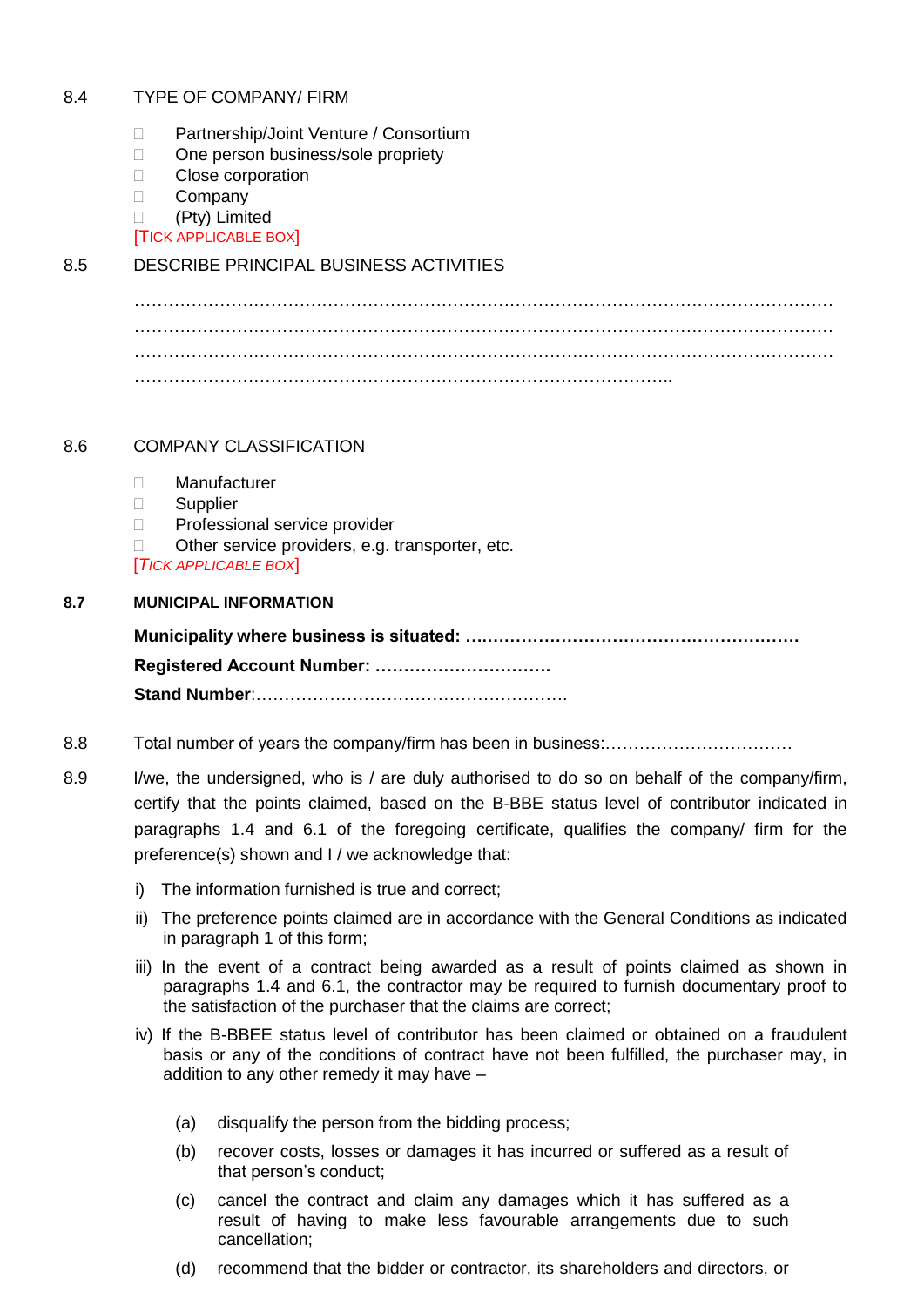8.4 TYPE OF COMPANY/ FIRM

- Partnership/Joint Venture / Consortium
- One person business/sole propriety
- Close corporation
- Company
- (Pty) Limited

[TICK APPLICABLE BOX]

8.5 DESCRIBE PRINCIPAL BUSINESS ACTIVITIES

…………………………………………………………………………………………………………
…………………………………………………………………………………………………………
…………………………………………………………………………………………………………
………………………………………………………………………………………..

8.6 COMPANY CLASSIFICATION

- Manufacturer
- Supplier
- Professional service provider
- Other service providers, e.g. transporter, etc.

*[TICK APPLICABLE BOX]*

**8.7 MUNICIPAL INFORMATION**

**Municipality where business is situated: ….………………………………………………**

**Registered Account Number: ………………………….**

**Stand Number**:……………………………………………….

8.8 Total number of years the company/firm has been in business:……………………………

8.9 I/we, the undersigned, who is / are duly authorised to do so on behalf of the company/firm, certify that the points claimed, based on the B-BBE status level of contributor indicated in paragraphs 1.4 and 6.1 of the foregoing certificate, qualifies the company/ firm for the preference(s) shown and I / we acknowledge that:

i) The information furnished is true and correct;

ii) The preference points claimed are in accordance with the General Conditions as indicated in paragraph 1 of this form;

iii) In the event of a contract being awarded as a result of points claimed as shown in paragraphs 1.4 and 6.1, the contractor may be required to furnish documentary proof to the satisfaction of the purchaser that the claims are correct;

iv) If the B-BBEE status level of contributor has been claimed or obtained on a fraudulent basis or any of the conditions of contract have not been fulfilled, the purchaser may, in addition to any other remedy it may have –

(a) disqualify the person from the bidding process;

(b) recover costs, losses or damages it has incurred or suffered as a result of that person's conduct;

(c) cancel the contract and claim any damages which it has suffered as a result of having to make less favourable arrangements due to such cancellation;

(d) recommend that the bidder or contractor, its shareholders and directors, or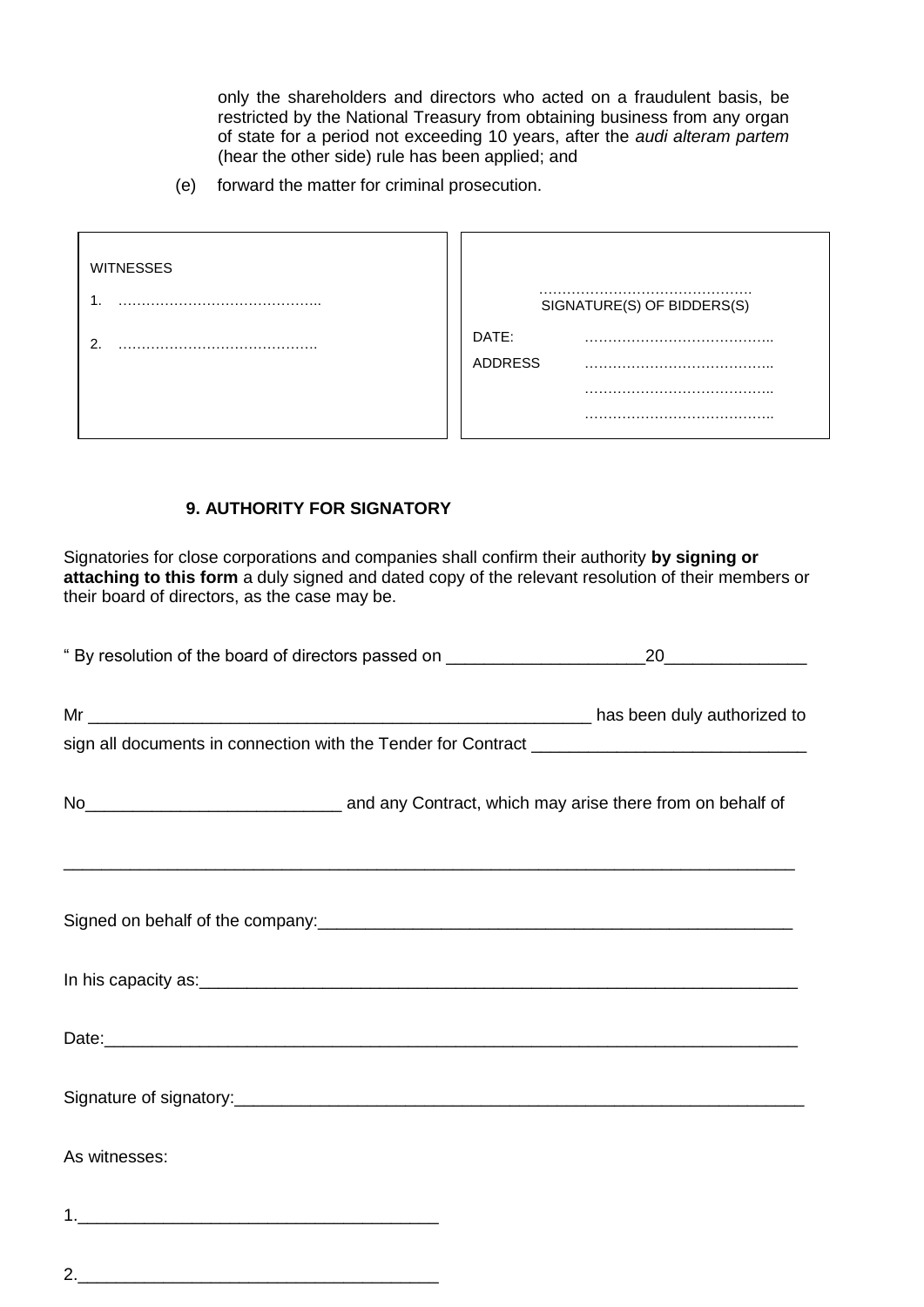only the shareholders and directors who acted on a fraudulent basis, be restricted by the National Treasury from obtaining business from any organ of state for a period not exceeding 10 years, after the *audi alteram partem* (hear the other side) rule has been applied; and

(e) forward the matter for criminal prosecution.

| WITNESSES | |
|---|---|
| 1. …………………………………….. | …………………………………….. SIGNATURE(S) OF BIDDERS(S) |
| 2. ……………………………………. | DATE: ………………………………….. |
| | ADDRESS ………………………………….. |
| | ………………………………….. |
| | ………………………………….. |

## 9. AUTHORITY FOR SIGNATORY

Signatories for close corporations and companies shall confirm their authority **by signing or attaching to this form** a duly signed and dated copy of the relevant resolution of their members or their board of directors, as the case may be.

" By resolution of the board of directors passed on ____________________20______________

Mr ______________________________________________________ has been duly authorized to sign all documents in connection with the Tender for Contract ____________________________

No__________________________ and any Contract, which may arise there from on behalf of

_______________________________________________________________________________

Signed on behalf of the company:___________________________________________________

In his capacity as:_________________________________________________________________

Date:____________________________________________________________________________

Signature of signatory:_____________________________________________________________

As witnesses:

1._____________________________________

2._____________________________________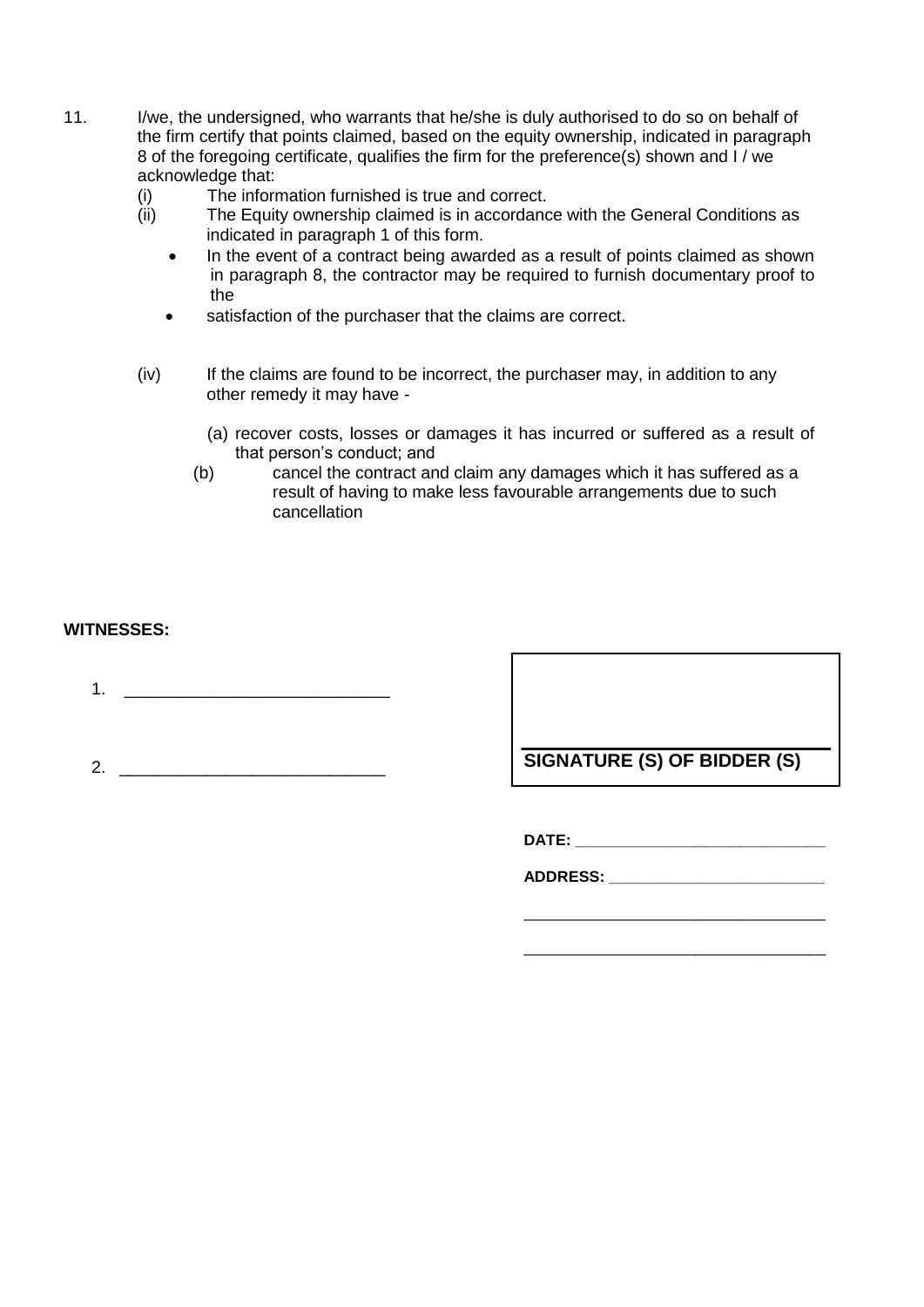11. I/we, the undersigned, who warrants that he/she is duly authorised to do so on behalf of the firm certify that points claimed, based on the equity ownership, indicated in paragraph 8 of the foregoing certificate, qualifies the firm for the preference(s) shown and I / we acknowledge that:

    (i) The information furnished is true and correct.

    (ii) The Equity ownership claimed is in accordance with the General Conditions as indicated in paragraph 1 of this form.

    - In the event of a contract being awarded as a result of points claimed as shown in paragraph 8, the contractor may be required to furnish documentary proof to the
    - satisfaction of the purchaser that the claims are correct.

    (iv) If the claims are found to be incorrect, the purchaser may, in addition to any other remedy it may have -

    (a) recover costs, losses or damages it has incurred or suffered as a result of that person's conduct; and

    (b) cancel the contract and claim any damages which it has suffered as a result of having to make less favourable arrangements due to such cancellation

**WITNESSES:**

1. ____________________________

2. ____________________________

______________________________

**SIGNATURE (S) OF BIDDER (S)**

**DATE:** ____________________________

**ADDRESS:** _________________________

___________________________________

___________________________________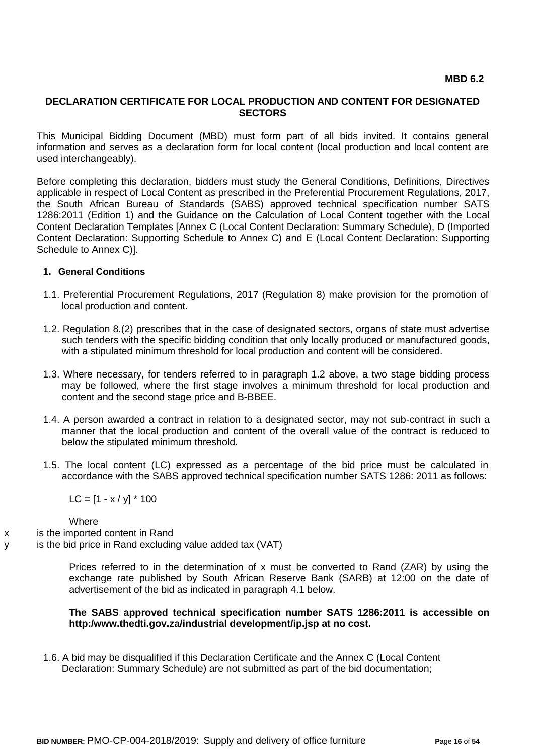**MBD 6.2**

**DECLARATION CERTIFICATE FOR LOCAL PRODUCTION AND CONTENT FOR DESIGNATED SECTORS**

This Municipal Bidding Document (MBD) must form part of all bids invited. It contains general information and serves as a declaration form for local content (local production and local content are used interchangeably).

Before completing this declaration, bidders must study the General Conditions, Definitions, Directives applicable in respect of Local Content as prescribed in the Preferential Procurement Regulations, 2017, the South African Bureau of Standards (SABS) approved technical specification number SATS 1286:2011 (Edition 1) and the Guidance on the Calculation of Local Content together with the Local Content Declaration Templates [Annex C (Local Content Declaration: Summary Schedule), D (Imported Content Declaration: Supporting Schedule to Annex C) and E (Local Content Declaration: Supporting Schedule to Annex C)].

**1. General Conditions**

1.1. Preferential Procurement Regulations, 2017 (Regulation 8) make provision for the promotion of local production and content.

1.2. Regulation 8.(2) prescribes that in the case of designated sectors, organs of state must advertise such tenders with the specific bidding condition that only locally produced or manufactured goods, with a stipulated minimum threshold for local production and content will be considered.

1.3. Where necessary, for tenders referred to in paragraph 1.2 above, a two stage bidding process may be followed, where the first stage involves a minimum threshold for local production and content and the second stage price and B-BBEE.

1.4. A person awarded a contract in relation to a designated sector, may not sub-contract in such a manner that the local production and content of the overall value of the contract is reduced to below the stipulated minimum threshold.

1.5. The local content (LC) expressed as a percentage of the bid price must be calculated in accordance with the SABS approved technical specification number SATS 1286: 2011 as follows:

$$LC = [1 - x / y] * 100$$

Where

x is the imported content in Rand

y is the bid price in Rand excluding value added tax (VAT)

Prices referred to in the determination of x must be converted to Rand (ZAR) by using the exchange rate published by South African Reserve Bank (SARB) at 12:00 on the date of advertisement of the bid as indicated in paragraph 4.1 below.

**The SABS approved technical specification number SATS 1286:2011 is accessible on http:/www.thedti.gov.za/industrial development/ip.jsp at no cost.**

1.6. A bid may be disqualified if this Declaration Certificate and the Annex C (Local Content Declaration: Summary Schedule) are not submitted as part of the bid documentation;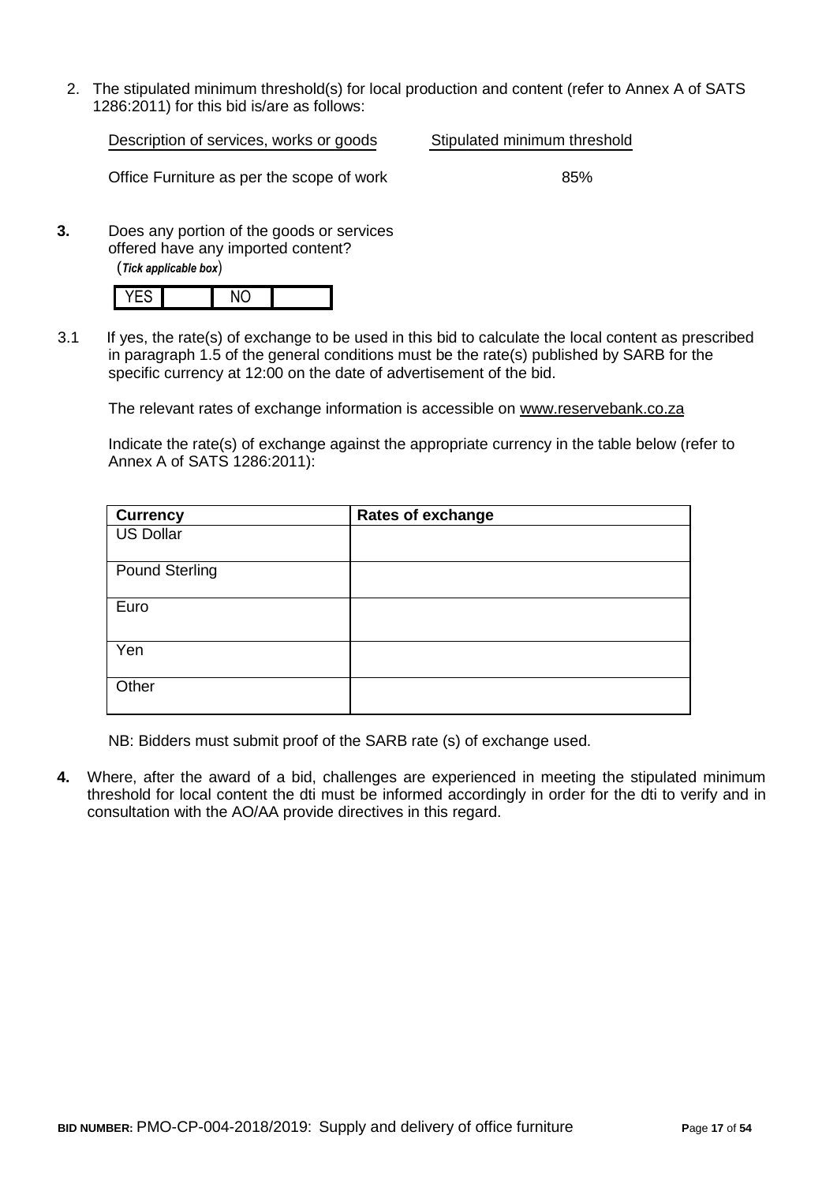2. The stipulated minimum threshold(s) for local production and content (refer to Annex A of SATS 1286:2011) for this bid is/are as follows:

| Description of services, works or goods | Stipulated minimum threshold |
|---|---|
| Office Furniture as per the scope of work | 85% |

**3.** Does any portion of the goods or services offered have any imported content?
(*Tick applicable box*)

| YES | | NO | |
|---|---|---|---|

3.1 If yes, the rate(s) of exchange to be used in this bid to calculate the local content as prescribed in paragraph 1.5 of the general conditions must be the rate(s) published by SARB for the specific currency at 12:00 on the date of advertisement of the bid.

The relevant rates of exchange information is accessible on www.reservebank.co.za

Indicate the rate(s) of exchange against the appropriate currency in the table below (refer to Annex A of SATS 1286:2011):

| **Currency** | **Rates of exchange** |
|---|---|
| US Dollar | |
| Pound Sterling | |
| Euro | |
| Yen | |
| Other | |

NB: Bidders must submit proof of the SARB rate (s) of exchange used.

**4.** Where, after the award of a bid, challenges are experienced in meeting the stipulated minimum threshold for local content the dti must be informed accordingly in order for the dti to verify and in consultation with the AO/AA provide directives in this regard.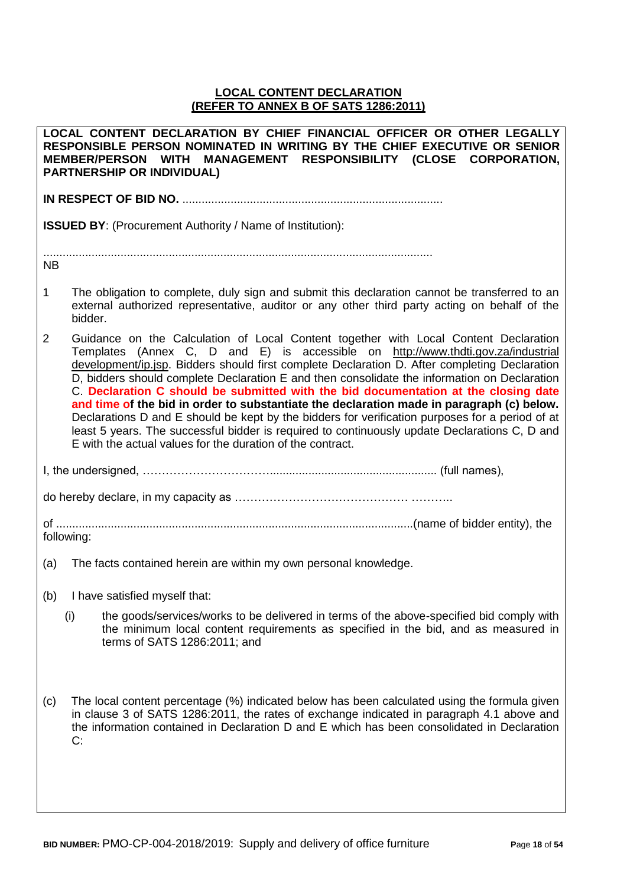**LOCAL CONTENT DECLARATION**
**(REFER TO ANNEX B OF SATS 1286:2011)**

**LOCAL CONTENT DECLARATION BY CHIEF FINANCIAL OFFICER OR OTHER LEGALLY RESPONSIBLE PERSON NOMINATED IN WRITING BY THE CHIEF EXECUTIVE OR SENIOR MEMBER/PERSON WITH MANAGEMENT RESPONSIBILITY (CLOSE CORPORATION, PARTNERSHIP OR INDIVIDUAL)**

**IN RESPECT OF BID NO.** .................................................................................

**ISSUED BY**: (Procurement Authority / Name of Institution):

.........................................................................................................................

NB

1 The obligation to complete, duly sign and submit this declaration cannot be transferred to an external authorized representative, auditor or any other third party acting on behalf of the bidder.

2 Guidance on the Calculation of Local Content together with Local Content Declaration Templates (Annex C, D and E) is accessible on http://www.thdti.gov.za/industrial development/ip.jsp. Bidders should first complete Declaration D. After completing Declaration D, bidders should complete Declaration E and then consolidate the information on Declaration C. **Declaration C should be submitted with the bid documentation at the closing date and time of the bid in order to substantiate the declaration made in paragraph (c) below.** Declarations D and E should be kept by the bidders for verification purposes for a period of at least 5 years. The successful bidder is required to continuously update Declarations C, D and E with the actual values for the duration of the contract.

I, the undersigned, …………………………….................................................... (full names),

do hereby declare, in my capacity as …………………………………… ………..

of ...............................................................................................................(name of bidder entity), the following:

(a) The facts contained herein are within my own personal knowledge.

(b) I have satisfied myself that:

(i) the goods/services/works to be delivered in terms of the above-specified bid comply with the minimum local content requirements as specified in the bid, and as measured in terms of SATS 1286:2011; and

(c) The local content percentage (%) indicated below has been calculated using the formula given in clause 3 of SATS 1286:2011, the rates of exchange indicated in paragraph 4.1 above and the information contained in Declaration D and E which has been consolidated in Declaration C: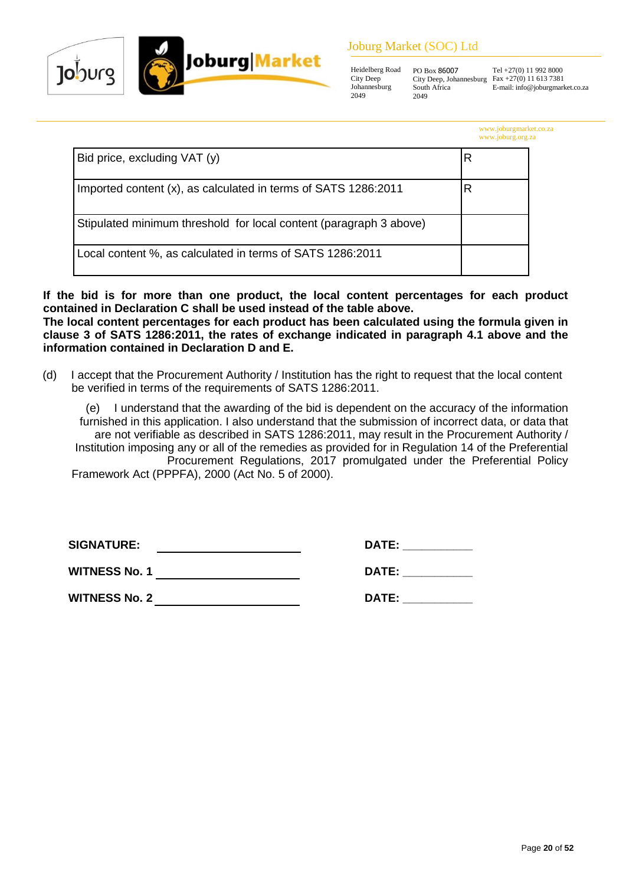| | |
|---|---|
| Bid price, excluding VAT (y) | R |
| Imported content (x), as calculated in terms of SATS 1286:2011 | R |
| Stipulated minimum threshold for local content (paragraph 3 above) | |
| Local content %, as calculated in terms of SATS 1286:2011 | |

**If the bid is for more than one product, the local content percentages for each product contained in Declaration C shall be used instead of the table above.**
**The local content percentages for each product has been calculated using the formula given in clause 3 of SATS 1286:2011, the rates of exchange indicated in paragraph 4.1 above and the information contained in Declaration D and E.**

(d) I accept that the Procurement Authority / Institution has the right to request that the local content be verified in terms of the requirements of SATS 1286:2011.

(e) I understand that the awarding of the bid is dependent on the accuracy of the information furnished in this application. I also understand that the submission of incorrect data, or data that are not verifiable as described in SATS 1286:2011, may result in the Procurement Authority / Institution imposing any or all of the remedies as provided for in Regulation 14 of the Preferential Procurement Regulations, 2017 promulgated under the Preferential Policy Framework Act (PPPFA), 2000 (Act No. 5 of 2000).

**SIGNATURE:** ______________________ **DATE:** ___________

**WITNESS No. 1** ______________________ **DATE:** ___________

**WITNESS No. 2** ______________________ **DATE:** ___________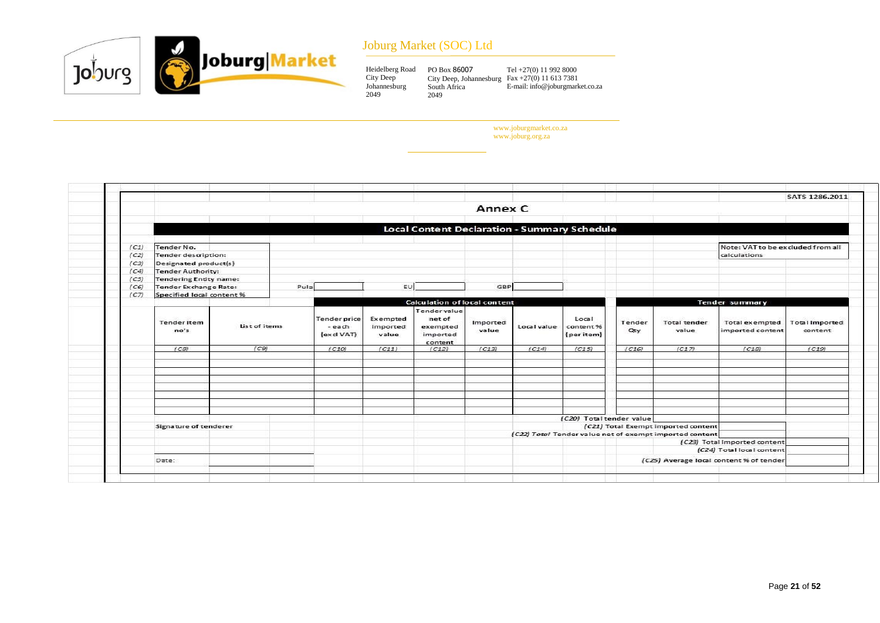# Joburg Market (SOC) Ltd

Heidelberg Road
City Deep
Johannesburg
2049

PO Box 86007
City Deep, Johannesburg
South Africa
2049

Tel +27(0) 11 992 8000
Fax +27(0) 11 613 7381
E-mail: info@joburgmarket.co.za

www.joburgmarket.co.za
www.joburg.org.za

SATS 1286.2011

## Annex C

### Local Content Declaration - Summary Schedule

Note: VAT to be excluded from all calculations

(C1) Tender No.
(C2) Tender description:
(C3) Designated product(s)
(C4) Tender Authority:
(C5) Tendering Entity name:
(C6) Tender Exchange Rate: Pula ____ EU ____ GBP ____
(C7) Specified local content %

| | | Calculation of local content | | | | | | Tender summary | | | |
|---|---|---|---|---|---|---|---|---|---|---|---|
| Tender item no's | List of items | Tender price - each (excl VAT) | Exempted imported value | Tender value net of exempted imported content | Imported value | Local value | Local content % (per item) | Tender Qty | Total tender value | Total exempted imported content | Total Imported content |
| (C8) | (C9) | (C10) | (C11) | (C12) | (C13) | (C14) | (C15) | (C16) | (C17) | (C18) | (C19) |
| | | | | | | | | | | | |
| | | | | | | | | | | | |
| | | | | | | | | | | | |
| | | | | | | | | | | | |
| | | | | | | | | | | | |
| | | | | | | | | | | | |
| | | | | | | | | | | | |
| | | | | | | | | | | | |

(C20) Total tender value

(C21) Total Exempt imported content

(C22) Total Tender value net of exempt imported content

(C23) Total Imported content

(C24) Total local content

(C25) Average local content % of tender

Signature of tenderer

Date: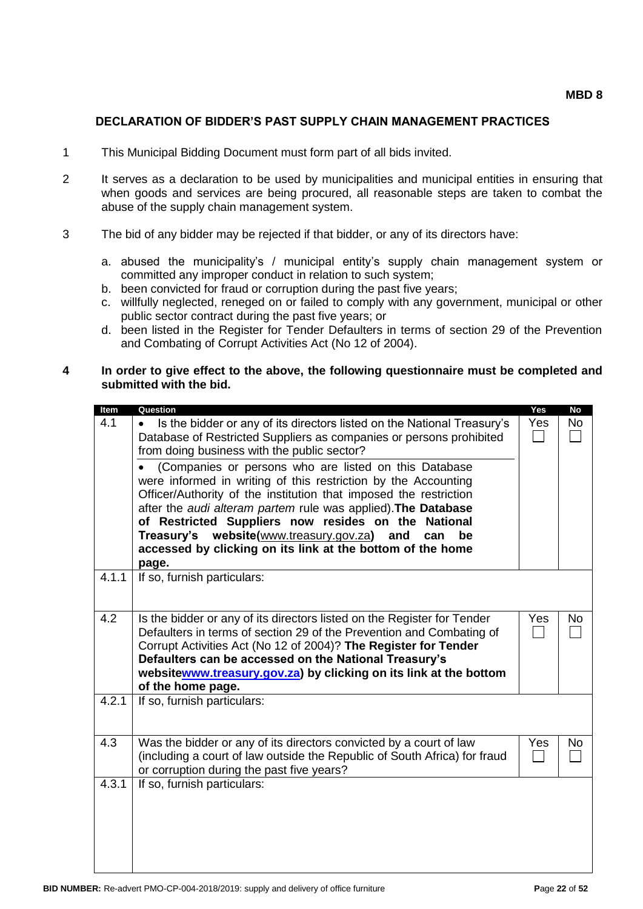**MBD 8**

## DECLARATION OF BIDDER'S PAST SUPPLY CHAIN MANAGEMENT PRACTICES

1. This Municipal Bidding Document must form part of all bids invited.

2. It serves as a declaration to be used by municipalities and municipal entities in ensuring that when goods and services are being procured, all reasonable steps are taken to combat the abuse of the supply chain management system.

3. The bid of any bidder may be rejected if that bidder, or any of its directors have:

   a. abused the municipality's / municipal entity's supply chain management system or committed any improper conduct in relation to such system;
   b. been convicted for fraud or corruption during the past five years;
   c. willfully neglected, reneged on or failed to comply with any government, municipal or other public sector contract during the past five years; or
   d. been listed in the Register for Tender Defaulters in terms of section 29 of the Prevention and Combating of Corrupt Activities Act (No 12 of 2004).

4. **In order to give effect to the above, the following questionnaire must be completed and submitted with the bid.**

| Item | Question | Yes | No |
|---|---|---|---|
| 4.1 | • Is the bidder or any of its directors listed on the National Treasury's Database of Restricted Suppliers as companies or persons prohibited from doing business with the public sector?<br>• (Companies or persons who are listed on this Database were informed in writing of this restriction by the Accounting Officer/Authority of the institution that imposed the restriction after the *audi alteram partem* rule was applied). **The Database of Restricted Suppliers now resides on the National Treasury's website(www.treasury.gov.za) and can be accessed by clicking on its link at the bottom of the home page.** | Yes ☐ | No ☐ |
| 4.1.1 | If so, furnish particulars: | | |
| 4.2 | Is the bidder or any of its directors listed on the Register for Tender Defaulters in terms of section 29 of the Prevention and Combating of Corrupt Activities Act (No 12 of 2004)? **The Register for Tender Defaulters can be accessed on the National Treasury's websitewww.treasury.gov.za) by clicking on its link at the bottom of the home page.** | Yes ☐ | No ☐ |
| 4.2.1 | If so, furnish particulars: | | |
| 4.3 | Was the bidder or any of its directors convicted by a court of law (including a court of law outside the Republic of South Africa) for fraud or corruption during the past five years? | Yes ☐ | No ☐ |
| 4.3.1 | If so, furnish particulars: | | |

**BID NUMBER:** Re-advert PMO-CP-004-2018/2019: supply and delivery of office furniture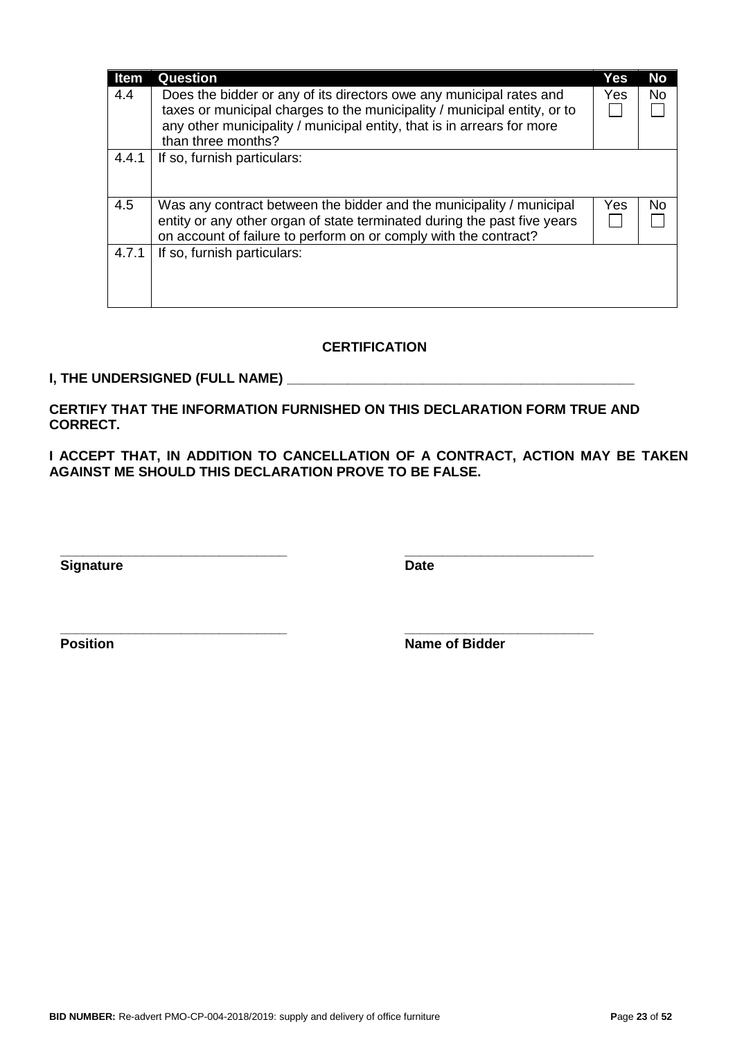| Item | Question | Yes | No |
|---|---|---|---|
| 4.4 | Does the bidder or any of its directors owe any municipal rates and taxes or municipal charges to the municipality / municipal entity, or to any other municipality / municipal entity, that is in arrears for more than three months? | Yes ☐ | No ☐ |
| 4.4.1 | If so, furnish particulars: | | |
| 4.5 | Was any contract between the bidder and the municipality / municipal entity or any other organ of state terminated during the past five years on account of failure to perform on or comply with the contract? | Yes ☐ | No ☐ |
| 4.7.1 | If so, furnish particulars: | | |

**CERTIFICATION**

**I, THE UNDERSIGNED (FULL NAME) _______________________________________________**

**CERTIFY THAT THE INFORMATION FURNISHED ON THIS DECLARATION FORM TRUE AND CORRECT.**

**I ACCEPT THAT, IN ADDITION TO CANCELLATION OF A CONTRACT, ACTION MAY BE TAKEN AGAINST ME SHOULD THIS DECLARATION PROVE TO BE FALSE.**

______________________________ ______________________________
**Signature** **Date**

______________________________ ______________________________
**Position** **Name of Bidder**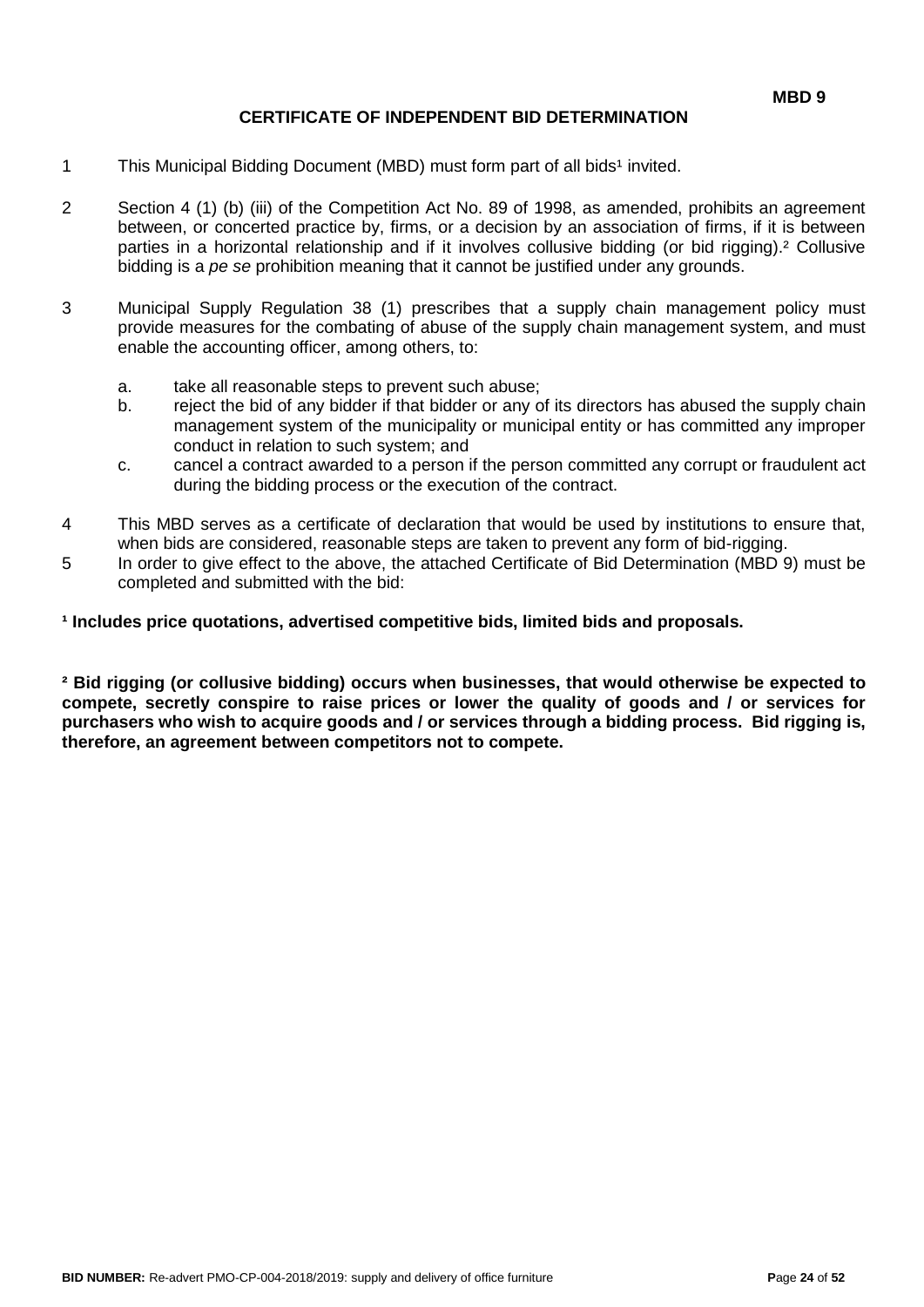**MBD 9**

## CERTIFICATE OF INDEPENDENT BID DETERMINATION

1. This Municipal Bidding Document (MBD) must form part of all bids[1] invited.

2. Section 4 (1) (b) (iii) of the Competition Act No. 89 of 1998, as amended, prohibits an agreement between, or concerted practice by, firms, or a decision by an association of firms, if it is between parties in a horizontal relationship and if it involves collusive bidding (or bid rigging).[2] Collusive bidding is a *pe se* prohibition meaning that it cannot be justified under any grounds.

3. Municipal Supply Regulation 38 (1) prescribes that a supply chain management policy must provide measures for the combating of abuse of the supply chain management system, and must enable the accounting officer, among others, to:

   a. take all reasonable steps to prevent such abuse;
   b. reject the bid of any bidder if that bidder or any of its directors has abused the supply chain management system of the municipality or municipal entity or has committed any improper conduct in relation to such system; and
   c. cancel a contract awarded to a person if the person committed any corrupt or fraudulent act during the bidding process or the execution of the contract.

4. This MBD serves as a certificate of declaration that would be used by institutions to ensure that, when bids are considered, reasonable steps are taken to prevent any form of bid-rigging.
5. In order to give effect to the above, the attached Certificate of Bid Determination (MBD 9) must be completed and submitted with the bid:

**[1] Includes price quotations, advertised competitive bids, limited bids and proposals.**

**[2] Bid rigging (or collusive bidding) occurs when businesses, that would otherwise be expected to compete, secretly conspire to raise prices or lower the quality of goods and / or services for purchasers who wish to acquire goods and / or services through a bidding process. Bid rigging is, therefore, an agreement between competitors not to compete.**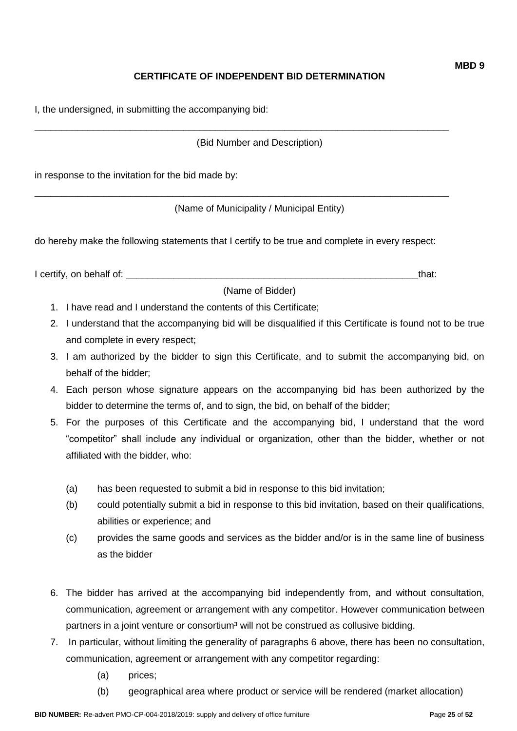**MBD 9**

## CERTIFICATE OF INDEPENDENT BID DETERMINATION

I, the undersigned, in submitting the accompanying bid:

\_\_\_\_\_\_\_\_\_\_\_\_\_\_\_\_\_\_\_\_\_\_\_\_\_\_\_\_\_\_\_\_\_\_\_\_\_\_\_\_\_\_\_\_\_\_\_\_\_\_\_\_\_\_\_\_\_\_\_\_\_\_\_\_\_\_\_\_\_\_\_\_\_\_\_\_\_\_

(Bid Number and Description)

in response to the invitation for the bid made by:

\_\_\_\_\_\_\_\_\_\_\_\_\_\_\_\_\_\_\_\_\_\_\_\_\_\_\_\_\_\_\_\_\_\_\_\_\_\_\_\_\_\_\_\_\_\_\_\_\_\_\_\_\_\_\_\_\_\_\_\_\_\_\_\_\_\_\_\_\_\_\_\_\_\_\_\_\_\_

(Name of Municipality / Municipal Entity)

do hereby make the following statements that I certify to be true and complete in every respect:

I certify, on behalf of: \_\_\_\_\_\_\_\_\_\_\_\_\_\_\_\_\_\_\_\_\_\_\_\_\_\_\_\_\_\_\_\_\_\_\_\_\_\_\_\_\_\_\_\_\_\_\_\_\_\_\_\_\_\_\_\_that:

(Name of Bidder)

1. I have read and I understand the contents of this Certificate;
2. I understand that the accompanying bid will be disqualified if this Certificate is found not to be true and complete in every respect;
3. I am authorized by the bidder to sign this Certificate, and to submit the accompanying bid, on behalf of the bidder;
4. Each person whose signature appears on the accompanying bid has been authorized by the bidder to determine the terms of, and to sign, the bid, on behalf of the bidder;
5. For the purposes of this Certificate and the accompanying bid, I understand that the word "competitor" shall include any individual or organization, other than the bidder, whether or not affiliated with the bidder, who:

   (a) has been requested to submit a bid in response to this bid invitation;

   (b) could potentially submit a bid in response to this bid invitation, based on their qualifications, abilities or experience; and

   (c) provides the same goods and services as the bidder and/or is in the same line of business as the bidder

6. The bidder has arrived at the accompanying bid independently from, and without consultation, communication, agreement or arrangement with any competitor. However communication between partners in a joint venture or consortium[3] will not be construed as collusive bidding.
7. In particular, without limiting the generality of paragraphs 6 above, there has been no consultation, communication, agreement or arrangement with any competitor regarding:

   (a) prices;

   (b) geographical area where product or service will be rendered (market allocation)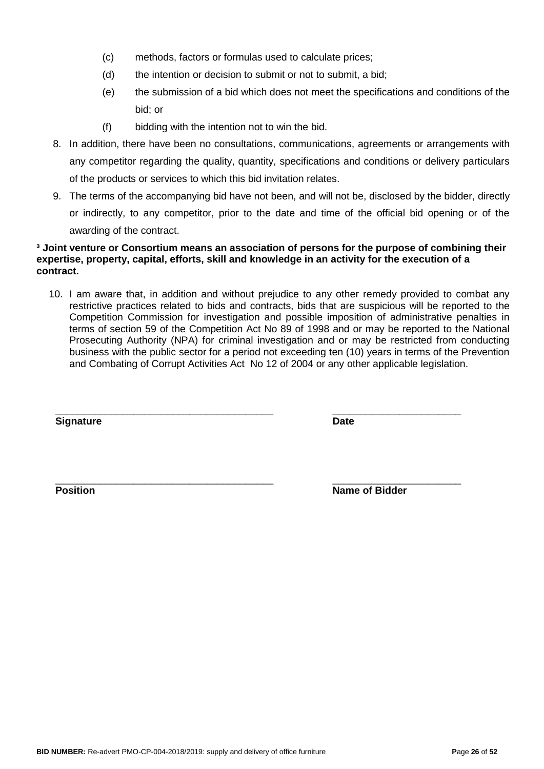(c) methods, factors or formulas used to calculate prices;

(d) the intention or decision to submit or not to submit, a bid;

(e) the submission of a bid which does not meet the specifications and conditions of the bid; or

(f) bidding with the intention not to win the bid.

8. In addition, there have been no consultations, communications, agreements or arrangements with any competitor regarding the quality, quantity, specifications and conditions or delivery particulars of the products or services to which this bid invitation relates.

9. The terms of the accompanying bid have not been, and will not be, disclosed by the bidder, directly or indirectly, to any competitor, prior to the date and time of the official bid opening or of the awarding of the contract.

**[3] Joint venture or Consortium means an association of persons for the purpose of combining their expertise, property, capital, efforts, skill and knowledge in an activity for the execution of a contract.**

10. I am aware that, in addition and without prejudice to any other remedy provided to combat any restrictive practices related to bids and contracts, bids that are suspicious will be reported to the Competition Commission for investigation and possible imposition of administrative penalties in terms of section 59 of the Competition Act No 89 of 1998 and or may be reported to the National Prosecuting Authority (NPA) for criminal investigation and or may be restricted from conducting business with the public sector for a period not exceeding ten (10) years in terms of the Prevention and Combating of Corrupt Activities Act No 12 of 2004 or any other applicable legislation.

_______________________________________ &nbsp;&nbsp;&nbsp;&nbsp;&nbsp;&nbsp;&nbsp;&nbsp; _______________________

**Signature** &nbsp;&nbsp;&nbsp;&nbsp;&nbsp;&nbsp;&nbsp;&nbsp;&nbsp;&nbsp;&nbsp;&nbsp;&nbsp;&nbsp;&nbsp;&nbsp;&nbsp;&nbsp;&nbsp;&nbsp;&nbsp;&nbsp;&nbsp;&nbsp;&nbsp;&nbsp;&nbsp;&nbsp;&nbsp;&nbsp;&nbsp;&nbsp;&nbsp;&nbsp;&nbsp;&nbsp;&nbsp;&nbsp;&nbsp;&nbsp; **Date**

_______________________________________ &nbsp;&nbsp;&nbsp;&nbsp;&nbsp;&nbsp;&nbsp;&nbsp; _______________________

**Position** &nbsp;&nbsp;&nbsp;&nbsp;&nbsp;&nbsp;&nbsp;&nbsp;&nbsp;&nbsp;&nbsp;&nbsp;&nbsp;&nbsp;&nbsp;&nbsp;&nbsp;&nbsp;&nbsp;&nbsp;&nbsp;&nbsp;&nbsp;&nbsp;&nbsp;&nbsp;&nbsp;&nbsp;&nbsp;&nbsp;&nbsp;&nbsp;&nbsp;&nbsp;&nbsp;&nbsp;&nbsp;&nbsp;&nbsp;&nbsp;&nbsp; **Name of Bidder**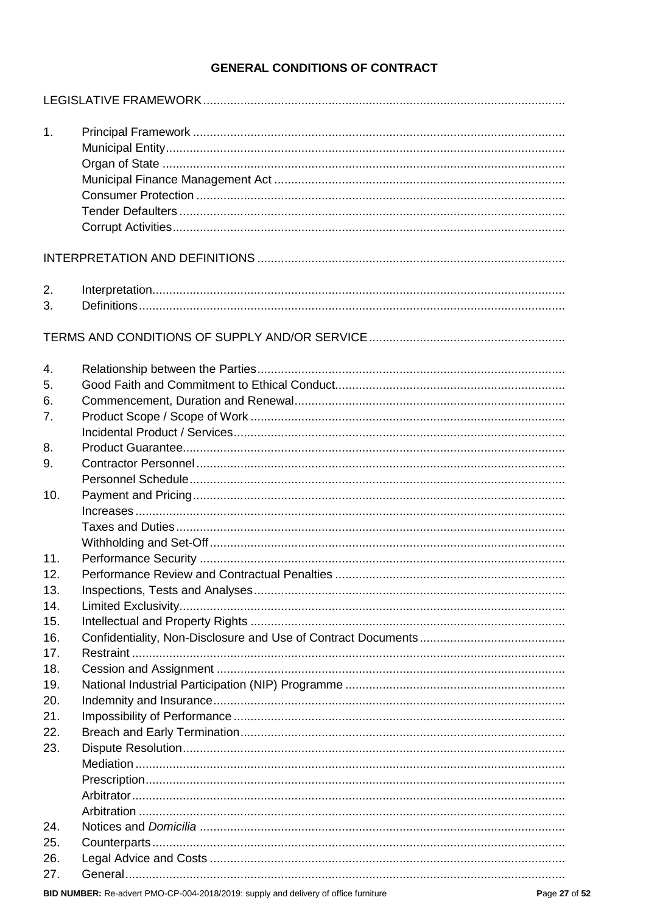# GENERAL CONDITIONS OF CONTRACT

LEGISLATIVE FRAMEWORK

1. Principal Framework
   - Municipal Entity
   - Organ of State
   - Municipal Finance Management Act
   - Consumer Protection
   - Tender Defaulters
   - Corrupt Activities

INTERPRETATION AND DEFINITIONS

2. Interpretation
3. Definitions

TERMS AND CONDITIONS OF SUPPLY AND/OR SERVICE

4. Relationship between the Parties
5. Good Faith and Commitment to Ethical Conduct
6. Commencement, Duration and Renewal
7. Product Scope / Scope of Work
   - Incidental Product / Services
8. Product Guarantee
9. Contractor Personnel
   - Personnel Schedule
10. Payment and Pricing
    - Increases
    - Taxes and Duties
    - Withholding and Set-Off
11. Performance Security
12. Performance Review and Contractual Penalties
13. Inspections, Tests and Analyses
14. Limited Exclusivity
15. Intellectual and Property Rights
16. Confidentiality, Non-Disclosure and Use of Contract Documents
17. Restraint
18. Cession and Assignment
19. National Industrial Participation (NIP) Programme
20. Indemnity and Insurance
21. Impossibility of Performance
22. Breach and Early Termination
23. Dispute Resolution
    - Mediation
    - Prescription
    - Arbitrator
    - Arbitration
24. Notices and *Domicilia*
25. Counterparts
26. Legal Advice and Costs
27. General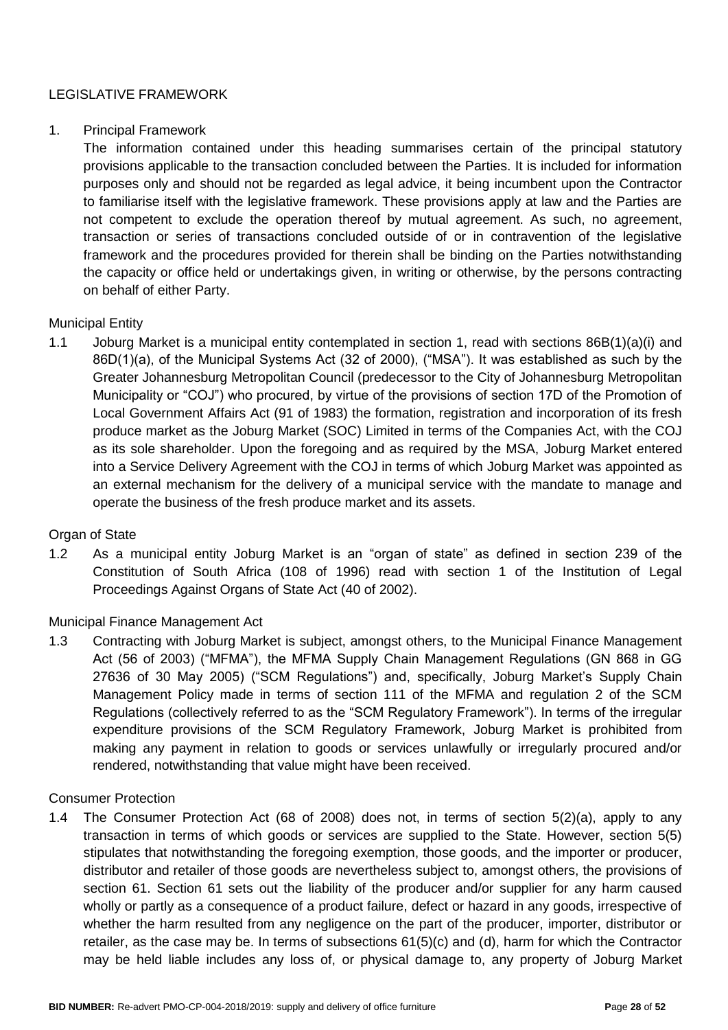LEGISLATIVE FRAMEWORK

1. Principal Framework

   The information contained under this heading summarises certain of the principal statutory provisions applicable to the transaction concluded between the Parties. It is included for information purposes only and should not be regarded as legal advice, it being incumbent upon the Contractor to familiarise itself with the legislative framework. These provisions apply at law and the Parties are not competent to exclude the operation thereof by mutual agreement. As such, no agreement, transaction or series of transactions concluded outside of or in contravention of the legislative framework and the procedures provided for therein shall be binding on the Parties notwithstanding the capacity or office held or undertakings given, in writing or otherwise, by the persons contracting on behalf of either Party.

Municipal Entity

1.1 Joburg Market is a municipal entity contemplated in section 1, read with sections 86B(1)(a)(i) and 86D(1)(a), of the Municipal Systems Act (32 of 2000), ("MSA"). It was established as such by the Greater Johannesburg Metropolitan Council (predecessor to the City of Johannesburg Metropolitan Municipality or "COJ") who procured, by virtue of the provisions of section 17D of the Promotion of Local Government Affairs Act (91 of 1983) the formation, registration and incorporation of its fresh produce market as the Joburg Market (SOC) Limited in terms of the Companies Act, with the COJ as its sole shareholder. Upon the foregoing and as required by the MSA, Joburg Market entered into a Service Delivery Agreement with the COJ in terms of which Joburg Market was appointed as an external mechanism for the delivery of a municipal service with the mandate to manage and operate the business of the fresh produce market and its assets.

Organ of State

1.2 As a municipal entity Joburg Market is an "organ of state" as defined in section 239 of the Constitution of South Africa (108 of 1996) read with section 1 of the Institution of Legal Proceedings Against Organs of State Act (40 of 2002).

Municipal Finance Management Act

1.3 Contracting with Joburg Market is subject, amongst others, to the Municipal Finance Management Act (56 of 2003) ("MFMA"), the MFMA Supply Chain Management Regulations (GN 868 in GG 27636 of 30 May 2005) ("SCM Regulations") and, specifically, Joburg Market's Supply Chain Management Policy made in terms of section 111 of the MFMA and regulation 2 of the SCM Regulations (collectively referred to as the "SCM Regulatory Framework"). In terms of the irregular expenditure provisions of the SCM Regulatory Framework, Joburg Market is prohibited from making any payment in relation to goods or services unlawfully or irregularly procured and/or rendered, notwithstanding that value might have been received.

Consumer Protection

1.4 The Consumer Protection Act (68 of 2008) does not, in terms of section 5(2)(a), apply to any transaction in terms of which goods or services are supplied to the State. However, section 5(5) stipulates that notwithstanding the foregoing exemption, those goods, and the importer or producer, distributor and retailer of those goods are nevertheless subject to, amongst others, the provisions of section 61. Section 61 sets out the liability of the producer and/or supplier for any harm caused wholly or partly as a consequence of a product failure, defect or hazard in any goods, irrespective of whether the harm resulted from any negligence on the part of the producer, importer, distributor or retailer, as the case may be. In terms of subsections 61(5)(c) and (d), harm for which the Contractor may be held liable includes any loss of, or physical damage to, any property of Joburg Market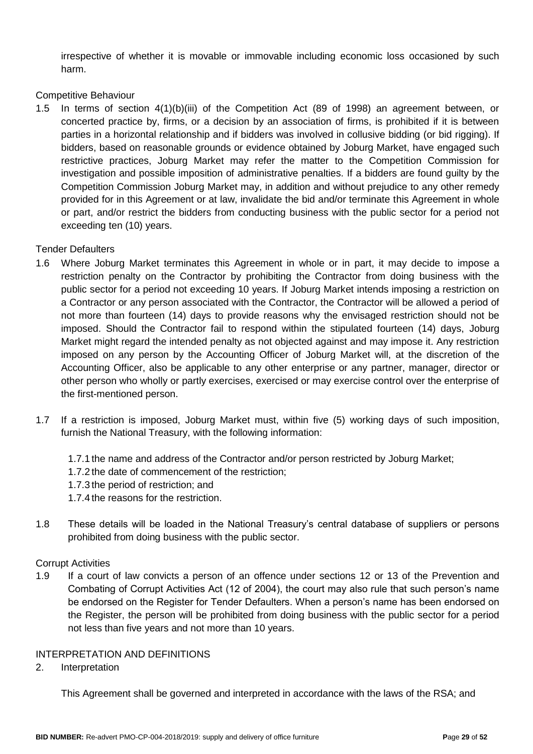irrespective of whether it is movable or immovable including economic loss occasioned by such harm.

Competitive Behaviour

1.5 In terms of section 4(1)(b)(iii) of the Competition Act (89 of 1998) an agreement between, or concerted practice by, firms, or a decision by an association of firms, is prohibited if it is between parties in a horizontal relationship and if bidders was involved in collusive bidding (or bid rigging). If bidders, based on reasonable grounds or evidence obtained by Joburg Market, have engaged such restrictive practices, Joburg Market may refer the matter to the Competition Commission for investigation and possible imposition of administrative penalties. If a bidders are found guilty by the Competition Commission Joburg Market may, in addition and without prejudice to any other remedy provided for in this Agreement or at law, invalidate the bid and/or terminate this Agreement in whole or part, and/or restrict the bidders from conducting business with the public sector for a period not exceeding ten (10) years.

Tender Defaulters

1.6 Where Joburg Market terminates this Agreement in whole or in part, it may decide to impose a restriction penalty on the Contractor by prohibiting the Contractor from doing business with the public sector for a period not exceeding 10 years. If Joburg Market intends imposing a restriction on a Contractor or any person associated with the Contractor, the Contractor will be allowed a period of not more than fourteen (14) days to provide reasons why the envisaged restriction should not be imposed. Should the Contractor fail to respond within the stipulated fourteen (14) days, Joburg Market might regard the intended penalty as not objected against and may impose it. Any restriction imposed on any person by the Accounting Officer of Joburg Market will, at the discretion of the Accounting Officer, also be applicable to any other enterprise or any partner, manager, director or other person who wholly or partly exercises, exercised or may exercise control over the enterprise of the first-mentioned person.

1.7 If a restriction is imposed, Joburg Market must, within five (5) working days of such imposition, furnish the National Treasury, with the following information:

1.7.1 the name and address of the Contractor and/or person restricted by Joburg Market;
1.7.2 the date of commencement of the restriction;
1.7.3 the period of restriction; and
1.7.4 the reasons for the restriction.

1.8 These details will be loaded in the National Treasury's central database of suppliers or persons prohibited from doing business with the public sector.

Corrupt Activities

1.9 If a court of law convicts a person of an offence under sections 12 or 13 of the Prevention and Combating of Corrupt Activities Act (12 of 2004), the court may also rule that such person's name be endorsed on the Register for Tender Defaulters. When a person's name has been endorsed on the Register, the person will be prohibited from doing business with the public sector for a period not less than five years and not more than 10 years.

INTERPRETATION AND DEFINITIONS

2. Interpretation

This Agreement shall be governed and interpreted in accordance with the laws of the RSA; and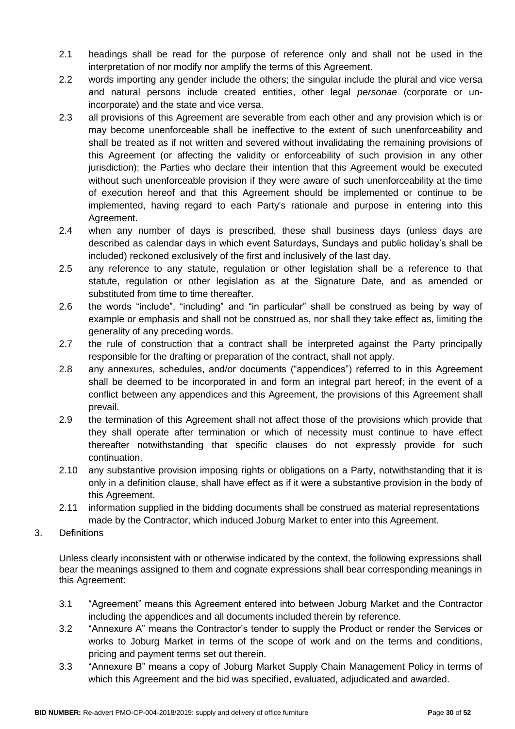2.1 headings shall be read for the purpose of reference only and shall not be used in the interpretation of nor modify nor amplify the terms of this Agreement.

2.2 words importing any gender include the others; the singular include the plural and vice versa and natural persons include created entities, other legal *personae* (corporate or un-incorporate) and the state and vice versa.

2.3 all provisions of this Agreement are severable from each other and any provision which is or may become unenforceable shall be ineffective to the extent of such unenforceability and shall be treated as if not written and severed without invalidating the remaining provisions of this Agreement (or affecting the validity or enforceability of such provision in any other jurisdiction); the Parties who declare their intention that this Agreement would be executed without such unenforceable provision if they were aware of such unenforceability at the time of execution hereof and that this Agreement should be implemented or continue to be implemented, having regard to each Party's rationale and purpose in entering into this Agreement.

2.4 when any number of days is prescribed, these shall business days (unless days are described as calendar days in which event Saturdays, Sundays and public holiday's shall be included) reckoned exclusively of the first and inclusively of the last day.

2.5 any reference to any statute, regulation or other legislation shall be a reference to that statute, regulation or other legislation as at the Signature Date, and as amended or substituted from time to time thereafter.

2.6 the words "include", "including" and "in particular" shall be construed as being by way of example or emphasis and shall not be construed as, nor shall they take effect as, limiting the generality of any preceding words.

2.7 the rule of construction that a contract shall be interpreted against the Party principally responsible for the drafting or preparation of the contract, shall not apply.

2.8 any annexures, schedules, and/or documents ("appendices") referred to in this Agreement shall be deemed to be incorporated in and form an integral part hereof; in the event of a conflict between any appendices and this Agreement, the provisions of this Agreement shall prevail.

2.9 the termination of this Agreement shall not affect those of the provisions which provide that they shall operate after termination or which of necessity must continue to have effect thereafter notwithstanding that specific clauses do not expressly provide for such continuation.

2.10 any substantive provision imposing rights or obligations on a Party, notwithstanding that it is only in a definition clause, shall have effect as if it were a substantive provision in the body of this Agreement.

2.11 information supplied in the bidding documents shall be construed as material representations made by the Contractor, which induced Joburg Market to enter into this Agreement.

3. Definitions

Unless clearly inconsistent with or otherwise indicated by the context, the following expressions shall bear the meanings assigned to them and cognate expressions shall bear corresponding meanings in this Agreement:

3.1 "Agreement" means this Agreement entered into between Joburg Market and the Contractor including the appendices and all documents included therein by reference.

3.2 "Annexure A" means the Contractor's tender to supply the Product or render the Services or works to Joburg Market in terms of the scope of work and on the terms and conditions, pricing and payment terms set out therein.

3.3 "Annexure B" means a copy of Joburg Market Supply Chain Management Policy in terms of which this Agreement and the bid was specified, evaluated, adjudicated and awarded.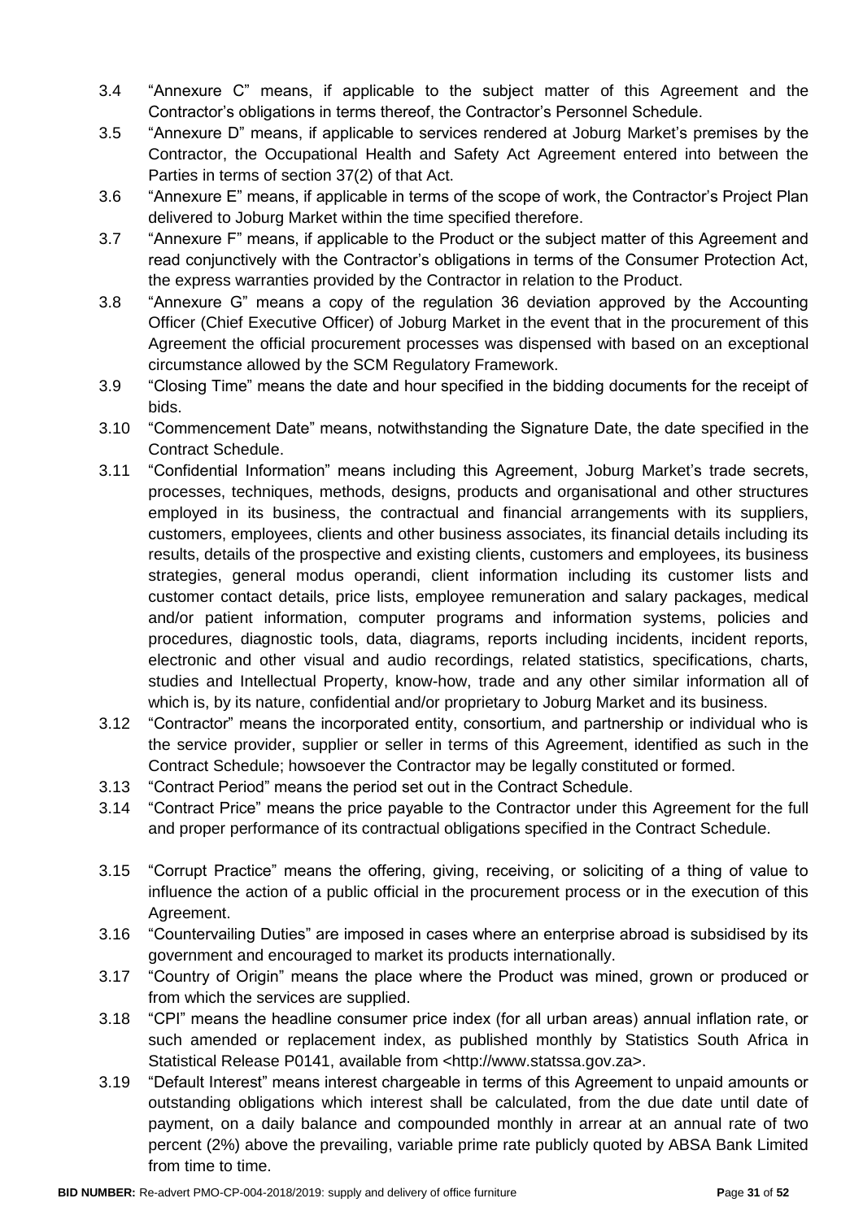3.4 "Annexure C" means, if applicable to the subject matter of this Agreement and the Contractor's obligations in terms thereof, the Contractor's Personnel Schedule.

3.5 "Annexure D" means, if applicable to services rendered at Joburg Market's premises by the Contractor, the Occupational Health and Safety Act Agreement entered into between the Parties in terms of section 37(2) of that Act.

3.6 "Annexure E" means, if applicable in terms of the scope of work, the Contractor's Project Plan delivered to Joburg Market within the time specified therefore.

3.7 "Annexure F" means, if applicable to the Product or the subject matter of this Agreement and read conjunctively with the Contractor's obligations in terms of the Consumer Protection Act, the express warranties provided by the Contractor in relation to the Product.

3.8 "Annexure G" means a copy of the regulation 36 deviation approved by the Accounting Officer (Chief Executive Officer) of Joburg Market in the event that in the procurement of this Agreement the official procurement processes was dispensed with based on an exceptional circumstance allowed by the SCM Regulatory Framework.

3.9 "Closing Time" means the date and hour specified in the bidding documents for the receipt of bids.

3.10 "Commencement Date" means, notwithstanding the Signature Date, the date specified in the Contract Schedule.

3.11 "Confidential Information" means including this Agreement, Joburg Market's trade secrets, processes, techniques, methods, designs, products and organisational and other structures employed in its business, the contractual and financial arrangements with its suppliers, customers, employees, clients and other business associates, its financial details including its results, details of the prospective and existing clients, customers and employees, its business strategies, general modus operandi, client information including its customer lists and customer contact details, price lists, employee remuneration and salary packages, medical and/or patient information, computer programs and information systems, policies and procedures, diagnostic tools, data, diagrams, reports including incidents, incident reports, electronic and other visual and audio recordings, related statistics, specifications, charts, studies and Intellectual Property, know-how, trade and any other similar information all of which is, by its nature, confidential and/or proprietary to Joburg Market and its business.

3.12 "Contractor" means the incorporated entity, consortium, and partnership or individual who is the service provider, supplier or seller in terms of this Agreement, identified as such in the Contract Schedule; howsoever the Contractor may be legally constituted or formed.

3.13 "Contract Period" means the period set out in the Contract Schedule.

3.14 "Contract Price" means the price payable to the Contractor under this Agreement for the full and proper performance of its contractual obligations specified in the Contract Schedule.

3.15 "Corrupt Practice" means the offering, giving, receiving, or soliciting of a thing of value to influence the action of a public official in the procurement process or in the execution of this Agreement.

3.16 "Countervailing Duties" are imposed in cases where an enterprise abroad is subsidised by its government and encouraged to market its products internationally.

3.17 "Country of Origin" means the place where the Product was mined, grown or produced or from which the services are supplied.

3.18 "CPI" means the headline consumer price index (for all urban areas) annual inflation rate, or such amended or replacement index, as published monthly by Statistics South Africa in Statistical Release P0141, available from <http://www.statssa.gov.za>.

3.19 "Default Interest" means interest chargeable in terms of this Agreement to unpaid amounts or outstanding obligations which interest shall be calculated, from the due date until date of payment, on a daily balance and compounded monthly in arrear at an annual rate of two percent (2%) above the prevailing, variable prime rate publicly quoted by ABSA Bank Limited from time to time.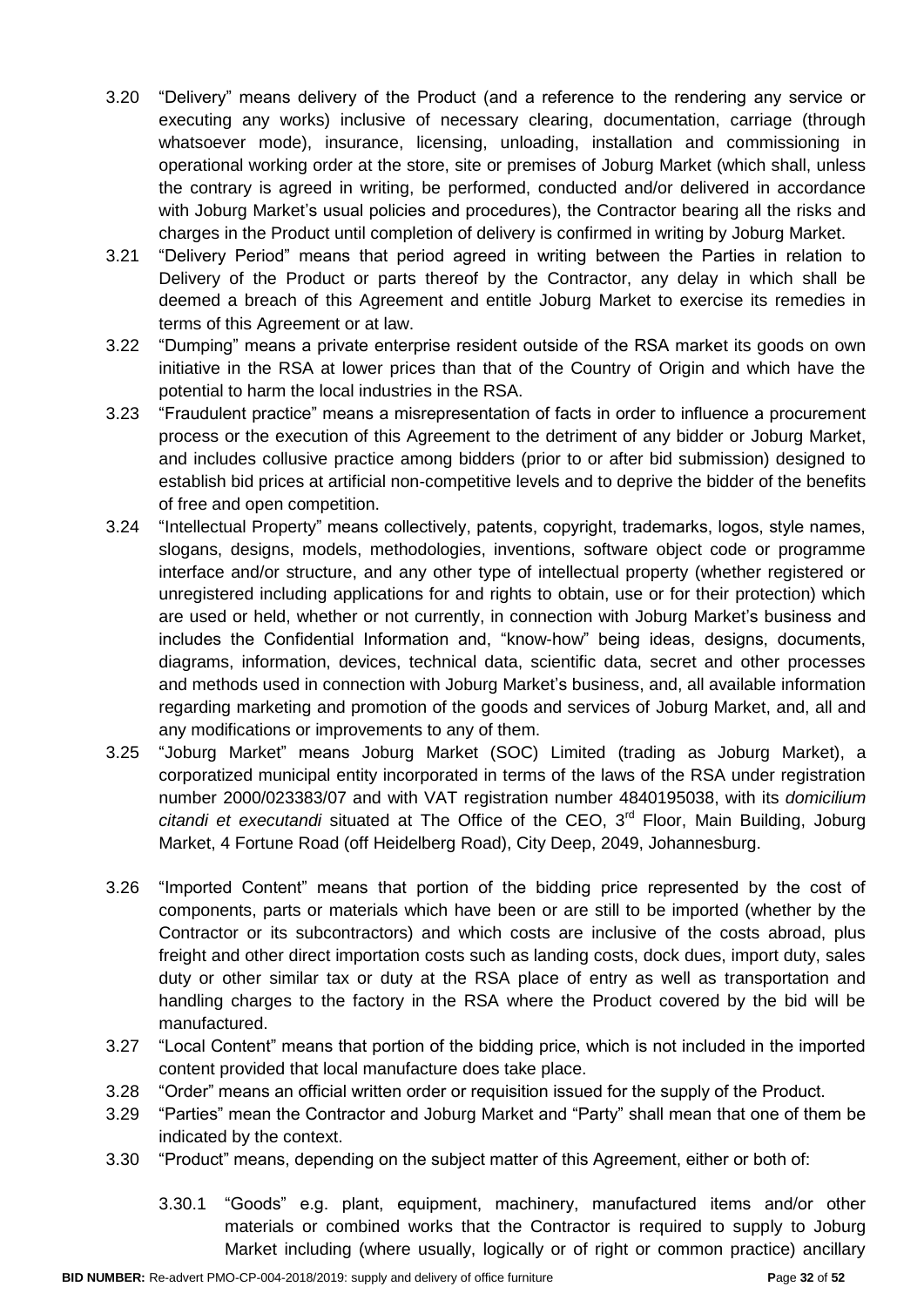3.20 "Delivery" means delivery of the Product (and a reference to the rendering any service or executing any works) inclusive of necessary clearing, documentation, carriage (through whatsoever mode), insurance, licensing, unloading, installation and commissioning in operational working order at the store, site or premises of Joburg Market (which shall, unless the contrary is agreed in writing, be performed, conducted and/or delivered in accordance with Joburg Market's usual policies and procedures), the Contractor bearing all the risks and charges in the Product until completion of delivery is confirmed in writing by Joburg Market.

3.21 "Delivery Period" means that period agreed in writing between the Parties in relation to Delivery of the Product or parts thereof by the Contractor, any delay in which shall be deemed a breach of this Agreement and entitle Joburg Market to exercise its remedies in terms of this Agreement or at law.

3.22 "Dumping" means a private enterprise resident outside of the RSA market its goods on own initiative in the RSA at lower prices than that of the Country of Origin and which have the potential to harm the local industries in the RSA.

3.23 "Fraudulent practice" means a misrepresentation of facts in order to influence a procurement process or the execution of this Agreement to the detriment of any bidder or Joburg Market, and includes collusive practice among bidders (prior to or after bid submission) designed to establish bid prices at artificial non-competitive levels and to deprive the bidder of the benefits of free and open competition.

3.24 "Intellectual Property" means collectively, patents, copyright, trademarks, logos, style names, slogans, designs, models, methodologies, inventions, software object code or programme interface and/or structure, and any other type of intellectual property (whether registered or unregistered including applications for and rights to obtain, use or for their protection) which are used or held, whether or not currently, in connection with Joburg Market's business and includes the Confidential Information and, "know-how" being ideas, designs, documents, diagrams, information, devices, technical data, scientific data, secret and other processes and methods used in connection with Joburg Market's business, and, all available information regarding marketing and promotion of the goods and services of Joburg Market, and, all and any modifications or improvements to any of them.

3.25 "Joburg Market" means Joburg Market (SOC) Limited (trading as Joburg Market), a corporatized municipal entity incorporated in terms of the laws of the RSA under registration number 2000/023383/07 and with VAT registration number 4840195038, with its *domicilium citandi et executandi* situated at The Office of the CEO, 3rd Floor, Main Building, Joburg Market, 4 Fortune Road (off Heidelberg Road), City Deep, 2049, Johannesburg.

3.26 "Imported Content" means that portion of the bidding price represented by the cost of components, parts or materials which have been or are still to be imported (whether by the Contractor or its subcontractors) and which costs are inclusive of the costs abroad, plus freight and other direct importation costs such as landing costs, dock dues, import duty, sales duty or other similar tax or duty at the RSA place of entry as well as transportation and handling charges to the factory in the RSA where the Product covered by the bid will be manufactured.

3.27 "Local Content" means that portion of the bidding price, which is not included in the imported content provided that local manufacture does take place.

3.28 "Order" means an official written order or requisition issued for the supply of the Product.

3.29 "Parties" mean the Contractor and Joburg Market and "Party" shall mean that one of them be indicated by the context.

3.30 "Product" means, depending on the subject matter of this Agreement, either or both of:

3.30.1 "Goods" e.g. plant, equipment, machinery, manufactured items and/or other materials or combined works that the Contractor is required to supply to Joburg Market including (where usually, logically or of right or common practice) ancillary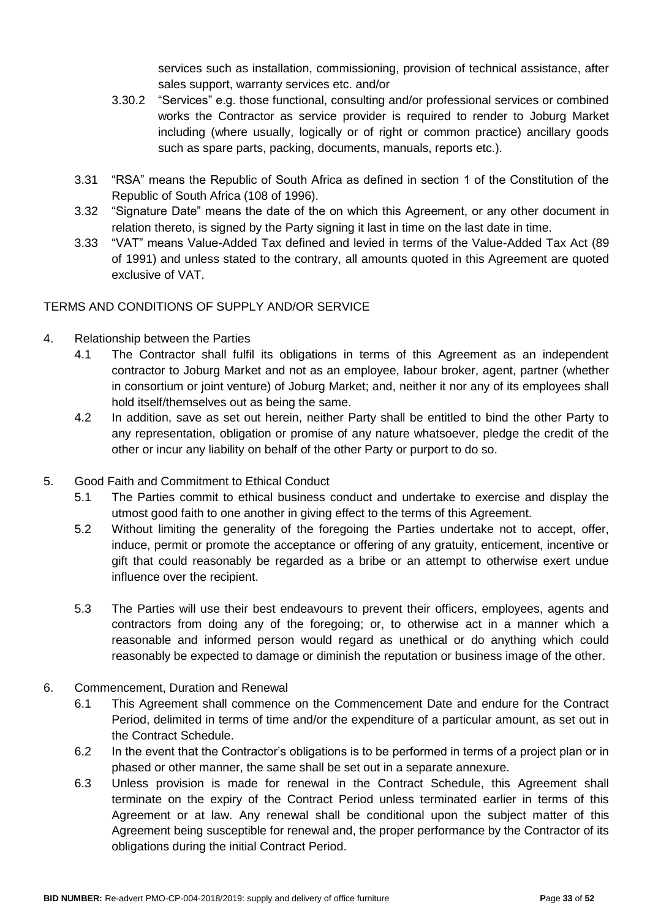services such as installation, commissioning, provision of technical assistance, after sales support, warranty services etc. and/or

3.30.2 "Services" e.g. those functional, consulting and/or professional services or combined works the Contractor as service provider is required to render to Joburg Market including (where usually, logically or of right or common practice) ancillary goods such as spare parts, packing, documents, manuals, reports etc.).

3.31 "RSA" means the Republic of South Africa as defined in section 1 of the Constitution of the Republic of South Africa (108 of 1996).

3.32 "Signature Date" means the date of the on which this Agreement, or any other document in relation thereto, is signed by the Party signing it last in time on the last date in time.

3.33 "VAT" means Value-Added Tax defined and levied in terms of the Value-Added Tax Act (89 of 1991) and unless stated to the contrary, all amounts quoted in this Agreement are quoted exclusive of VAT.

TERMS AND CONDITIONS OF SUPPLY AND/OR SERVICE

4. Relationship between the Parties

4.1 The Contractor shall fulfil its obligations in terms of this Agreement as an independent contractor to Joburg Market and not as an employee, labour broker, agent, partner (whether in consortium or joint venture) of Joburg Market; and, neither it nor any of its employees shall hold itself/themselves out as being the same.

4.2 In addition, save as set out herein, neither Party shall be entitled to bind the other Party to any representation, obligation or promise of any nature whatsoever, pledge the credit of the other or incur any liability on behalf of the other Party or purport to do so.

5. Good Faith and Commitment to Ethical Conduct

5.1 The Parties commit to ethical business conduct and undertake to exercise and display the utmost good faith to one another in giving effect to the terms of this Agreement.

5.2 Without limiting the generality of the foregoing the Parties undertake not to accept, offer, induce, permit or promote the acceptance or offering of any gratuity, enticement, incentive or gift that could reasonably be regarded as a bribe or an attempt to otherwise exert undue influence over the recipient.

5.3 The Parties will use their best endeavours to prevent their officers, employees, agents and contractors from doing any of the foregoing; or, to otherwise act in a manner which a reasonable and informed person would regard as unethical or do anything which could reasonably be expected to damage or diminish the reputation or business image of the other.

6. Commencement, Duration and Renewal

6.1 This Agreement shall commence on the Commencement Date and endure for the Contract Period, delimited in terms of time and/or the expenditure of a particular amount, as set out in the Contract Schedule.

6.2 In the event that the Contractor's obligations is to be performed in terms of a project plan or in phased or other manner, the same shall be set out in a separate annexure.

6.3 Unless provision is made for renewal in the Contract Schedule, this Agreement shall terminate on the expiry of the Contract Period unless terminated earlier in terms of this Agreement or at law. Any renewal shall be conditional upon the subject matter of this Agreement being susceptible for renewal and, the proper performance by the Contractor of its obligations during the initial Contract Period.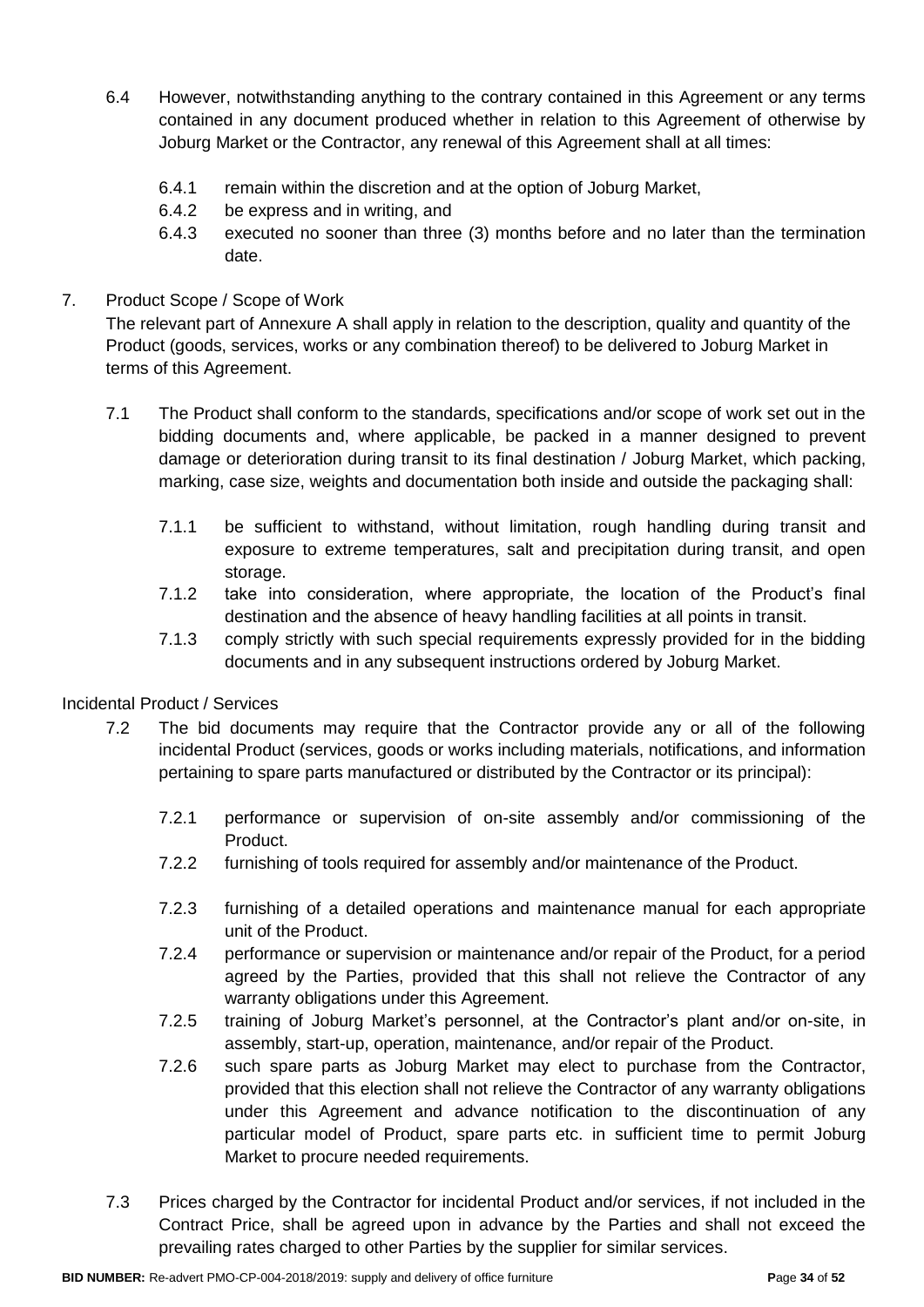6.4 However, notwithstanding anything to the contrary contained in this Agreement or any terms contained in any document produced whether in relation to this Agreement of otherwise by Joburg Market or the Contractor, any renewal of this Agreement shall at all times:

- 6.4.1 remain within the discretion and at the option of Joburg Market,
- 6.4.2 be express and in writing, and
- 6.4.3 executed no sooner than three (3) months before and no later than the termination date.

7. Product Scope / Scope of Work

The relevant part of Annexure A shall apply in relation to the description, quality and quantity of the Product (goods, services, works or any combination thereof) to be delivered to Joburg Market in terms of this Agreement.

7.1 The Product shall conform to the standards, specifications and/or scope of work set out in the bidding documents and, where applicable, be packed in a manner designed to prevent damage or deterioration during transit to its final destination / Joburg Market, which packing, marking, case size, weights and documentation both inside and outside the packaging shall:

- 7.1.1 be sufficient to withstand, without limitation, rough handling during transit and exposure to extreme temperatures, salt and precipitation during transit, and open storage.
- 7.1.2 take into consideration, where appropriate, the location of the Product's final destination and the absence of heavy handling facilities at all points in transit.
- 7.1.3 comply strictly with such special requirements expressly provided for in the bidding documents and in any subsequent instructions ordered by Joburg Market.

Incidental Product / Services

7.2 The bid documents may require that the Contractor provide any or all of the following incidental Product (services, goods or works including materials, notifications, and information pertaining to spare parts manufactured or distributed by the Contractor or its principal):

- 7.2.1 performance or supervision of on-site assembly and/or commissioning of the Product.
- 7.2.2 furnishing of tools required for assembly and/or maintenance of the Product.
- 7.2.3 furnishing of a detailed operations and maintenance manual for each appropriate unit of the Product.
- 7.2.4 performance or supervision or maintenance and/or repair of the Product, for a period agreed by the Parties, provided that this shall not relieve the Contractor of any warranty obligations under this Agreement.
- 7.2.5 training of Joburg Market's personnel, at the Contractor's plant and/or on-site, in assembly, start-up, operation, maintenance, and/or repair of the Product.
- 7.2.6 such spare parts as Joburg Market may elect to purchase from the Contractor, provided that this election shall not relieve the Contractor of any warranty obligations under this Agreement and advance notification to the discontinuation of any particular model of Product, spare parts etc. in sufficient time to permit Joburg Market to procure needed requirements.

7.3 Prices charged by the Contractor for incidental Product and/or services, if not included in the Contract Price, shall be agreed upon in advance by the Parties and shall not exceed the prevailing rates charged to other Parties by the supplier for similar services.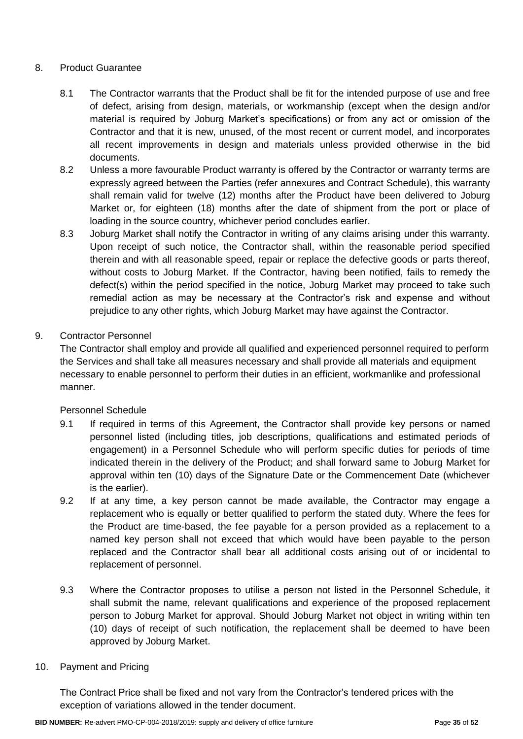## 8. Product Guarantee

8.1 The Contractor warrants that the Product shall be fit for the intended purpose of use and free of defect, arising from design, materials, or workmanship (except when the design and/or material is required by Joburg Market's specifications) or from any act or omission of the Contractor and that it is new, unused, of the most recent or current model, and incorporates all recent improvements in design and materials unless provided otherwise in the bid documents.

8.2 Unless a more favourable Product warranty is offered by the Contractor or warranty terms are expressly agreed between the Parties (refer annexures and Contract Schedule), this warranty shall remain valid for twelve (12) months after the Product have been delivered to Joburg Market or, for eighteen (18) months after the date of shipment from the port or place of loading in the source country, whichever period concludes earlier.

8.3 Joburg Market shall notify the Contractor in writing of any claims arising under this warranty. Upon receipt of such notice, the Contractor shall, within the reasonable period specified therein and with all reasonable speed, repair or replace the defective goods or parts thereof, without costs to Joburg Market. If the Contractor, having been notified, fails to remedy the defect(s) within the period specified in the notice, Joburg Market may proceed to take such remedial action as may be necessary at the Contractor's risk and expense and without prejudice to any other rights, which Joburg Market may have against the Contractor.

## 9. Contractor Personnel

The Contractor shall employ and provide all qualified and experienced personnel required to perform the Services and shall take all measures necessary and shall provide all materials and equipment necessary to enable personnel to perform their duties in an efficient, workmanlike and professional manner.

### Personnel Schedule

9.1 If required in terms of this Agreement, the Contractor shall provide key persons or named personnel listed (including titles, job descriptions, qualifications and estimated periods of engagement) in a Personnel Schedule who will perform specific duties for periods of time indicated therein in the delivery of the Product; and shall forward same to Joburg Market for approval within ten (10) days of the Signature Date or the Commencement Date (whichever is the earlier).

9.2 If at any time, a key person cannot be made available, the Contractor may engage a replacement who is equally or better qualified to perform the stated duty. Where the fees for the Product are time-based, the fee payable for a person provided as a replacement to a named key person shall not exceed that which would have been payable to the person replaced and the Contractor shall bear all additional costs arising out of or incidental to replacement of personnel.

9.3 Where the Contractor proposes to utilise a person not listed in the Personnel Schedule, it shall submit the name, relevant qualifications and experience of the proposed replacement person to Joburg Market for approval. Should Joburg Market not object in writing within ten (10) days of receipt of such notification, the replacement shall be deemed to have been approved by Joburg Market.

## 10. Payment and Pricing

The Contract Price shall be fixed and not vary from the Contractor's tendered prices with the exception of variations allowed in the tender document.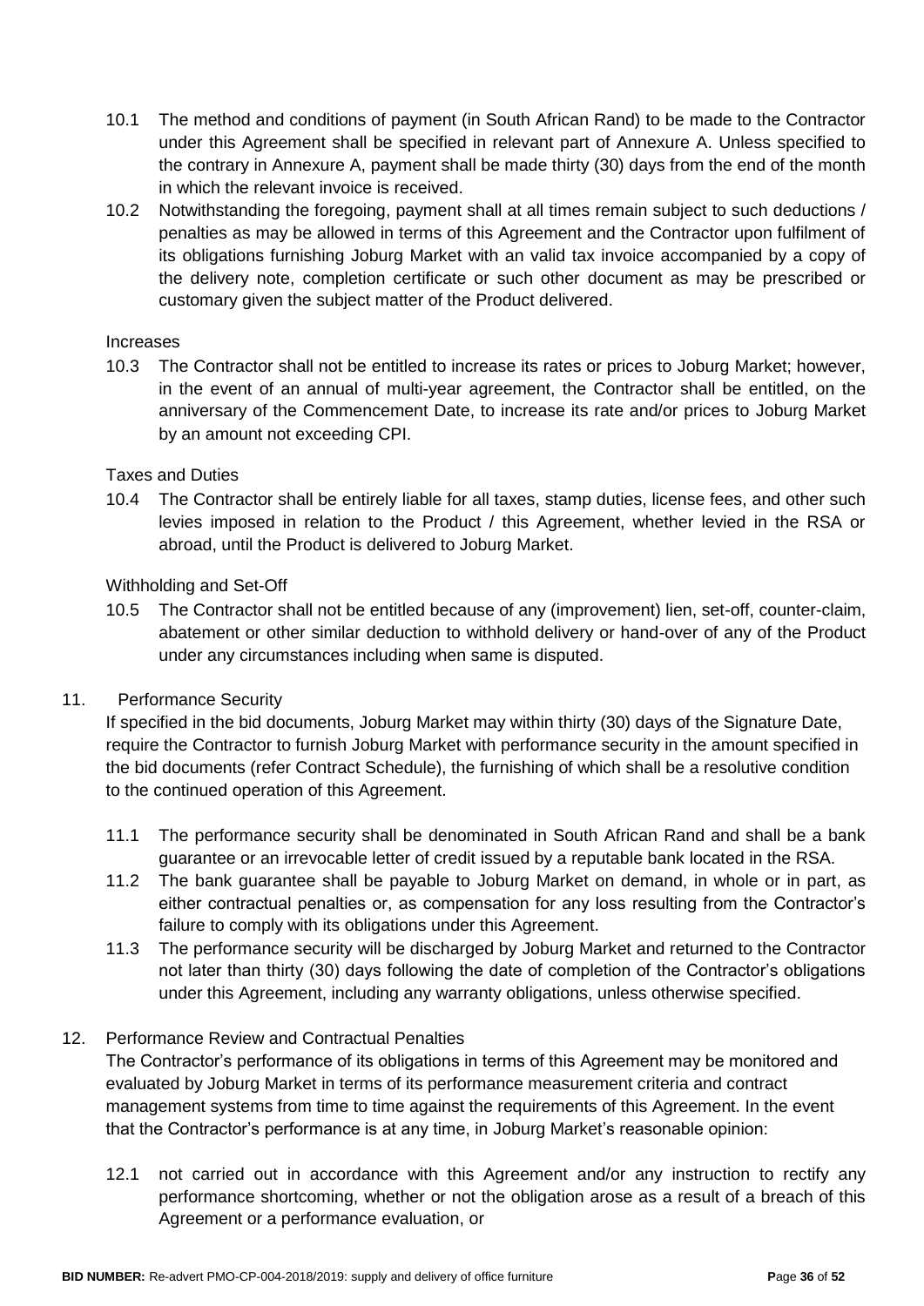10.1 The method and conditions of payment (in South African Rand) to be made to the Contractor under this Agreement shall be specified in relevant part of Annexure A. Unless specified to the contrary in Annexure A, payment shall be made thirty (30) days from the end of the month in which the relevant invoice is received.

10.2 Notwithstanding the foregoing, payment shall at all times remain subject to such deductions / penalties as may be allowed in terms of this Agreement and the Contractor upon fulfilment of its obligations furnishing Joburg Market with an valid tax invoice accompanied by a copy of the delivery note, completion certificate or such other document as may be prescribed or customary given the subject matter of the Product delivered.

Increases

10.3 The Contractor shall not be entitled to increase its rates or prices to Joburg Market; however, in the event of an annual of multi-year agreement, the Contractor shall be entitled, on the anniversary of the Commencement Date, to increase its rate and/or prices to Joburg Market by an amount not exceeding CPI.

Taxes and Duties

10.4 The Contractor shall be entirely liable for all taxes, stamp duties, license fees, and other such levies imposed in relation to the Product / this Agreement, whether levied in the RSA or abroad, until the Product is delivered to Joburg Market.

Withholding and Set-Off

10.5 The Contractor shall not be entitled because of any (improvement) lien, set-off, counter-claim, abatement or other similar deduction to withhold delivery or hand-over of any of the Product under any circumstances including when same is disputed.

11. Performance Security

If specified in the bid documents, Joburg Market may within thirty (30) days of the Signature Date, require the Contractor to furnish Joburg Market with performance security in the amount specified in the bid documents (refer Contract Schedule), the furnishing of which shall be a resolutive condition to the continued operation of this Agreement.

11.1 The performance security shall be denominated in South African Rand and shall be a bank guarantee or an irrevocable letter of credit issued by a reputable bank located in the RSA.

11.2 The bank guarantee shall be payable to Joburg Market on demand, in whole or in part, as either contractual penalties or, as compensation for any loss resulting from the Contractor's failure to comply with its obligations under this Agreement.

11.3 The performance security will be discharged by Joburg Market and returned to the Contractor not later than thirty (30) days following the date of completion of the Contractor's obligations under this Agreement, including any warranty obligations, unless otherwise specified.

12. Performance Review and Contractual Penalties

The Contractor's performance of its obligations in terms of this Agreement may be monitored and evaluated by Joburg Market in terms of its performance measurement criteria and contract management systems from time to time against the requirements of this Agreement. In the event that the Contractor's performance is at any time, in Joburg Market's reasonable opinion:

12.1 not carried out in accordance with this Agreement and/or any instruction to rectify any performance shortcoming, whether or not the obligation arose as a result of a breach of this Agreement or a performance evaluation, or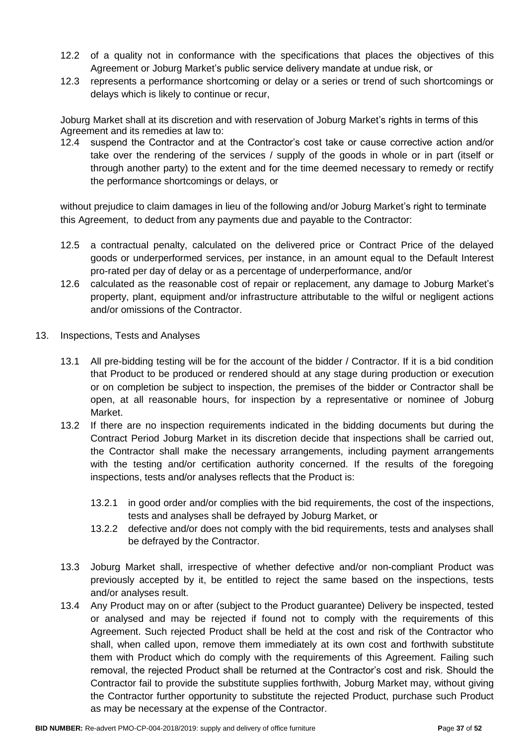12.2 of a quality not in conformance with the specifications that places the objectives of this Agreement or Joburg Market's public service delivery mandate at undue risk, or

12.3 represents a performance shortcoming or delay or a series or trend of such shortcomings or delays which is likely to continue or recur,

Joburg Market shall at its discretion and with reservation of Joburg Market's rights in terms of this Agreement and its remedies at law to:

12.4 suspend the Contractor and at the Contractor's cost take or cause corrective action and/or take over the rendering of the services / supply of the goods in whole or in part (itself or through another party) to the extent and for the time deemed necessary to remedy or rectify the performance shortcomings or delays, or

without prejudice to claim damages in lieu of the following and/or Joburg Market's right to terminate this Agreement, to deduct from any payments due and payable to the Contractor:

12.5 a contractual penalty, calculated on the delivered price or Contract Price of the delayed goods or underperformed services, per instance, in an amount equal to the Default Interest pro-rated per day of delay or as a percentage of underperformance, and/or

12.6 calculated as the reasonable cost of repair or replacement, any damage to Joburg Market's property, plant, equipment and/or infrastructure attributable to the wilful or negligent actions and/or omissions of the Contractor.

13. Inspections, Tests and Analyses

13.1 All pre-bidding testing will be for the account of the bidder / Contractor. If it is a bid condition that Product to be produced or rendered should at any stage during production or execution or on completion be subject to inspection, the premises of the bidder or Contractor shall be open, at all reasonable hours, for inspection by a representative or nominee of Joburg Market.

13.2 If there are no inspection requirements indicated in the bidding documents but during the Contract Period Joburg Market in its discretion decide that inspections shall be carried out, the Contractor shall make the necessary arrangements, including payment arrangements with the testing and/or certification authority concerned. If the results of the foregoing inspections, tests and/or analyses reflects that the Product is:

13.2.1 in good order and/or complies with the bid requirements, the cost of the inspections, tests and analyses shall be defrayed by Joburg Market, or

13.2.2 defective and/or does not comply with the bid requirements, tests and analyses shall be defrayed by the Contractor.

13.3 Joburg Market shall, irrespective of whether defective and/or non-compliant Product was previously accepted by it, be entitled to reject the same based on the inspections, tests and/or analyses result.

13.4 Any Product may on or after (subject to the Product guarantee) Delivery be inspected, tested or analysed and may be rejected if found not to comply with the requirements of this Agreement. Such rejected Product shall be held at the cost and risk of the Contractor who shall, when called upon, remove them immediately at its own cost and forthwith substitute them with Product which do comply with the requirements of this Agreement. Failing such removal, the rejected Product shall be returned at the Contractor's cost and risk. Should the Contractor fail to provide the substitute supplies forthwith, Joburg Market may, without giving the Contractor further opportunity to substitute the rejected Product, purchase such Product as may be necessary at the expense of the Contractor.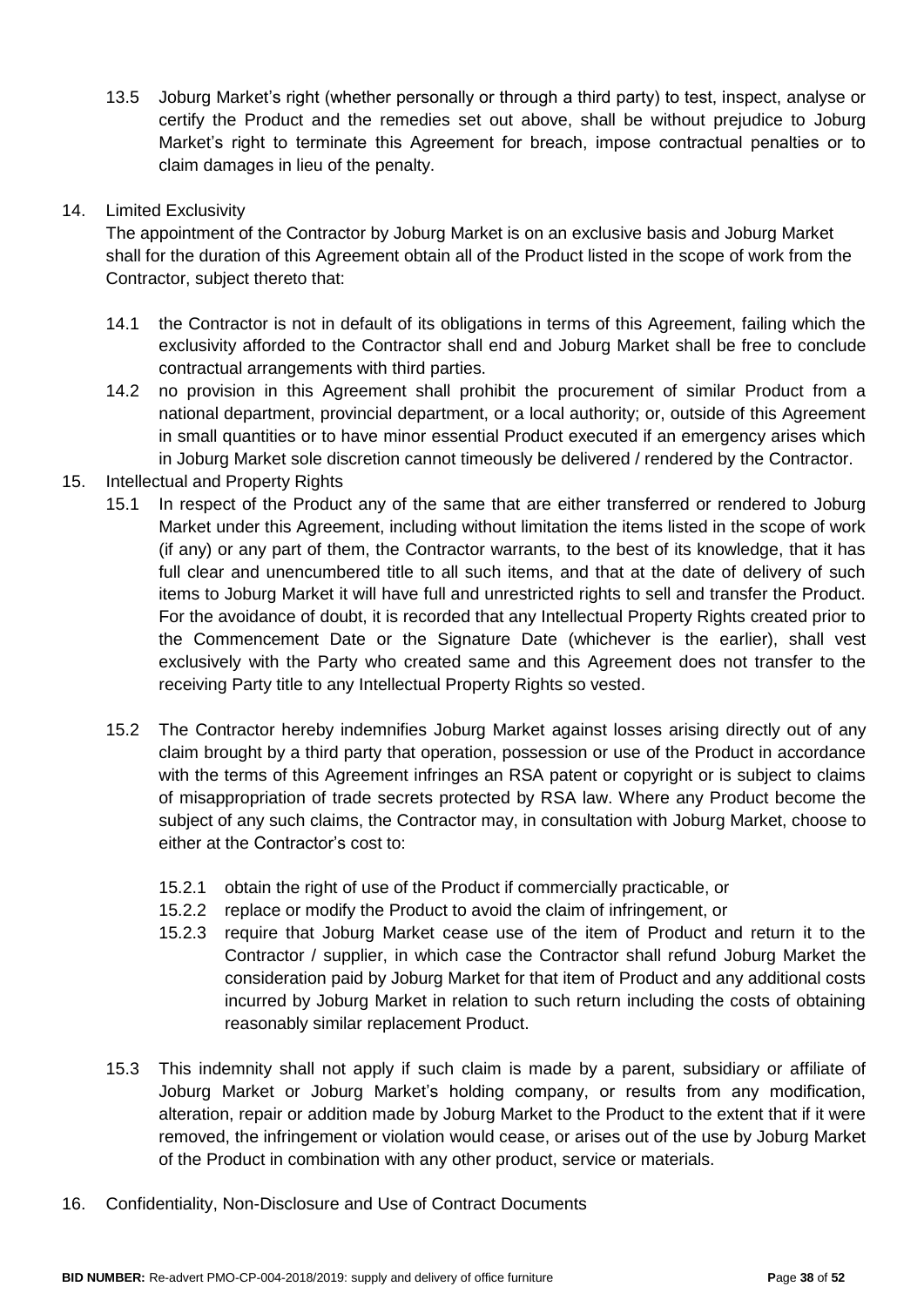13.5 Joburg Market's right (whether personally or through a third party) to test, inspect, analyse or certify the Product and the remedies set out above, shall be without prejudice to Joburg Market's right to terminate this Agreement for breach, impose contractual penalties or to claim damages in lieu of the penalty.

14. Limited Exclusivity

The appointment of the Contractor by Joburg Market is on an exclusive basis and Joburg Market shall for the duration of this Agreement obtain all of the Product listed in the scope of work from the Contractor, subject thereto that:

14.1 the Contractor is not in default of its obligations in terms of this Agreement, failing which the exclusivity afforded to the Contractor shall end and Joburg Market shall be free to conclude contractual arrangements with third parties.

14.2 no provision in this Agreement shall prohibit the procurement of similar Product from a national department, provincial department, or a local authority; or, outside of this Agreement in small quantities or to have minor essential Product executed if an emergency arises which in Joburg Market sole discretion cannot timeously be delivered / rendered by the Contractor.

15. Intellectual and Property Rights

15.1 In respect of the Product any of the same that are either transferred or rendered to Joburg Market under this Agreement, including without limitation the items listed in the scope of work (if any) or any part of them, the Contractor warrants, to the best of its knowledge, that it has full clear and unencumbered title to all such items, and that at the date of delivery of such items to Joburg Market it will have full and unrestricted rights to sell and transfer the Product. For the avoidance of doubt, it is recorded that any Intellectual Property Rights created prior to the Commencement Date or the Signature Date (whichever is the earlier), shall vest exclusively with the Party who created same and this Agreement does not transfer to the receiving Party title to any Intellectual Property Rights so vested.

15.2 The Contractor hereby indemnifies Joburg Market against losses arising directly out of any claim brought by a third party that operation, possession or use of the Product in accordance with the terms of this Agreement infringes an RSA patent or copyright or is subject to claims of misappropriation of trade secrets protected by RSA law. Where any Product become the subject of any such claims, the Contractor may, in consultation with Joburg Market, choose to either at the Contractor's cost to:

15.2.1 obtain the right of use of the Product if commercially practicable, or

15.2.2 replace or modify the Product to avoid the claim of infringement, or

15.2.3 require that Joburg Market cease use of the item of Product and return it to the Contractor / supplier, in which case the Contractor shall refund Joburg Market the consideration paid by Joburg Market for that item of Product and any additional costs incurred by Joburg Market in relation to such return including the costs of obtaining reasonably similar replacement Product.

15.3 This indemnity shall not apply if such claim is made by a parent, subsidiary or affiliate of Joburg Market or Joburg Market's holding company, or results from any modification, alteration, repair or addition made by Joburg Market to the Product to the extent that if it were removed, the infringement or violation would cease, or arises out of the use by Joburg Market of the Product in combination with any other product, service or materials.

16. Confidentiality, Non-Disclosure and Use of Contract Documents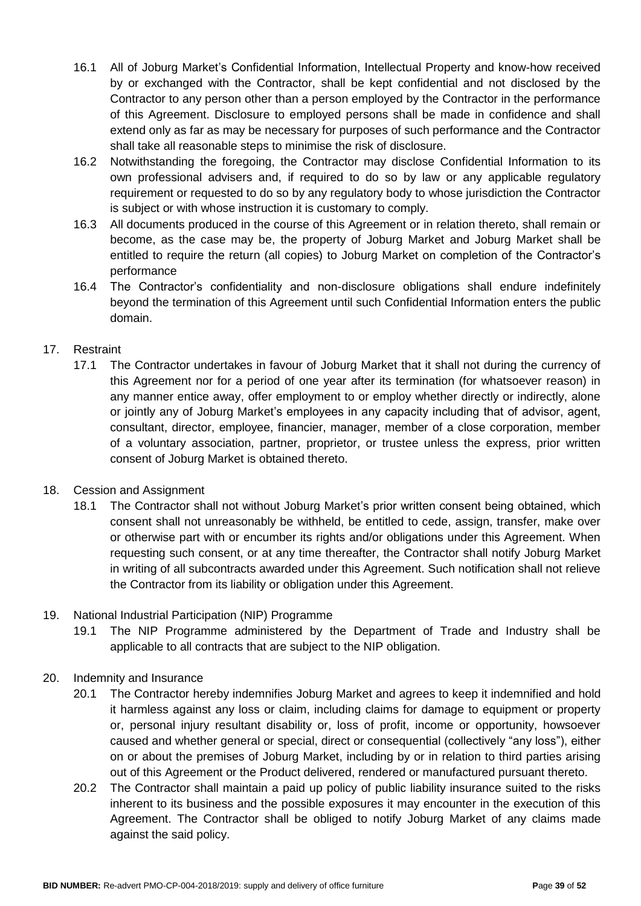16.1 All of Joburg Market's Confidential Information, Intellectual Property and know-how received by or exchanged with the Contractor, shall be kept confidential and not disclosed by the Contractor to any person other than a person employed by the Contractor in the performance of this Agreement. Disclosure to employed persons shall be made in confidence and shall extend only as far as may be necessary for purposes of such performance and the Contractor shall take all reasonable steps to minimise the risk of disclosure.

16.2 Notwithstanding the foregoing, the Contractor may disclose Confidential Information to its own professional advisers and, if required to do so by law or any applicable regulatory requirement or requested to do so by any regulatory body to whose jurisdiction the Contractor is subject or with whose instruction it is customary to comply.

16.3 All documents produced in the course of this Agreement or in relation thereto, shall remain or become, as the case may be, the property of Joburg Market and Joburg Market shall be entitled to require the return (all copies) to Joburg Market on completion of the Contractor's performance

16.4 The Contractor's confidentiality and non-disclosure obligations shall endure indefinitely beyond the termination of this Agreement until such Confidential Information enters the public domain.

17. Restraint

17.1 The Contractor undertakes in favour of Joburg Market that it shall not during the currency of this Agreement nor for a period of one year after its termination (for whatsoever reason) in any manner entice away, offer employment to or employ whether directly or indirectly, alone or jointly any of Joburg Market's employees in any capacity including that of advisor, agent, consultant, director, employee, financier, manager, member of a close corporation, member of a voluntary association, partner, proprietor, or trustee unless the express, prior written consent of Joburg Market is obtained thereto.

18. Cession and Assignment

18.1 The Contractor shall not without Joburg Market's prior written consent being obtained, which consent shall not unreasonably be withheld, be entitled to cede, assign, transfer, make over or otherwise part with or encumber its rights and/or obligations under this Agreement. When requesting such consent, or at any time thereafter, the Contractor shall notify Joburg Market in writing of all subcontracts awarded under this Agreement. Such notification shall not relieve the Contractor from its liability or obligation under this Agreement.

19. National Industrial Participation (NIP) Programme

19.1 The NIP Programme administered by the Department of Trade and Industry shall be applicable to all contracts that are subject to the NIP obligation.

20. Indemnity and Insurance

20.1 The Contractor hereby indemnifies Joburg Market and agrees to keep it indemnified and hold it harmless against any loss or claim, including claims for damage to equipment or property or, personal injury resultant disability or, loss of profit, income or opportunity, howsoever caused and whether general or special, direct or consequential (collectively "any loss"), either on or about the premises of Joburg Market, including by or in relation to third parties arising out of this Agreement or the Product delivered, rendered or manufactured pursuant thereto.

20.2 The Contractor shall maintain a paid up policy of public liability insurance suited to the risks inherent to its business and the possible exposures it may encounter in the execution of this Agreement. The Contractor shall be obliged to notify Joburg Market of any claims made against the said policy.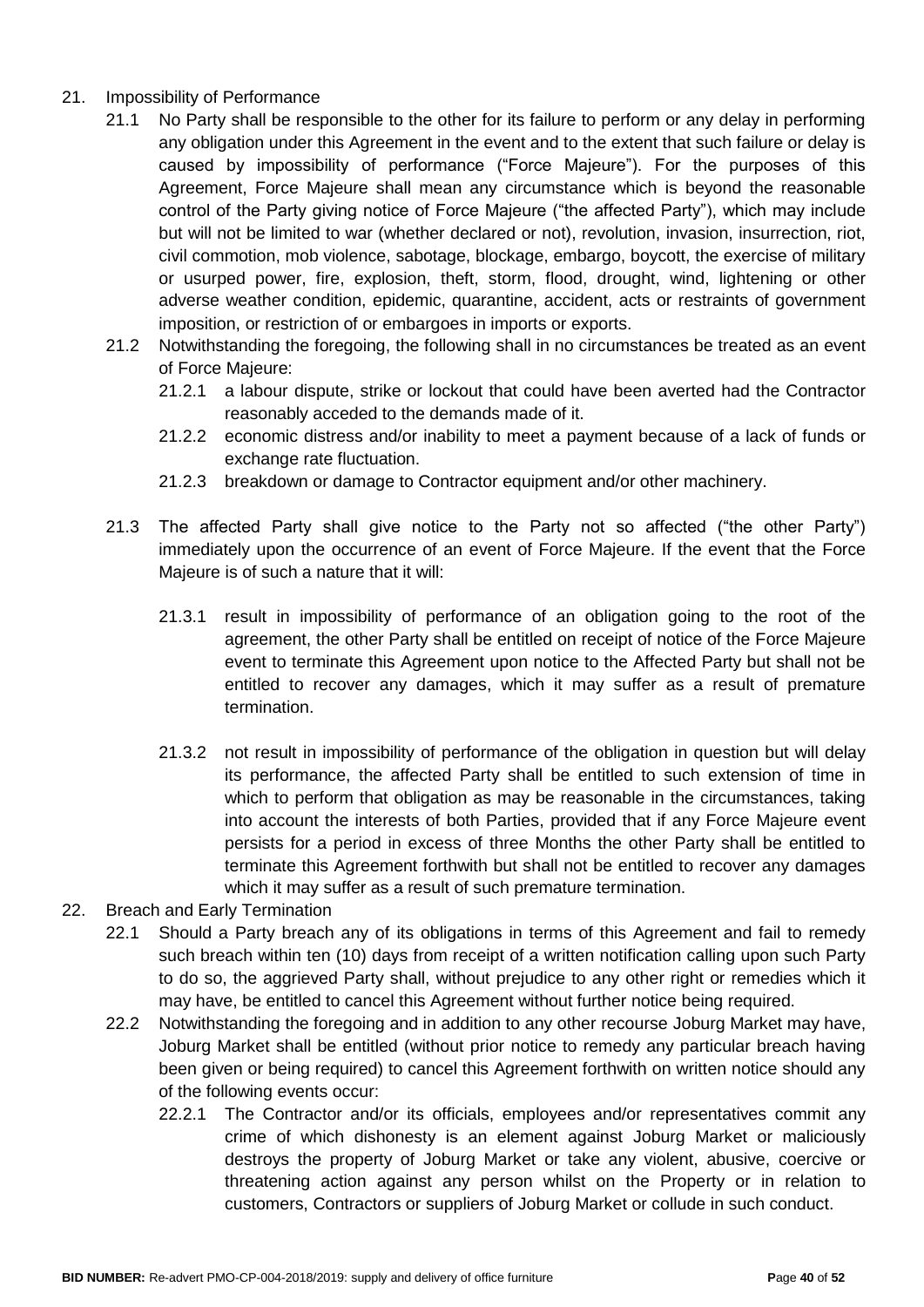21. Impossibility of Performance
    21.1 No Party shall be responsible to the other for its failure to perform or any delay in performing any obligation under this Agreement in the event and to the extent that such failure or delay is caused by impossibility of performance ("Force Majeure"). For the purposes of this Agreement, Force Majeure shall mean any circumstance which is beyond the reasonable control of the Party giving notice of Force Majeure ("the affected Party"), which may include but will not be limited to war (whether declared or not), revolution, invasion, insurrection, riot, civil commotion, mob violence, sabotage, blockage, embargo, boycott, the exercise of military or usurped power, fire, explosion, theft, storm, flood, drought, wind, lightening or other adverse weather condition, epidemic, quarantine, accident, acts or restraints of government imposition, or restriction of or embargoes in imports or exports.
    21.2 Notwithstanding the foregoing, the following shall in no circumstances be treated as an event of Force Majeure:
        21.2.1 a labour dispute, strike or lockout that could have been averted had the Contractor reasonably acceded to the demands made of it.
        21.2.2 economic distress and/or inability to meet a payment because of a lack of funds or exchange rate fluctuation.
        21.2.3 breakdown or damage to Contractor equipment and/or other machinery.
    21.3 The affected Party shall give notice to the Party not so affected ("the other Party") immediately upon the occurrence of an event of Force Majeure. If the event that the Force Majeure is of such a nature that it will:
        21.3.1 result in impossibility of performance of an obligation going to the root of the agreement, the other Party shall be entitled on receipt of notice of the Force Majeure event to terminate this Agreement upon notice to the Affected Party but shall not be entitled to recover any damages, which it may suffer as a result of premature termination.
        21.3.2 not result in impossibility of performance of the obligation in question but will delay its performance, the affected Party shall be entitled to such extension of time in which to perform that obligation as may be reasonable in the circumstances, taking into account the interests of both Parties, provided that if any Force Majeure event persists for a period in excess of three Months the other Party shall be entitled to terminate this Agreement forthwith but shall not be entitled to recover any damages which it may suffer as a result of such premature termination.
22. Breach and Early Termination
    22.1 Should a Party breach any of its obligations in terms of this Agreement and fail to remedy such breach within ten (10) days from receipt of a written notification calling upon such Party to do so, the aggrieved Party shall, without prejudice to any other right or remedies which it may have, be entitled to cancel this Agreement without further notice being required.
    22.2 Notwithstanding the foregoing and in addition to any other recourse Joburg Market may have, Joburg Market shall be entitled (without prior notice to remedy any particular breach having been given or being required) to cancel this Agreement forthwith on written notice should any of the following events occur:
        22.2.1 The Contractor and/or its officials, employees and/or representatives commit any crime of which dishonesty is an element against Joburg Market or maliciously destroys the property of Joburg Market or take any violent, abusive, coercive or threatening action against any person whilst on the Property or in relation to customers, Contractors or suppliers of Joburg Market or collude in such conduct.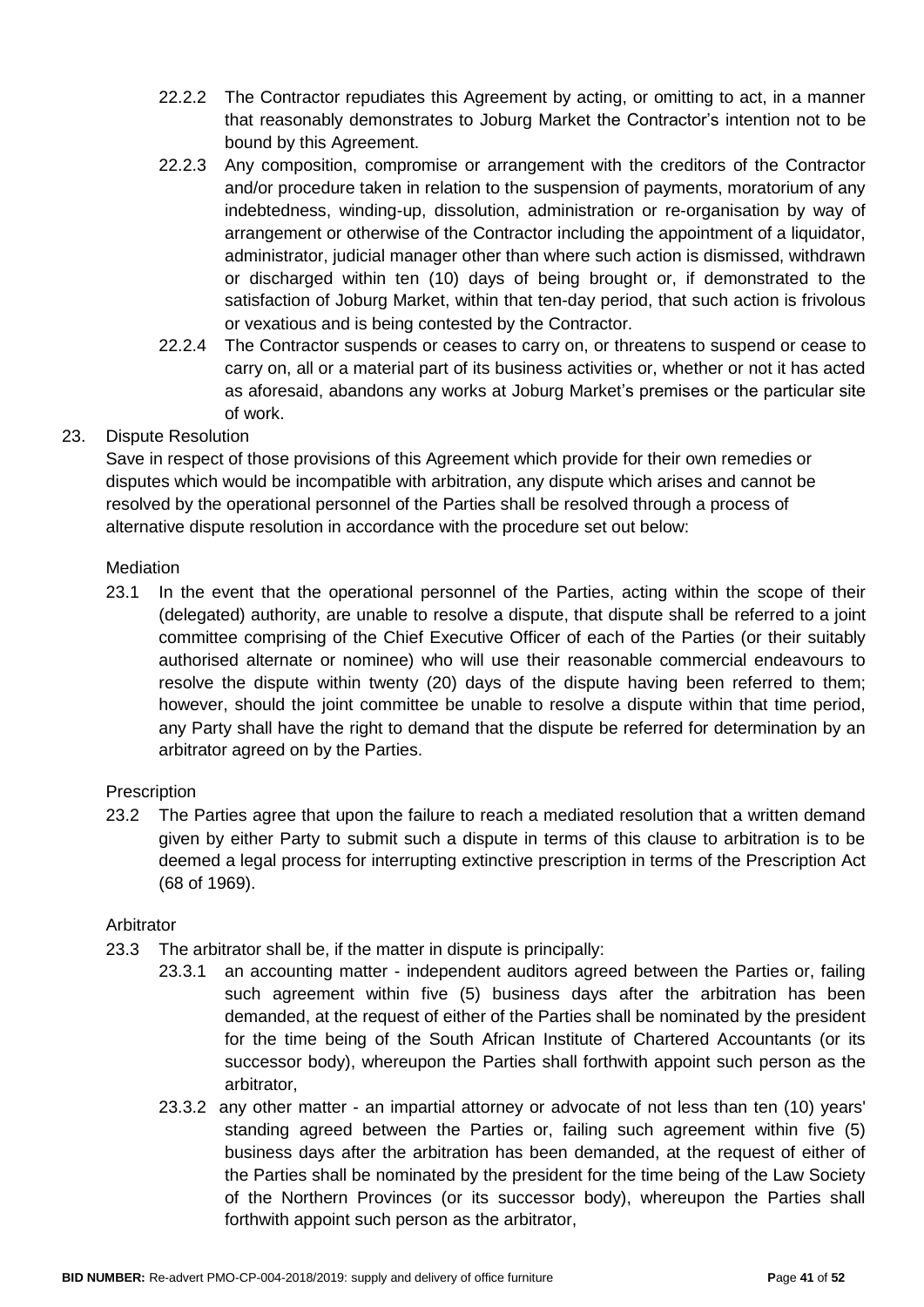22.2.2 The Contractor repudiates this Agreement by acting, or omitting to act, in a manner that reasonably demonstrates to Joburg Market the Contractor's intention not to be bound by this Agreement.

22.2.3 Any composition, compromise or arrangement with the creditors of the Contractor and/or procedure taken in relation to the suspension of payments, moratorium of any indebtedness, winding-up, dissolution, administration or re-organisation by way of arrangement or otherwise of the Contractor including the appointment of a liquidator, administrator, judicial manager other than where such action is dismissed, withdrawn or discharged within ten (10) days of being brought or, if demonstrated to the satisfaction of Joburg Market, within that ten-day period, that such action is frivolous or vexatious and is being contested by the Contractor.

22.2.4 The Contractor suspends or ceases to carry on, or threatens to suspend or cease to carry on, all or a material part of its business activities or, whether or not it has acted as aforesaid, abandons any works at Joburg Market's premises or the particular site of work.

23. Dispute Resolution

Save in respect of those provisions of this Agreement which provide for their own remedies or disputes which would be incompatible with arbitration, any dispute which arises and cannot be resolved by the operational personnel of the Parties shall be resolved through a process of alternative dispute resolution in accordance with the procedure set out below:

Mediation

23.1 In the event that the operational personnel of the Parties, acting within the scope of their (delegated) authority, are unable to resolve a dispute, that dispute shall be referred to a joint committee comprising of the Chief Executive Officer of each of the Parties (or their suitably authorised alternate or nominee) who will use their reasonable commercial endeavours to resolve the dispute within twenty (20) days of the dispute having been referred to them; however, should the joint committee be unable to resolve a dispute within that time period, any Party shall have the right to demand that the dispute be referred for determination by an arbitrator agreed on by the Parties.

Prescription

23.2 The Parties agree that upon the failure to reach a mediated resolution that a written demand given by either Party to submit such a dispute in terms of this clause to arbitration is to be deemed a legal process for interrupting extinctive prescription in terms of the Prescription Act (68 of 1969).

Arbitrator

23.3 The arbitrator shall be, if the matter in dispute is principally:

23.3.1 an accounting matter - independent auditors agreed between the Parties or, failing such agreement within five (5) business days after the arbitration has been demanded, at the request of either of the Parties shall be nominated by the president for the time being of the South African Institute of Chartered Accountants (or its successor body), whereupon the Parties shall forthwith appoint such person as the arbitrator,

23.3.2 any other matter - an impartial attorney or advocate of not less than ten (10) years' standing agreed between the Parties or, failing such agreement within five (5) business days after the arbitration has been demanded, at the request of either of the Parties shall be nominated by the president for the time being of the Law Society of the Northern Provinces (or its successor body), whereupon the Parties shall forthwith appoint such person as the arbitrator,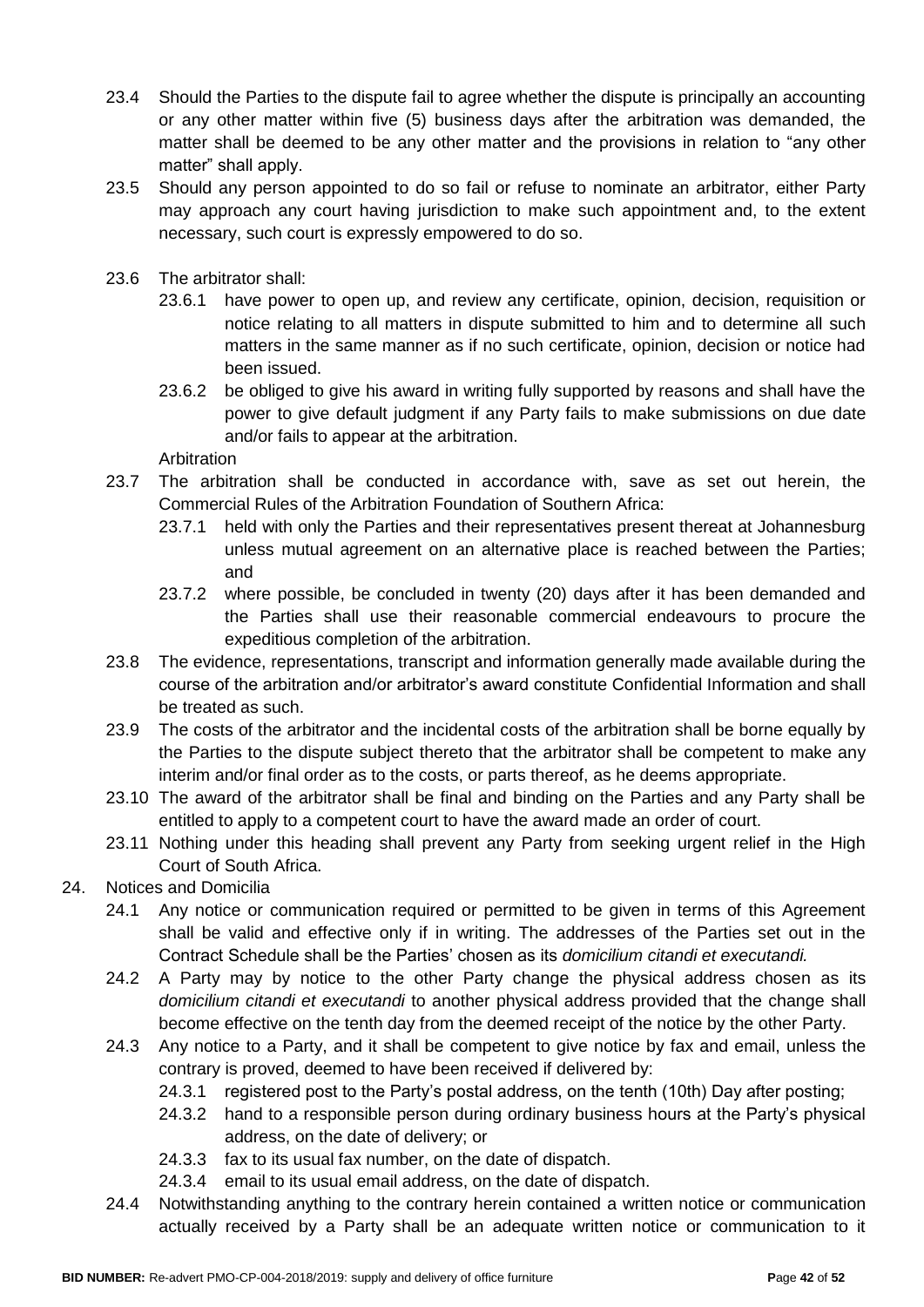23.4 Should the Parties to the dispute fail to agree whether the dispute is principally an accounting or any other matter within five (5) business days after the arbitration was demanded, the matter shall be deemed to be any other matter and the provisions in relation to "any other matter" shall apply.

23.5 Should any person appointed to do so fail or refuse to nominate an arbitrator, either Party may approach any court having jurisdiction to make such appointment and, to the extent necessary, such court is expressly empowered to do so.

23.6 The arbitrator shall:

23.6.1 have power to open up, and review any certificate, opinion, decision, requisition or notice relating to all matters in dispute submitted to him and to determine all such matters in the same manner as if no such certificate, opinion, decision or notice had been issued.

23.6.2 be obliged to give his award in writing fully supported by reasons and shall have the power to give default judgment if any Party fails to make submissions on due date and/or fails to appear at the arbitration.

Arbitration

23.7 The arbitration shall be conducted in accordance with, save as set out herein, the Commercial Rules of the Arbitration Foundation of Southern Africa:

23.7.1 held with only the Parties and their representatives present thereat at Johannesburg unless mutual agreement on an alternative place is reached between the Parties; and

23.7.2 where possible, be concluded in twenty (20) days after it has been demanded and the Parties shall use their reasonable commercial endeavours to procure the expeditious completion of the arbitration.

23.8 The evidence, representations, transcript and information generally made available during the course of the arbitration and/or arbitrator's award constitute Confidential Information and shall be treated as such.

23.9 The costs of the arbitrator and the incidental costs of the arbitration shall be borne equally by the Parties to the dispute subject thereto that the arbitrator shall be competent to make any interim and/or final order as to the costs, or parts thereof, as he deems appropriate.

23.10 The award of the arbitrator shall be final and binding on the Parties and any Party shall be entitled to apply to a competent court to have the award made an order of court.

23.11 Nothing under this heading shall prevent any Party from seeking urgent relief in the High Court of South Africa.

24. Notices and Domicilia

24.1 Any notice or communication required or permitted to be given in terms of this Agreement shall be valid and effective only if in writing. The addresses of the Parties set out in the Contract Schedule shall be the Parties' chosen as its *domicilium citandi et executandi.*

24.2 A Party may by notice to the other Party change the physical address chosen as its *domicilium citandi et executandi* to another physical address provided that the change shall become effective on the tenth day from the deemed receipt of the notice by the other Party.

24.3 Any notice to a Party, and it shall be competent to give notice by fax and email, unless the contrary is proved, deemed to have been received if delivered by:

24.3.1 registered post to the Party's postal address, on the tenth (10th) Day after posting;

24.3.2 hand to a responsible person during ordinary business hours at the Party's physical address, on the date of delivery; or

24.3.3 fax to its usual fax number, on the date of dispatch.

24.3.4 email to its usual email address, on the date of dispatch.

24.4 Notwithstanding anything to the contrary herein contained a written notice or communication actually received by a Party shall be an adequate written notice or communication to it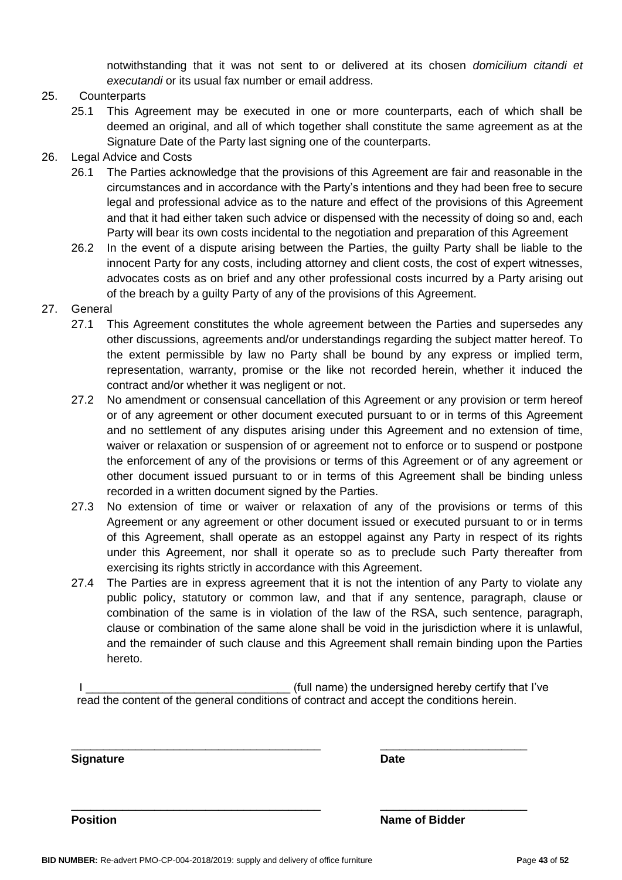notwithstanding that it was not sent to or delivered at its chosen *domicilium citandi et executandi* or its usual fax number or email address.

25. Counterparts

25.1 This Agreement may be executed in one or more counterparts, each of which shall be deemed an original, and all of which together shall constitute the same agreement as at the Signature Date of the Party last signing one of the counterparts.

26. Legal Advice and Costs

26.1 The Parties acknowledge that the provisions of this Agreement are fair and reasonable in the circumstances and in accordance with the Party's intentions and they had been free to secure legal and professional advice as to the nature and effect of the provisions of this Agreement and that it had either taken such advice or dispensed with the necessity of doing so and, each Party will bear its own costs incidental to the negotiation and preparation of this Agreement

26.2 In the event of a dispute arising between the Parties, the guilty Party shall be liable to the innocent Party for any costs, including attorney and client costs, the cost of expert witnesses, advocates costs as on brief and any other professional costs incurred by a Party arising out of the breach by a guilty Party of any of the provisions of this Agreement.

27. General

27.1 This Agreement constitutes the whole agreement between the Parties and supersedes any other discussions, agreements and/or understandings regarding the subject matter hereof. To the extent permissible by law no Party shall be bound by any express or implied term, representation, warranty, promise or the like not recorded herein, whether it induced the contract and/or whether it was negligent or not.

27.2 No amendment or consensual cancellation of this Agreement or any provision or term hereof or of any agreement or other document executed pursuant to or in terms of this Agreement and no settlement of any disputes arising under this Agreement and no extension of time, waiver or relaxation or suspension of or agreement not to enforce or to suspend or postpone the enforcement of any of the provisions or terms of this Agreement or of any agreement or other document issued pursuant to or in terms of this Agreement shall be binding unless recorded in a written document signed by the Parties.

27.3 No extension of time or waiver or relaxation of any of the provisions or terms of this Agreement or any agreement or other document issued or executed pursuant to or in terms of this Agreement, shall operate as an estoppel against any Party in respect of its rights under this Agreement, nor shall it operate so as to preclude such Party thereafter from exercising its rights strictly in accordance with this Agreement.

27.4 The Parties are in express agreement that it is not the intention of any Party to violate any public policy, statutory or common law, and that if any sentence, paragraph, clause or combination of the same is in violation of the law of the RSA, such sentence, paragraph, clause or combination of the same alone shall be void in the jurisdiction where it is unlawful, and the remainder of such clause and this Agreement shall remain binding upon the Parties hereto.

I ________________________________ (full name) the undersigned hereby certify that I've read the content of the general conditions of contract and accept the conditions herein.

________________________________________ ________________________

**Signature** **Date**

________________________________________ ________________________

**Position** **Name of Bidder**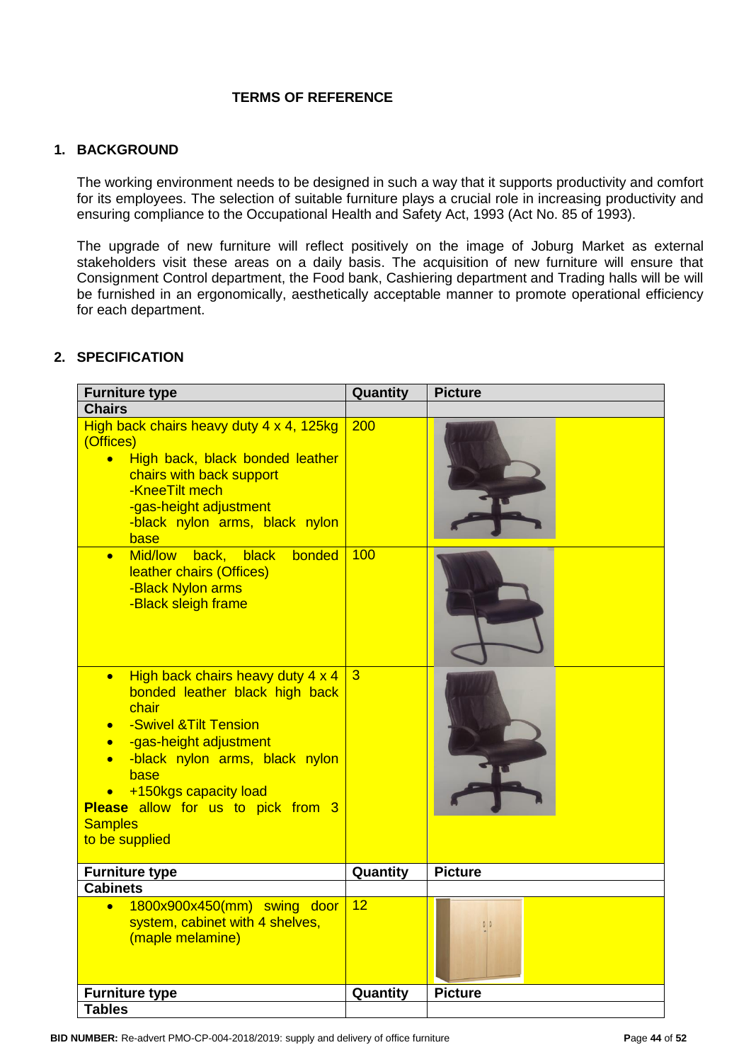**TERMS OF REFERENCE**

## 1. BACKGROUND

The working environment needs to be designed in such a way that it supports productivity and comfort for its employees. The selection of suitable furniture plays a crucial role in increasing productivity and ensuring compliance to the Occupational Health and Safety Act, 1993 (Act No. 85 of 1993).

The upgrade of new furniture will reflect positively on the image of Joburg Market as external stakeholders visit these areas on a daily basis. The acquisition of new furniture will ensure that Consignment Control department, the Food bank, Cashiering department and Trading halls will be will be furnished in an ergonomically, aesthetically acceptable manner to promote operational efficiency for each department.

## 2. SPECIFICATION

| Furniture type | Quantity | Picture |
|---|---|---|
| **Chairs** | | |
| High back chairs heavy duty 4 x 4, 125kg (Offices)<br>• High back, black bonded leather chairs with back support<br>-KneeTilt mech<br>-gas-height adjustment<br>-black nylon arms, black nylon base | 200 | |
| • Mid/low back, black bonded leather chairs (Offices)<br>-Black Nylon arms<br>-Black sleigh frame | 100 | |
| • High back chairs heavy duty 4 x 4 bonded leather black high back chair<br>• -Swivel &Tilt Tension<br>• -gas-height adjustment<br>• -black nylon arms, black nylon base<br>• +150kgs capacity load<br>**Please** allow for us to pick from 3 Samples to be supplied | 3 | |
| **Furniture type** | **Quantity** | **Picture** |
| **Cabinets** | | |
| • 1800x900x450(mm) swing door system, cabinet with 4 shelves, (maple melamine) | 12 | |
| **Furniture type** | **Quantity** | **Picture** |
| **Tables** | | |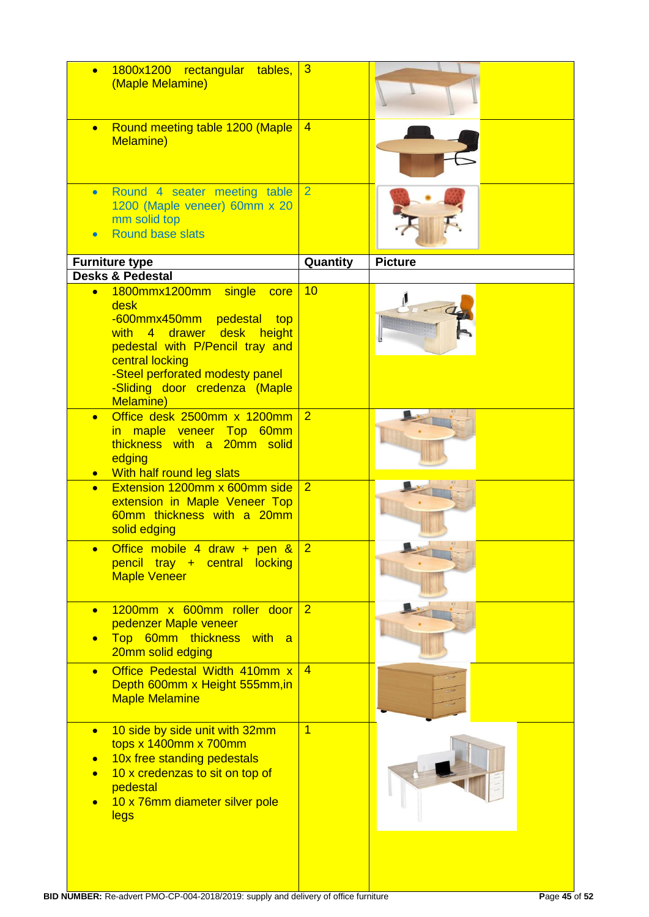| Furniture type | Quantity | Picture |
|---|---|---|
| • 1800x1200 rectangular tables, (Maple Melamine) | 3 | |
| • Round meeting table 1200 (Maple Melamine) | 4 | |
| • Round 4 seater meeting table 1200 (Maple veneer) 60mm x 20 mm solid top<br>• Round base slats | 2 | |

| Furniture type | Quantity | Picture |
|---|---|---|
| **Desks & Pedestal** | | |
| • 1800mmx1200mm single core desk<br>-600mmx450mm pedestal top with 4 drawer desk height pedestal with P/Pencil tray and central locking<br>-Steel perforated modesty panel<br>-Sliding door credenza (Maple Melamine) | 10 | |
| • Office desk 2500mm x 1200mm in maple veneer Top 60mm thickness with a 20mm solid edging<br>• With half round leg slats | 2 | |
| • Extension 1200mm x 600mm side extension in Maple Veneer Top 60mm thickness with a 20mm solid edging | 2 | |
| • Office mobile 4 draw + pen & pencil tray + central locking Maple Veneer | 2 | |
| • 1200mm x 600mm roller door pedenzer Maple veneer<br>• Top 60mm thickness with a 20mm solid edging | 2 | |
| • Office Pedestal Width 410mm x Depth 600mm x Height 555mm,in Maple Melamine | 4 | |
| • 10 side by side unit with 32mm tops x 1400mm x 700mm<br>• 10x free standing pedestals<br>• 10 x credenzas to sit on top of pedestal<br>• 10 x 76mm diameter silver pole legs | 1 | |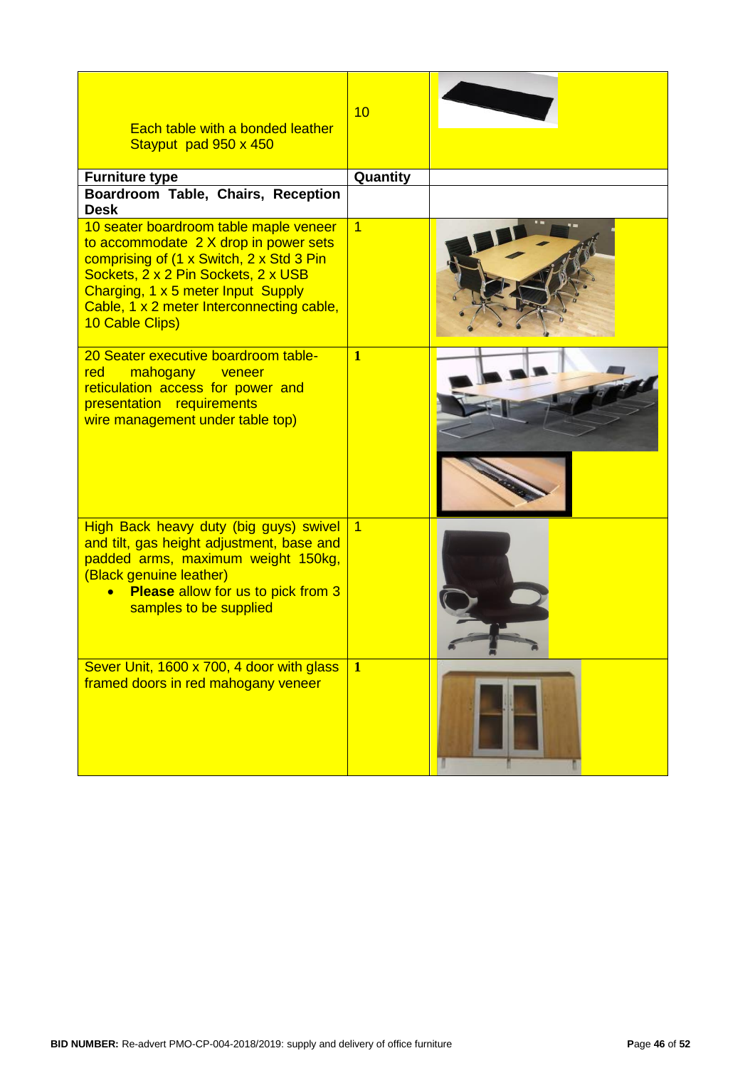| | | |
|---|---|---|
| Each table with a bonded leather Stayput pad 950 x 450 | 10 | |
| **Furniture type** | **Quantity** | |
| **Boardroom Table, Chairs, Reception Desk** | | |
| 10 seater boardroom table maple veneer to accommodate 2 X drop in power sets comprising of (1 x Switch, 2 x Std 3 Pin Sockets, 2 x 2 Pin Sockets, 2 x USB Charging, 1 x 5 meter Input Supply Cable, 1 x 2 meter Interconnecting cable, 10 Cable Clips) | 1 | |
| 20 Seater executive boardroom table- red mahogany veneer reticulation access for power and presentation requirements wire management under table top) | 1 | |
| High Back heavy duty (big guys) swivel and tilt, gas height adjustment, base and padded arms, maximum weight 150kg, (Black genuine leather)<br>• **Please** allow for us to pick from 3 samples to be supplied | 1 | |
| Sever Unit, 1600 x 700, 4 door with glass framed doors in red mahogany veneer | 1 | |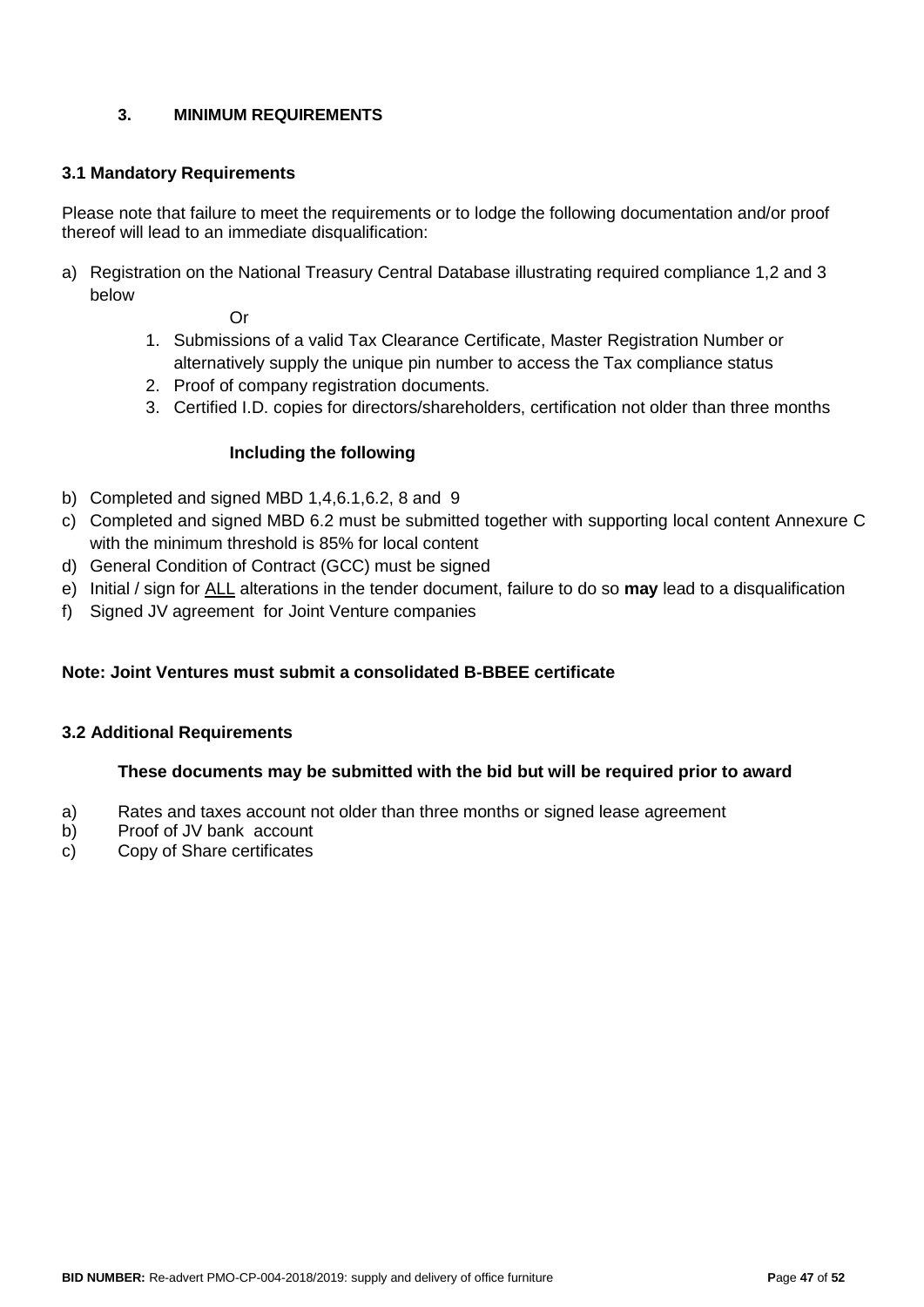## 3. MINIMUM REQUIREMENTS

### 3.1 Mandatory Requirements

Please note that failure to meet the requirements or to lodge the following documentation and/or proof thereof will lead to an immediate disqualification:

a) Registration on the National Treasury Central Database illustrating required compliance 1,2 and 3 below

   Or

   1. Submissions of a valid Tax Clearance Certificate, Master Registration Number or alternatively supply the unique pin number to access the Tax compliance status
   2. Proof of company registration documents.
   3. Certified I.D. copies for directors/shareholders, certification not older than three months

   **Including the following**

b) Completed and signed MBD 1,4,6.1,6.2, 8 and 9
c) Completed and signed MBD 6.2 must be submitted together with supporting local content Annexure C with the minimum threshold is 85% for local content
d) General Condition of Contract (GCC) must be signed
e) Initial / sign for ALL alterations in the tender document, failure to do so **may** lead to a disqualification
f) Signed JV agreement for Joint Venture companies

**Note: Joint Ventures must submit a consolidated B-BBEE certificate**

### 3.2 Additional Requirements

**These documents may be submitted with the bid but will be required prior to award**

a) Rates and taxes account not older than three months or signed lease agreement
b) Proof of JV bank account
c) Copy of Share certificates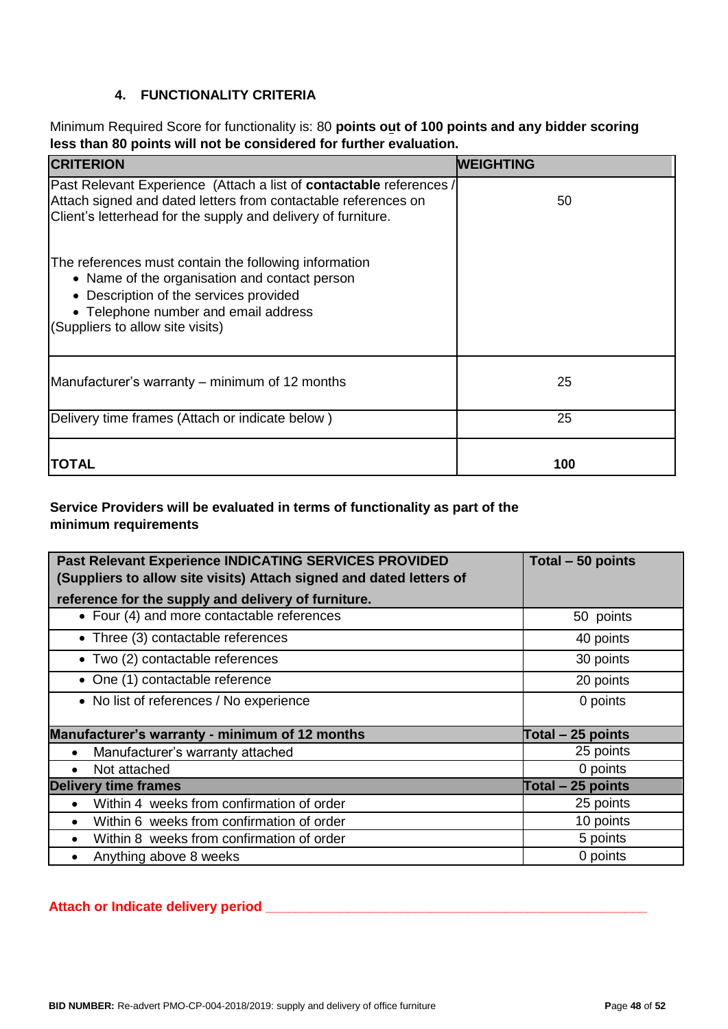### 4. FUNCTIONALITY CRITERIA

Minimum Required Score for functionality is: 80 **points out of 100 points and any bidder scoring less than 80 points will not be considered for further evaluation.**

| CRITERION | WEIGHTING |
|---|---|
| Past Relevant Experience (Attach a list of **contactable** references / Attach signed and dated letters from contactable references on Client's letterhead for the supply and delivery of furniture.<br><br>The references must contain the following information<br>• Name of the organisation and contact person<br>• Description of the services provided<br>• Telephone number and email address<br>(Suppliers to allow site visits) | 50 |
| Manufacturer's warranty – minimum of 12 months | 25 |
| Delivery time frames (Attach or indicate below ) | 25 |
| **TOTAL** | **100** |

**Service Providers will be evaluated in terms of functionality as part of the minimum requirements**

| Past Relevant Experience INDICATING SERVICES PROVIDED (Suppliers to allow site visits) Attach signed and dated letters of reference for the supply and delivery of furniture. | Total – 50 points |
|---|---|
| • Four (4) and more contactable references | 50 points |
| • Three (3) contactable references | 40 points |
| • Two (2) contactable references | 30 points |
| • One (1) contactable reference | 20 points |
| • No list of references / No experience | 0 points |
| **Manufacturer's warranty - minimum of 12 months** | **Total – 25 points** |
| • Manufacturer's warranty attached | 25 points |
| • Not attached | 0 points |
| **Delivery time frames** | **Total – 25 points** |
| • Within 4 weeks from confirmation of order | 25 points |
| • Within 6 weeks from confirmation of order | 10 points |
| • Within 8 weeks from confirmation of order | 5 points |
| • Anything above 8 weeks | 0 points |

**Attach or Indicate delivery period _______________________________________________**

**BID NUMBER:** Re-advert PMO-CP-004-2018/2019: supply and delivery of office furniture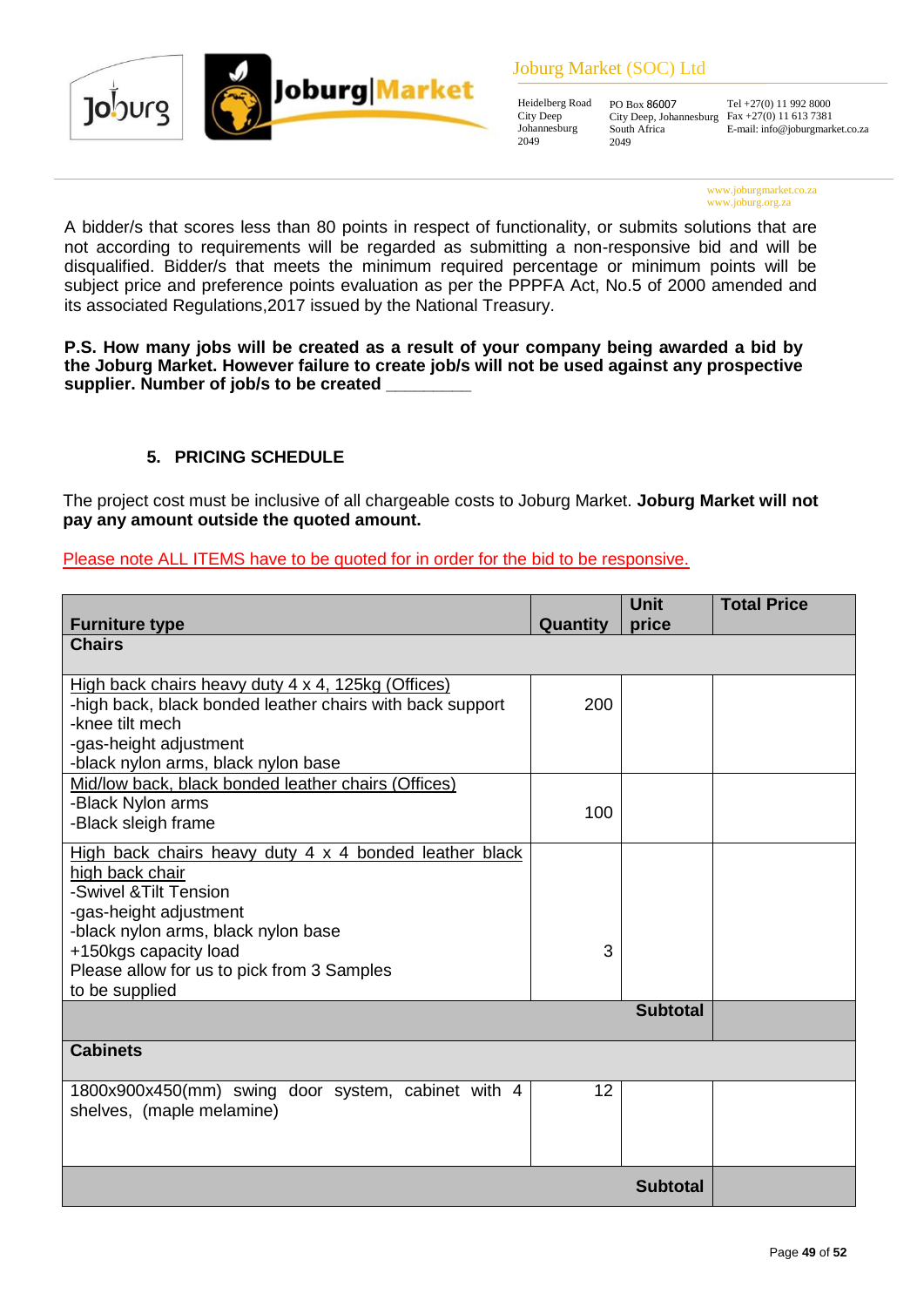A bidder/s that scores less than 80 points in respect of functionality, or submits solutions that are not according to requirements will be regarded as submitting a non-responsive bid and will be disqualified. Bidder/s that meets the minimum required percentage or minimum points will be subject price and preference points evaluation as per the PPPFA Act, No.5 of 2000 amended and its associated Regulations,2017 issued by the National Treasury.

**P.S. How many jobs will be created as a result of your company being awarded a bid by the Joburg Market. However failure to create job/s will not be used against any prospective supplier. Number of job/s to be created \_\_\_\_\_\_\_\_\_**

## 5. PRICING SCHEDULE

The project cost must be inclusive of all chargeable costs to Joburg Market. **Joburg Market will not pay any amount outside the quoted amount.**

Please note ALL ITEMS have to be quoted for in order for the bid to be responsive.

| Furniture type | Quantity | Unit price | Total Price |
|---|---|---|---|
| **Chairs** | | | |
| High back chairs heavy duty 4 x 4, 125kg (Offices)<br>-high back, black bonded leather chairs with back support<br>-knee tilt mech<br>-gas-height adjustment<br>-black nylon arms, black nylon base | 200 | | |
| Mid/low back, black bonded leather chairs (Offices)<br>-Black Nylon arms<br>-Black sleigh frame | 100 | | |
| High back chairs heavy duty 4 x 4 bonded leather black high back chair<br>-Swivel &Tilt Tension<br>-gas-height adjustment<br>-black nylon arms, black nylon base<br>+150kgs capacity load<br>Please allow for us to pick from 3 Samples to be supplied | 3 | | |
| | | **Subtotal** | |
| **Cabinets** | | | |
| 1800x900x450(mm) swing door system, cabinet with 4 shelves, (maple melamine) | 12 | | |
| | | **Subtotal** | |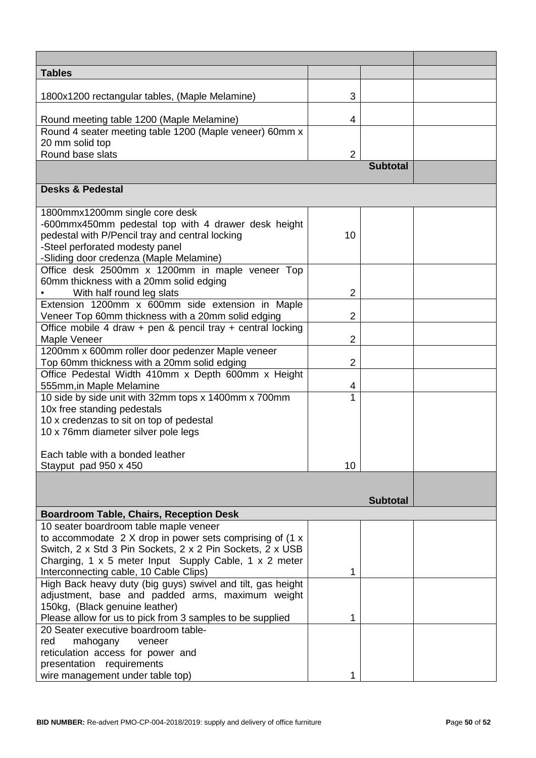| | | | |
|---|---|---|---|
| **Tables** | | | |
| 1800x1200 rectangular tables, (Maple Melamine) | 3 | | |
| Round meeting table 1200 (Maple Melamine) | 4 | | |
| Round 4 seater meeting table 1200 (Maple veneer) 60mm x 20 mm solid top<br>Round base slats | 2 | | |
| | | **Subtotal** | |
| **Desks & Pedestal** | | | |
| 1800mmx1200mm single core desk<br>-600mmx450mm pedestal top with 4 drawer desk height pedestal with P/Pencil tray and central locking<br>-Steel perforated modesty panel<br>-Sliding door credenza (Maple Melamine) | 10 | | |
| Office desk 2500mm x 1200mm in maple veneer Top 60mm thickness with a 20mm solid edging<br>• With half round leg slats | 2 | | |
| Extension 1200mm x 600mm side extension in Maple Veneer Top 60mm thickness with a 20mm solid edging | 2 | | |
| Office mobile 4 draw + pen & pencil tray + central locking Maple Veneer | 2 | | |
| 1200mm x 600mm roller door pedenzer Maple veneer Top 60mm thickness with a 20mm solid edging | 2 | | |
| Office Pedestal Width 410mm x Depth 600mm x Height 555mm,in Maple Melamine | 4 | | |
| 10 side by side unit with 32mm tops x 1400mm x 700mm<br>10x free standing pedestals<br>10 x credenzas to sit on top of pedestal<br>10 x 76mm diameter silver pole legs<br><br>Each table with a bonded leather<br>Stayput pad 950 x 450 | 1<br><br><br><br><br><br>10 | | |
| | | **Subtotal** | |
| **Boardroom Table, Chairs, Reception Desk** | | | |
| 10 seater boardroom table maple veneer<br>to accommodate 2 X drop in power sets comprising of (1 x Switch, 2 x Std 3 Pin Sockets, 2 x 2 Pin Sockets, 2 x USB Charging, 1 x 5 meter Input Supply Cable, 1 x 2 meter Interconnecting cable, 10 Cable Clips) | 1 | | |
| High Back heavy duty (big guys) swivel and tilt, gas height adjustment, base and padded arms, maximum weight 150kg, (Black genuine leather)<br>Please allow for us to pick from 3 samples to be supplied | 1 | | |
| 20 Seater executive boardroom table-<br>red mahogany veneer<br>reticulation access for power and<br>presentation requirements<br>wire management under table top) | 1 | | |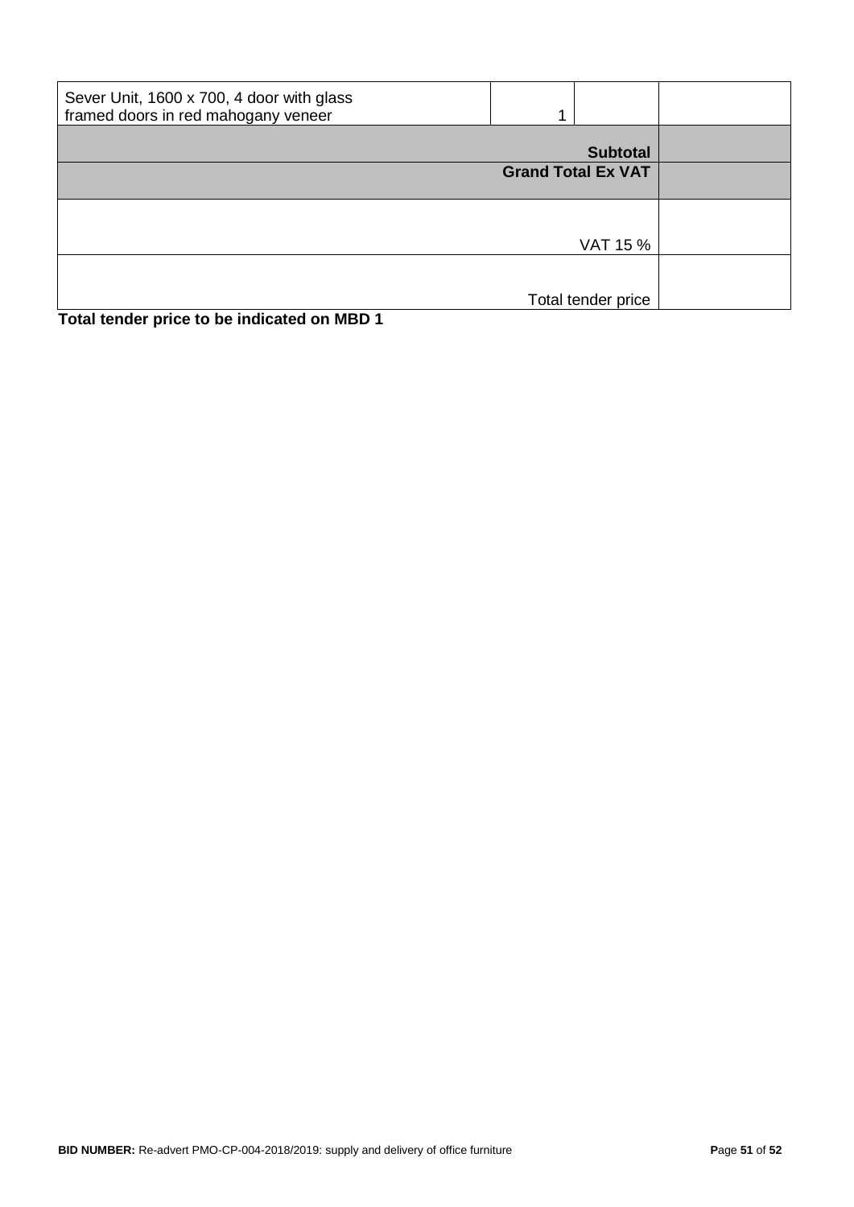| | | | |
|---|---|---|---|
| Sever Unit, 1600 x 700, 4 door with glass framed doors in red mahogany veneer | 1 | | |
| | | **Subtotal** | |
| | | **Grand Total Ex VAT** | |
| | | VAT 15 % | |
| | | Total tender price | |

**Total tender price to be indicated on MBD 1**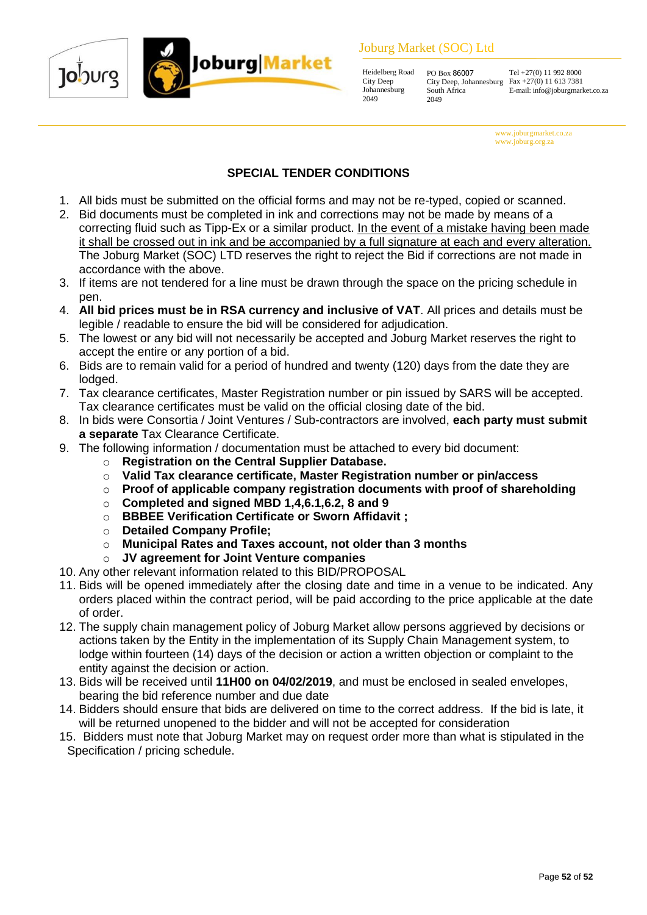Joburg Market (SOC) Ltd

Heidelberg Road
City Deep
Johannesburg
2049

PO Box 86007
City Deep, Johannesburg
South Africa
2049

Tel +27(0) 11 992 8000
Fax +27(0) 11 613 7381
E-mail: info@joburgmarket.co.za

www.joburgmarket.co.za
www.joburg.org.za

## SPECIAL TENDER CONDITIONS

1. All bids must be submitted on the official forms and may not be re-typed, copied or scanned.
2. Bid documents must be completed in ink and corrections may not be made by means of a correcting fluid such as Tipp-Ex or a similar product. In the event of a mistake having been made it shall be crossed out in ink and be accompanied by a full signature at each and every alteration. The Joburg Market (SOC) LTD reserves the right to reject the Bid if corrections are not made in accordance with the above.
3. If items are not tendered for a line must be drawn through the space on the pricing schedule in pen.
4. **All bid prices must be in RSA currency and inclusive of VAT**. All prices and details must be legible / readable to ensure the bid will be considered for adjudication.
5. The lowest or any bid will not necessarily be accepted and Joburg Market reserves the right to accept the entire or any portion of a bid.
6. Bids are to remain valid for a period of hundred and twenty (120) days from the date they are lodged.
7. Tax clearance certificates, Master Registration number or pin issued by SARS will be accepted. Tax clearance certificates must be valid on the official closing date of the bid.
8. In bids were Consortia / Joint Ventures / Sub-contractors are involved, **each party must submit a separate** Tax Clearance Certificate.
9. The following information / documentation must be attached to every bid document:
   - **Registration on the Central Supplier Database.**
   - **Valid Tax clearance certificate, Master Registration number or pin/access**
   - **Proof of applicable company registration documents with proof of shareholding**
   - **Completed and signed MBD 1,4,6.1,6.2, 8 and 9**
   - **BBBEE Verification Certificate or Sworn Affidavit ;**
   - **Detailed Company Profile;**
   - **Municipal Rates and Taxes account, not older than 3 months**
   - **JV agreement for Joint Venture companies**
10. Any other relevant information related to this BID/PROPOSAL
11. Bids will be opened immediately after the closing date and time in a venue to be indicated. Any orders placed within the contract period, will be paid according to the price applicable at the date of order.
12. The supply chain management policy of Joburg Market allow persons aggrieved by decisions or actions taken by the Entity in the implementation of its Supply Chain Management system, to lodge within fourteen (14) days of the decision or action a written objection or complaint to the entity against the decision or action.
13. Bids will be received until **11H00 on 04/02/2019**, and must be enclosed in sealed envelopes, bearing the bid reference number and due date
14. Bidders should ensure that bids are delivered on time to the correct address. If the bid is late, it will be returned unopened to the bidder and will not be accepted for consideration
15. Bidders must note that Joburg Market may on request order more than what is stipulated in the Specification / pricing schedule.